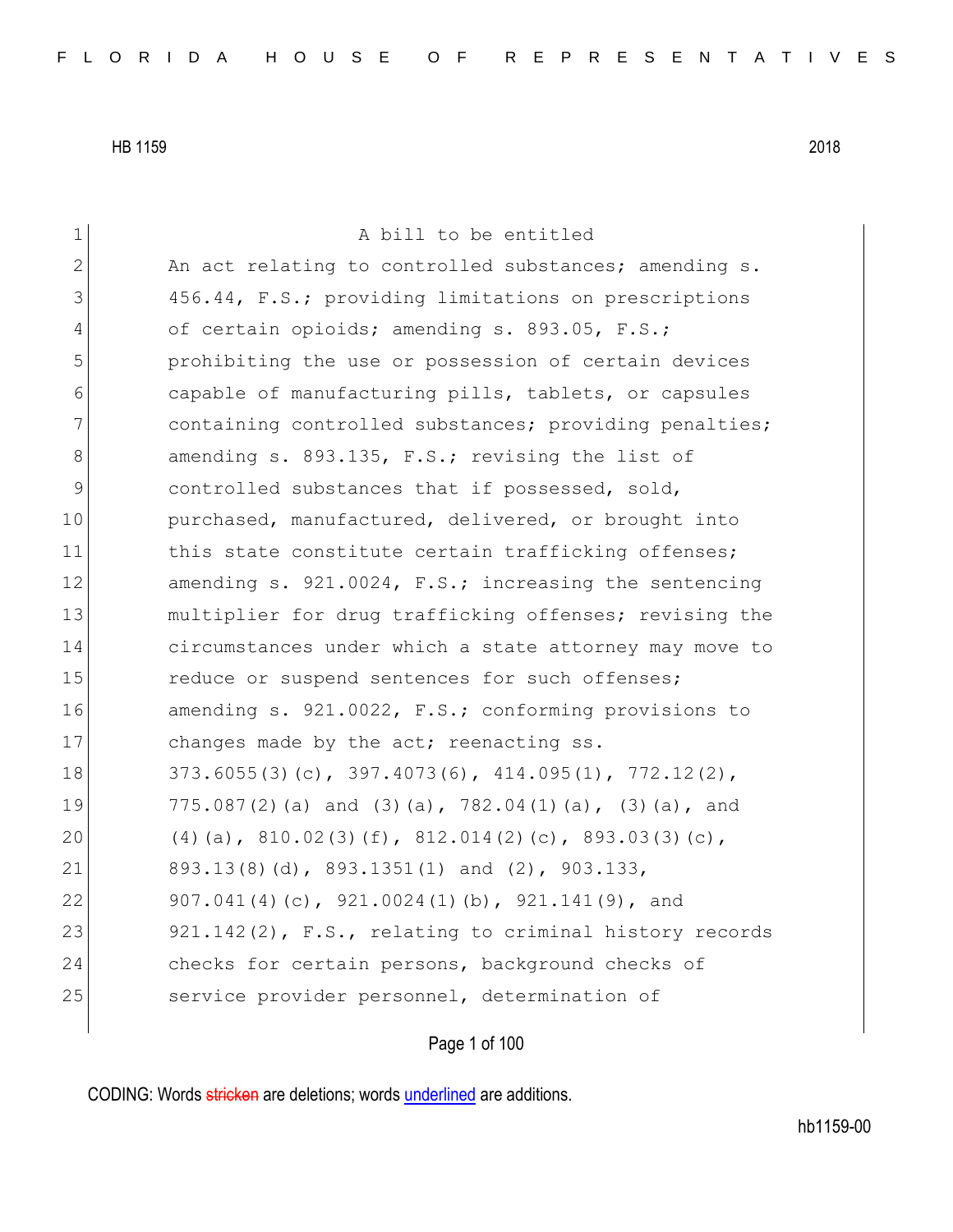HB 1159 2018

A bill to be entitled

An act relating to controlled substances; amending s. 456.44, F.S.; providing limitations on prescriptions of certain opioids; amending s. 893.05, F.S.; prohibiting the use or possession of certain devices capable of manufacturing pills, tablets, or capsules containing controlled substances; providing penalties; amending s. 893.135, F.S.; revising the list of controlled substances that if possessed, sold, purchased, manufactured, delivered, or brought into this state constitute certain trafficking offenses; amending s. 921.0024, F.S.; increasing the sentencing multiplier for drug trafficking offenses; revising the circumstances under which a state attorney may move to reduce or suspend sentences for such offenses; amending s. 921.0022, F.S.; conforming provisions to changes made by the act; reenacting ss. 373.6055(3)(c), 397.4073(6), 414.095(1), 772.12(2), 775.087(2)(a) and (3)(a), 782.04(1)(a), (3)(a), and (4)(a), 810.02(3)(f), 812.014(2)(c), 893.03(3)(c), 893.13(8)(d), 893.1351(1) and (2), 903.133, 907.041(4)(c), 921.0024(1)(b), 921.141(9), and 921.142(2), F.S., relating to criminal history records checks for certain persons, background checks of service provider personnel, determination of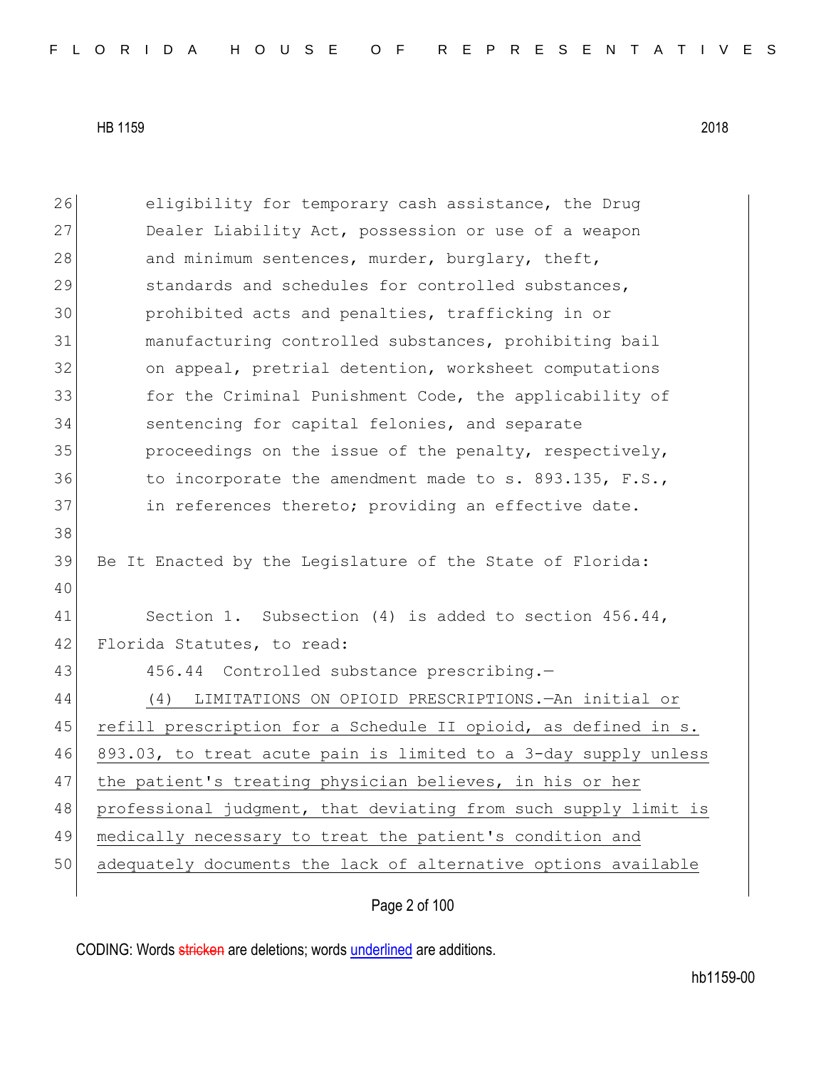eligibility for temporary cash assistance, the Drug Dealer Liability Act, possession or use of a weapon and minimum sentences, murder, burglary, theft, standards and schedules for controlled substances, prohibited acts and penalties, trafficking in or manufacturing controlled substances, prohibiting bail on appeal, pretrial detention, worksheet computations for the Criminal Punishment Code, the applicability of sentencing for capital felonies, and separate proceedings on the issue of the penalty, respectively, to incorporate the amendment made to s. 893.135, F.S., in references thereto; providing an effective date.

Be It Enacted by the Legislature of the State of Florida:

Section 1. Subsection (4) is added to section 456.44, Florida Statutes, to read:

456.44 Controlled substance prescribing.—

(4) LIMITATIONS ON OPIOID PRESCRIPTIONS.—An initial or refill prescription for a Schedule II opioid, as defined in s. 893.03, to treat acute pain is limited to a 3-day supply unless the patient's treating physician believes, in his or her professional judgment, that deviating from such supply limit is medically necessary to treat the patient's condition and adequately documents the lack of alternative options available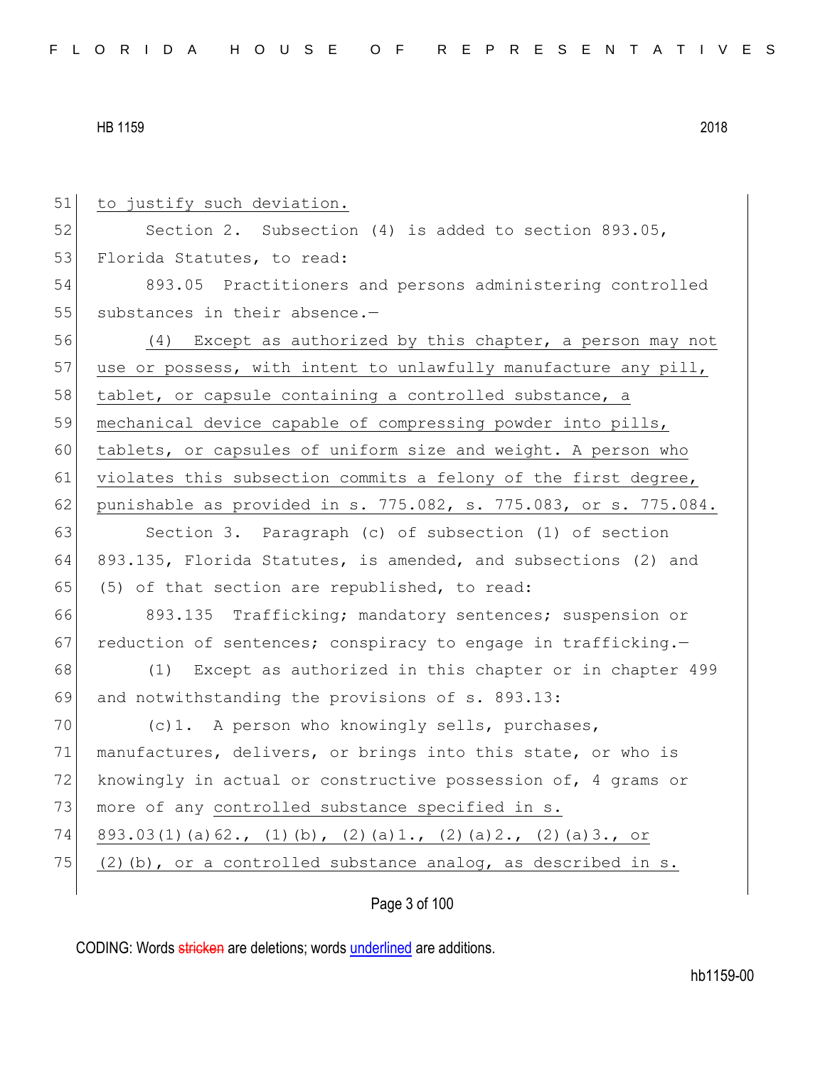to justify such deviation.

Section 2. Subsection (4) is added to section 893.05, Florida Statutes, to read:

893.05 Practitioners and persons administering controlled substances in their absence.—

(4) Except as authorized by this chapter, a person may not use or possess, with intent to unlawfully manufacture any pill, tablet, or capsule containing a controlled substance, a mechanical device capable of compressing powder into pills, tablets, or capsules of uniform size and weight. A person who violates this subsection commits a felony of the first degree, punishable as provided in s. 775.082, s. 775.083, or s. 775.084.

Section 3. Paragraph (c) of subsection (1) of section 893.135, Florida Statutes, is amended, and subsections (2) and (5) of that section are republished, to read:

893.135 Trafficking; mandatory sentences; suspension or reduction of sentences; conspiracy to engage in trafficking.—

(1) Except as authorized in this chapter or in chapter 499 and notwithstanding the provisions of s. 893.13:

(c)1. A person who knowingly sells, purchases, manufactures, delivers, or brings into this state, or who is knowingly in actual or constructive possession of, 4 grams or more of any controlled substance specified in s. 893.03(1)(a)62., (1)(b), (2)(a)1., (2)(a)2., (2)(a)3., or (2)(b), or a controlled substance analog, as described in s.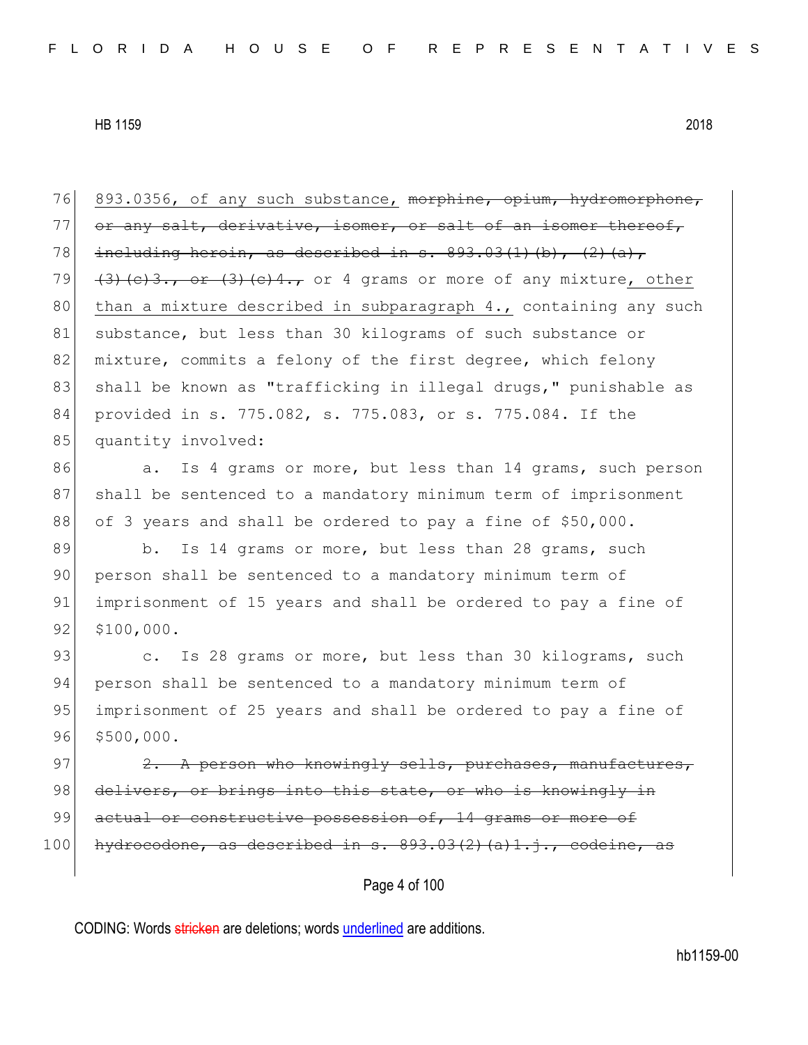893.0356, of any such substance, ~~morphine, opium, hydromorphone, or any salt, derivative, isomer, or salt of an isomer thereof, including heroin, as described in s. 893.03(1)(b), (2)(a), (3)(c)3., or (3)(c)4.,~~ or 4 grams or more of any mixture, other than a mixture described in subparagraph 4., containing any such substance, but less than 30 kilograms of such substance or mixture, commits a felony of the first degree, which felony shall be known as "trafficking in illegal drugs," punishable as provided in s. 775.082, s. 775.083, or s. 775.084. If the quantity involved:

a. Is 4 grams or more, but less than 14 grams, such person shall be sentenced to a mandatory minimum term of imprisonment of 3 years and shall be ordered to pay a fine of $50,000.

b. Is 14 grams or more, but less than 28 grams, such person shall be sentenced to a mandatory minimum term of imprisonment of 15 years and shall be ordered to pay a fine of $100,000.

c. Is 28 grams or more, but less than 30 kilograms, such person shall be sentenced to a mandatory minimum term of imprisonment of 25 years and shall be ordered to pay a fine of $500,000.

~~2. A person who knowingly sells, purchases, manufactures, delivers, or brings into this state, or who is knowingly in actual or constructive possession of, 14 grams or more of hydrocodone, as described in s. 893.03(2)(a)1.j., codeine, as~~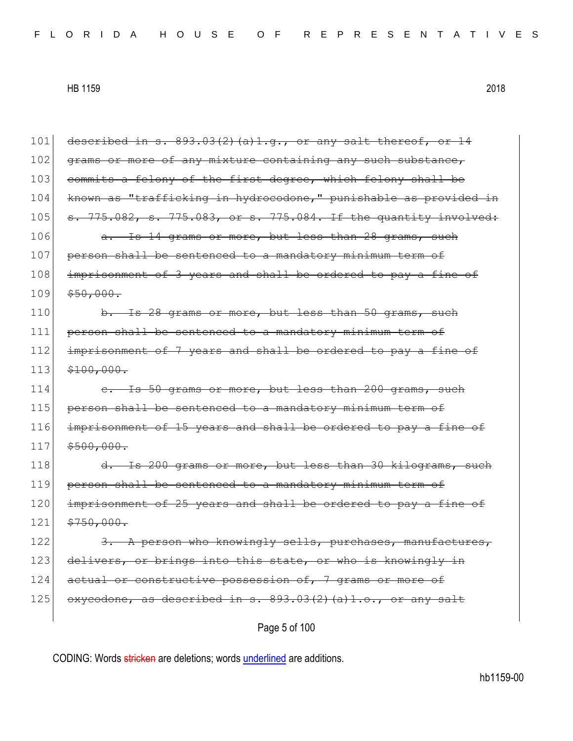101 ~~described in s. 893.03(2)(a)1.g., or any salt thereof, or 14~~
102 ~~grams or more of any mixture containing any such substance,~~
103 ~~commits a felony of the first degree, which felony shall be~~
104 ~~known as "trafficking in hydrocodone," punishable as provided in~~
105 ~~s. 775.082, s. 775.083, or s. 775.084. If the quantity involved:~~
106 ~~a. Is 14 grams or more, but less than 28 grams, such~~
107 ~~person shall be sentenced to a mandatory minimum term of~~
108 ~~imprisonment of 3 years and shall be ordered to pay a fine of~~
109 ~~$50,000.~~
110 ~~b. Is 28 grams or more, but less than 50 grams, such~~
111 ~~person shall be sentenced to a mandatory minimum term of~~
112 ~~imprisonment of 7 years and shall be ordered to pay a fine of~~
113 ~~$100,000.~~
114 ~~c. Is 50 grams or more, but less than 200 grams, such~~
115 ~~person shall be sentenced to a mandatory minimum term of~~
116 ~~imprisonment of 15 years and shall be ordered to pay a fine of~~
117 ~~$500,000.~~
118 ~~d. Is 200 grams or more, but less than 30 kilograms, such~~
119 ~~person shall be sentenced to a mandatory minimum term of~~
120 ~~imprisonment of 25 years and shall be ordered to pay a fine of~~
121 ~~$750,000.~~
122 ~~3. A person who knowingly sells, purchases, manufactures,~~
123 ~~delivers, or brings into this state, or who is knowingly in~~
124 ~~actual or constructive possession of, 7 grams or more of~~
125 ~~oxycodone, as described in s. 893.03(2)(a)1.o., or any salt~~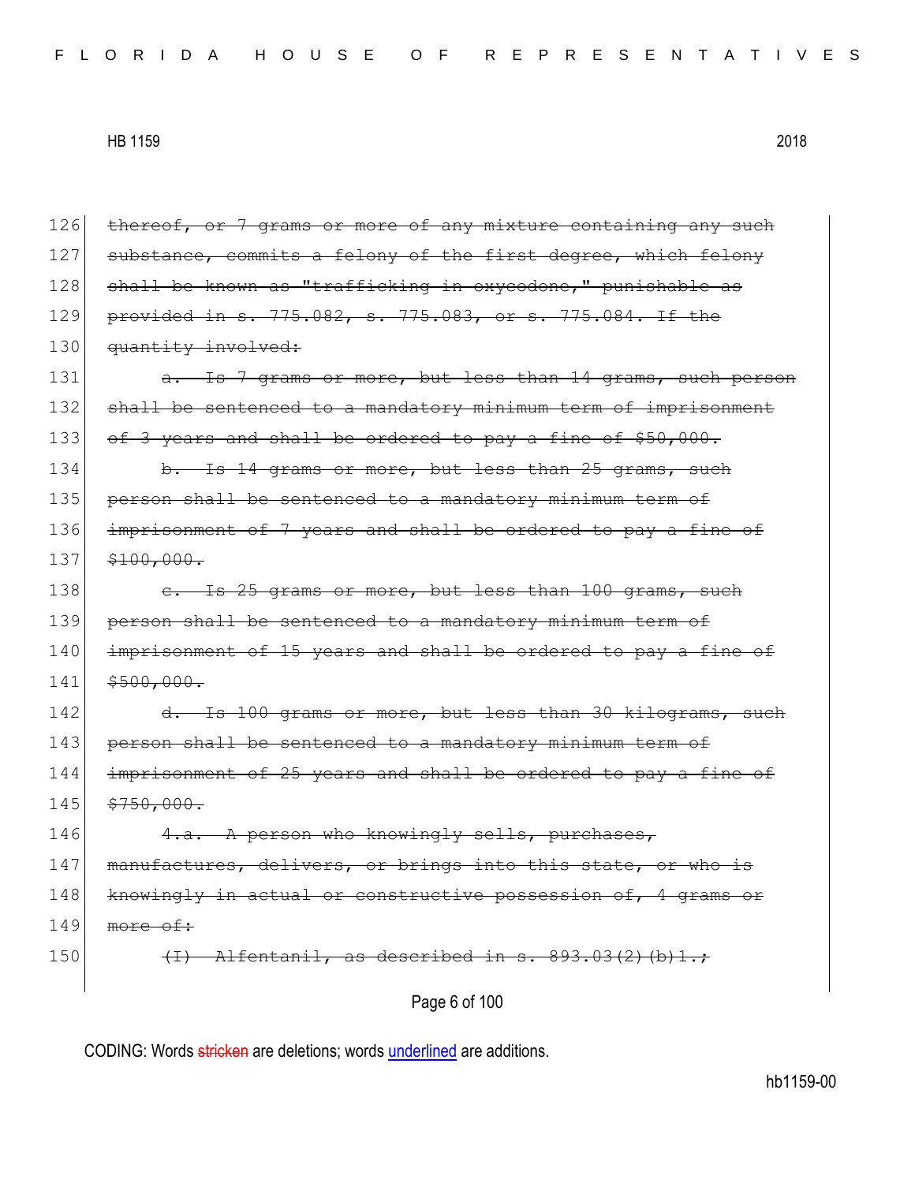126 ~~thereof, or 7 grams or more of any mixture containing any such~~
127 ~~substance, commits a felony of the first degree, which felony~~
128 ~~shall be known as "trafficking in oxycodone," punishable as~~
129 ~~provided in s. 775.082, s. 775.083, or s. 775.084. If the~~
130 ~~quantity involved:~~

131 ~~a. Is 7 grams or more, but less than 14 grams, such person~~
132 ~~shall be sentenced to a mandatory minimum term of imprisonment~~
133 ~~of 3 years and shall be ordered to pay a fine of $50,000.~~

134 ~~b. Is 14 grams or more, but less than 25 grams, such~~
135 ~~person shall be sentenced to a mandatory minimum term of~~
136 ~~imprisonment of 7 years and shall be ordered to pay a fine of~~
137 ~~$100,000.~~

138 ~~c. Is 25 grams or more, but less than 100 grams, such~~
139 ~~person shall be sentenced to a mandatory minimum term of~~
140 ~~imprisonment of 15 years and shall be ordered to pay a fine of~~
141 ~~$500,000.~~

142 ~~d. Is 100 grams or more, but less than 30 kilograms, such~~
143 ~~person shall be sentenced to a mandatory minimum term of~~
144 ~~imprisonment of 25 years and shall be ordered to pay a fine of~~
145 ~~$750,000.~~

146 ~~4.a. A person who knowingly sells, purchases,~~
147 ~~manufactures, delivers, or brings into this state, or who is~~
148 ~~knowingly in actual or constructive possession of, 4 grams or~~
149 ~~more of:~~

150 ~~(I) Alfentanil, as described in s. 893.03(2)(b)1.;~~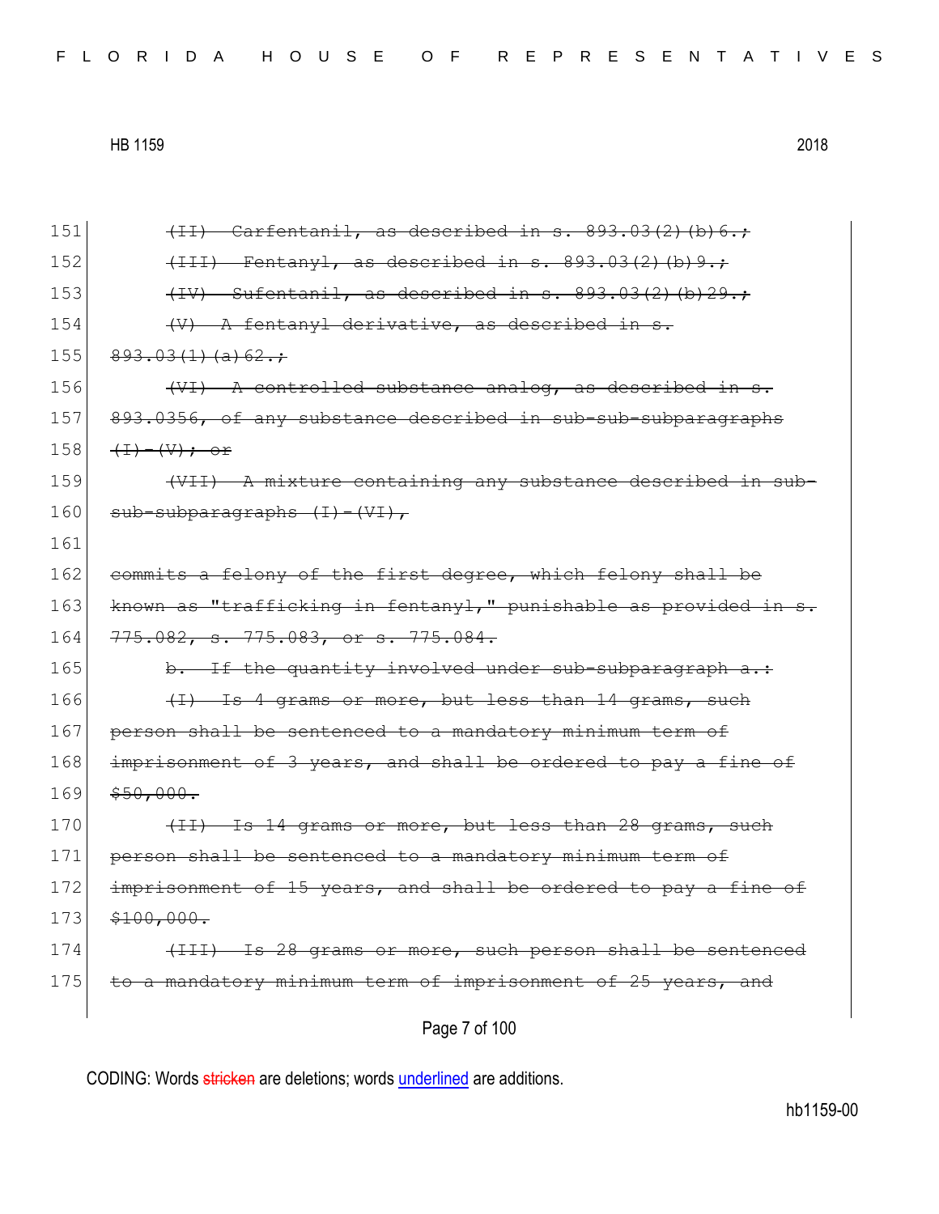151 ~~(II) Carfentanil, as described in s. 893.03(2)(b)6.;~~

152 ~~(III) Fentanyl, as described in s. 893.03(2)(b)9.;~~

153 ~~(IV) Sufentanil, as described in s. 893.03(2)(b)29.;~~

154 ~~(V) A fentanyl derivative, as described in s.~~

155 ~~893.03(1)(a)62.;~~

156 ~~(VI) A controlled substance analog, as described in s.~~

157 ~~893.0356, of any substance described in sub-sub-subparagraphs~~

158 ~~(I)-(V); or~~

159 ~~(VII) A mixture containing any substance described in sub-~~

160 ~~sub-subparagraphs (I)-(VI),~~

161

162 ~~commits a felony of the first degree, which felony shall be~~

163 ~~known as "trafficking in fentanyl," punishable as provided in s.~~

164 ~~775.082, s. 775.083, or s. 775.084.~~

165 ~~b. If the quantity involved under sub-subparagraph a.:~~

166 ~~(I) Is 4 grams or more, but less than 14 grams, such~~

167 ~~person shall be sentenced to a mandatory minimum term of~~

168 ~~imprisonment of 3 years, and shall be ordered to pay a fine of~~

169 ~~$50,000.~~

170 ~~(II) Is 14 grams or more, but less than 28 grams, such~~

171 ~~person shall be sentenced to a mandatory minimum term of~~

172 ~~imprisonment of 15 years, and shall be ordered to pay a fine of~~

173 ~~$100,000.~~

174 ~~(III) Is 28 grams or more, such person shall be sentenced~~

175 ~~to a mandatory minimum term of imprisonment of 25 years, and~~

CODING: Words ~~stricken~~ are deletions; words <u>underlined</u> are additions.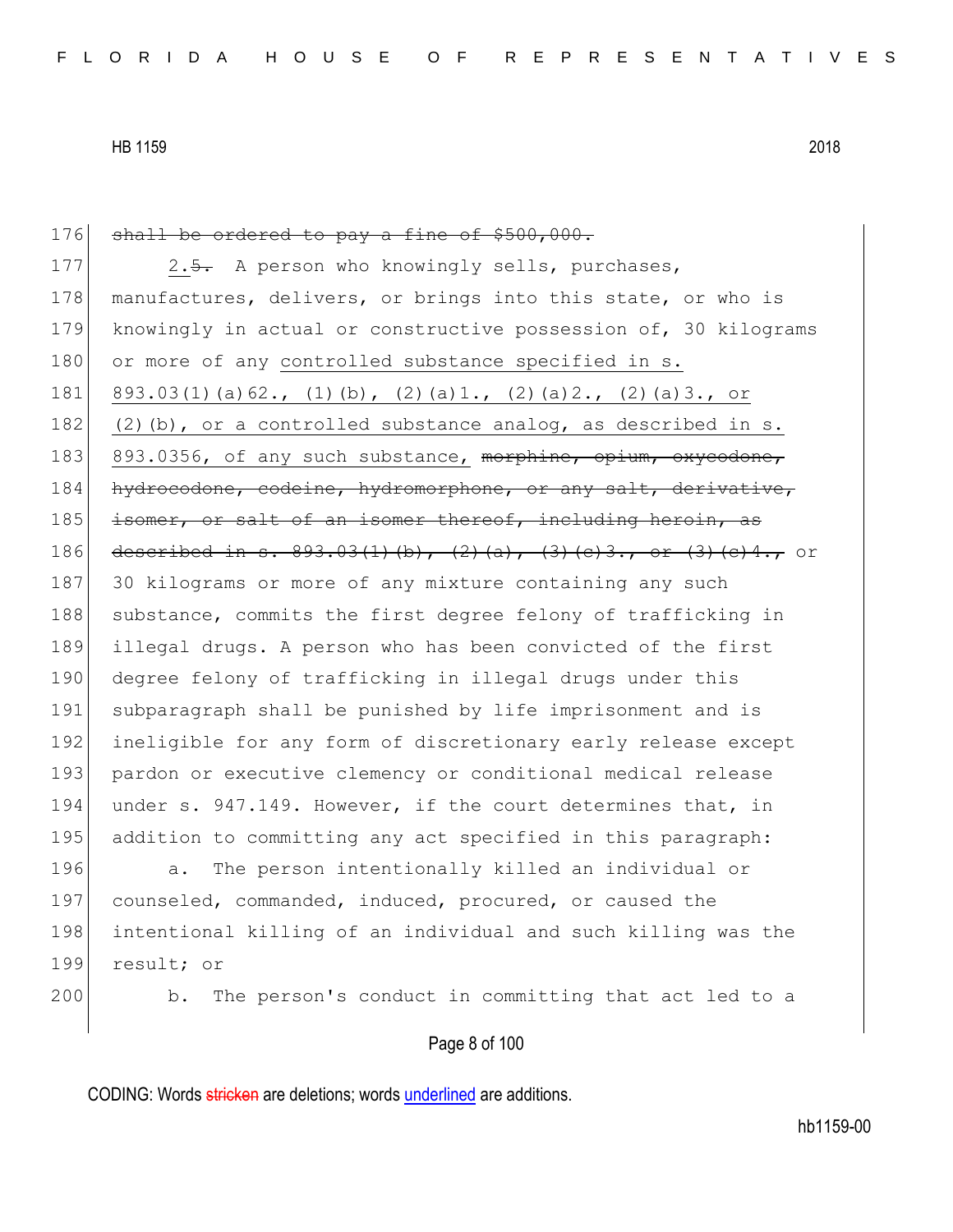176 ~~shall be ordered to pay a fine of $500,000.~~

177 2.~~5.~~ A person who knowingly sells, purchases,
178 manufactures, delivers, or brings into this state, or who is
179 knowingly in actual or constructive possession of, 30 kilograms
180 or more of any <u>controlled substance specified in s.</u>
181 <u>893.03(1)(a)62., (1)(b), (2)(a)1., (2)(a)2., (2)(a)3., or</u>
182 <u>(2)(b), or a controlled substance analog, as described in s.</u>
183 <u>893.0356, of any such substance,</u> ~~morphine, opium, oxycodone,~~
184 ~~hydrocodone, codeine, hydromorphone, or any salt, derivative,~~
185 ~~isomer, or salt of an isomer thereof, including heroin, as~~
186 ~~described in s. 893.03(1)(b), (2)(a), (3)(c)3., or (3)(c)4.,~~ or
187 30 kilograms or more of any mixture containing any such
188 substance, commits the first degree felony of trafficking in
189 illegal drugs. A person who has been convicted of the first
190 degree felony of trafficking in illegal drugs under this
191 subparagraph shall be punished by life imprisonment and is
192 ineligible for any form of discretionary early release except
193 pardon or executive clemency or conditional medical release
194 under s. 947.149. However, if the court determines that, in
195 addition to committing any act specified in this paragraph:

196 a. The person intentionally killed an individual or
197 counseled, commanded, induced, procured, or caused the
198 intentional killing of an individual and such killing was the
199 result; or

200 b. The person's conduct in committing that act led to a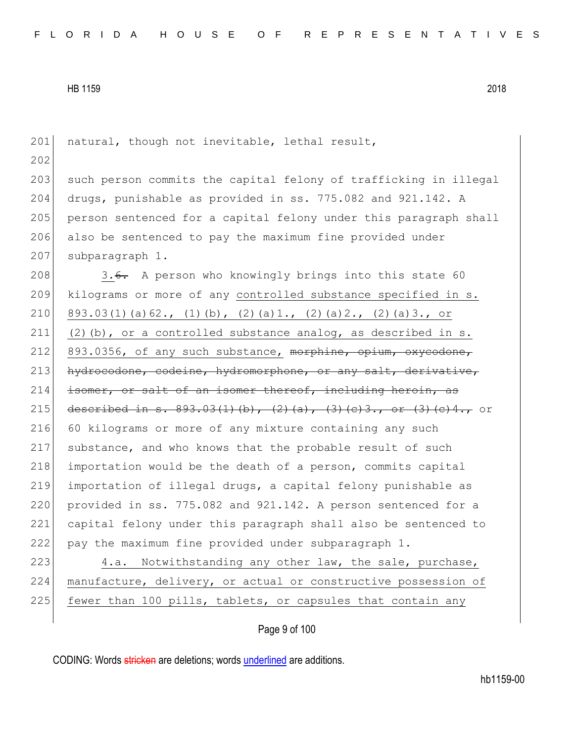natural, though not inevitable, lethal result,

such person commits the capital felony of trafficking in illegal drugs, punishable as provided in ss. 775.082 and 921.142. A person sentenced for a capital felony under this paragraph shall also be sentenced to pay the maximum fine provided under subparagraph 1.

3.~~6.~~ A person who knowingly brings into this state 60 kilograms or more of any <u>controlled substance specified in s. 893.03(1)(a)62., (1)(b), (2)(a)1., (2)(a)2., (2)(a)3., or (2)(b), or a controlled substance analog, as described in s. 893.0356, of any such substance,</u> ~~morphine, opium, oxycodone, hydrocodone, codeine, hydromorphone, or any salt, derivative, isomer, or salt of an isomer thereof, including heroin, as described in s. 893.03(1)(b), (2)(a), (3)(c)3., or (3)(c)4.,~~ or 60 kilograms or more of any mixture containing any such substance, and who knows that the probable result of such importation would be the death of a person, commits capital importation of illegal drugs, a capital felony punishable as provided in ss. 775.082 and 921.142. A person sentenced for a capital felony under this paragraph shall also be sentenced to pay the maximum fine provided under subparagraph 1.

<u>4.a. Notwithstanding any other law, the sale, purchase, manufacture, delivery, or actual or constructive possession of fewer than 100 pills, tablets, or capsules that contain any</u>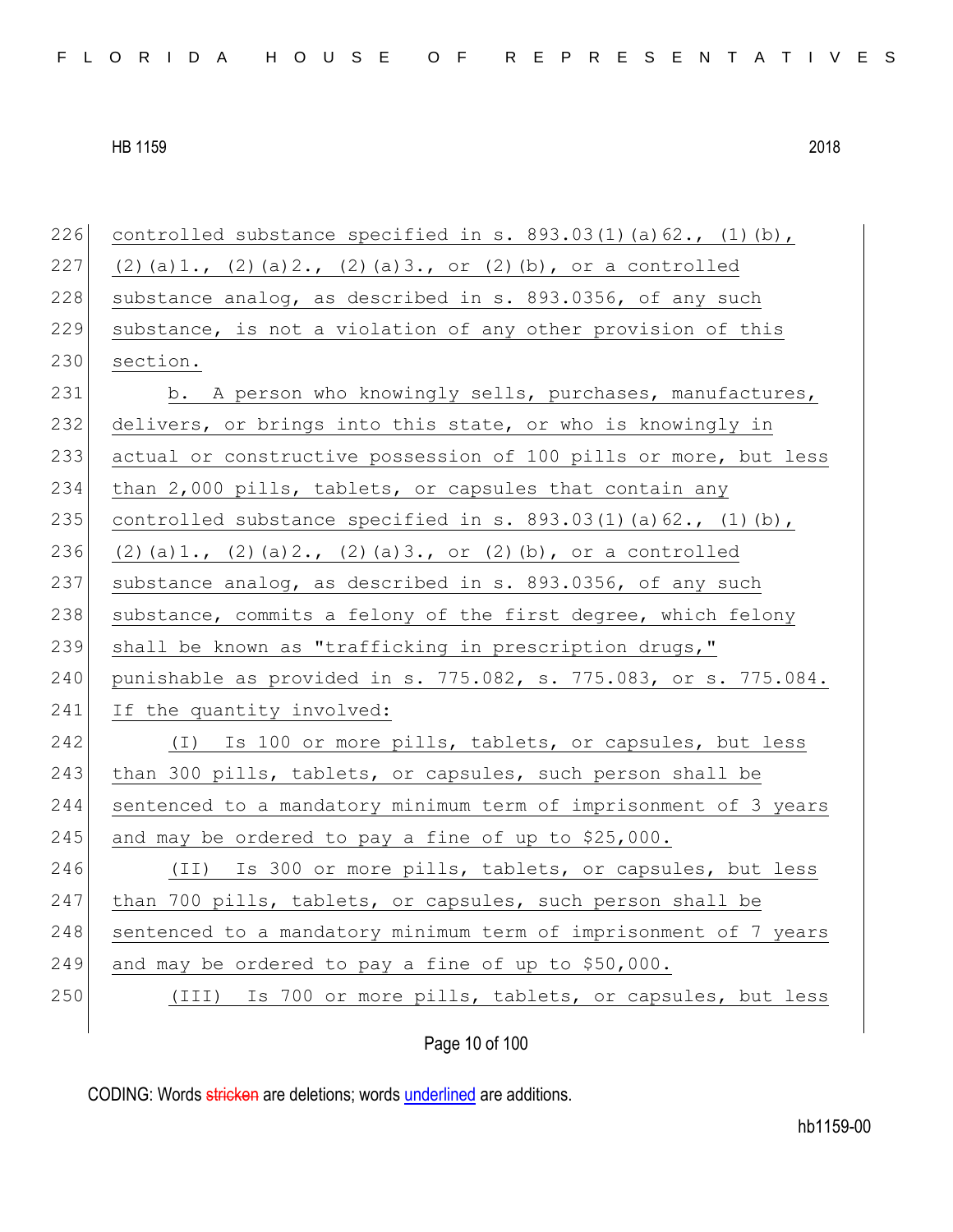controlled substance specified in s. 893.03(1)(a)62., (1)(b), (2)(a)1., (2)(a)2., (2)(a)3., or (2)(b), or a controlled substance analog, as described in s. 893.0356, of any such substance, is not a violation of any other provision of this section.

b. A person who knowingly sells, purchases, manufactures, delivers, or brings into this state, or who is knowingly in actual or constructive possession of 100 pills or more, but less than 2,000 pills, tablets, or capsules that contain any controlled substance specified in s. 893.03(1)(a)62., (1)(b), (2)(a)1., (2)(a)2., (2)(a)3., or (2)(b), or a controlled substance analog, as described in s. 893.0356, of any such substance, commits a felony of the first degree, which felony shall be known as "trafficking in prescription drugs," punishable as provided in s. 775.082, s. 775.083, or s. 775.084. If the quantity involved:

(I) Is 100 or more pills, tablets, or capsules, but less than 300 pills, tablets, or capsules, such person shall be sentenced to a mandatory minimum term of imprisonment of 3 years and may be ordered to pay a fine of up to $25,000.

(II) Is 300 or more pills, tablets, or capsules, but less than 700 pills, tablets, or capsules, such person shall be sentenced to a mandatory minimum term of imprisonment of 7 years and may be ordered to pay a fine of up to $50,000.

(III) Is 700 or more pills, tablets, or capsules, but less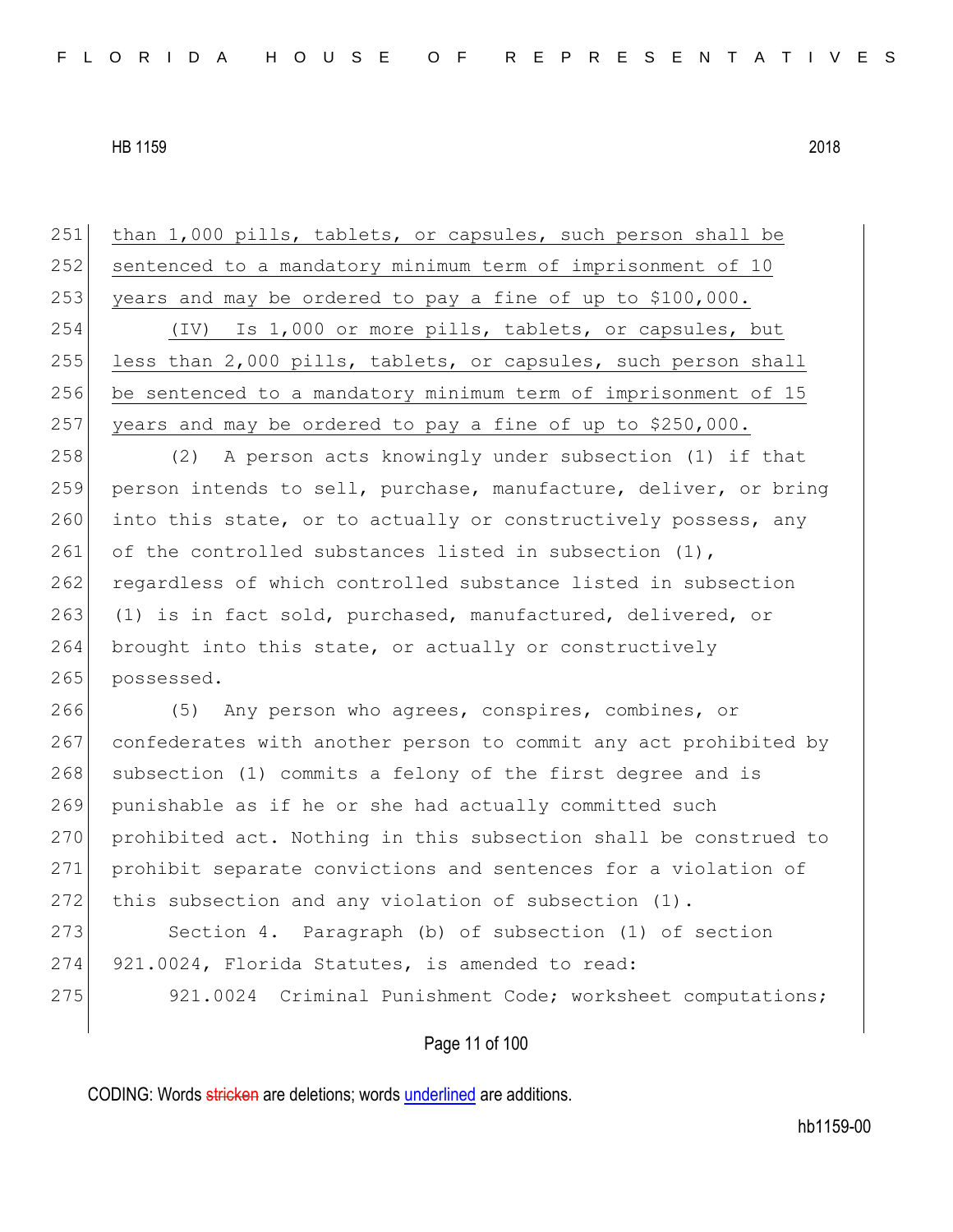<u>than 1,000 pills, tablets, or capsules, such person shall be sentenced to a mandatory minimum term of imprisonment of 10 years and may be ordered to pay a fine of up to $100,000.</u>

<u>(IV) Is 1,000 or more pills, tablets, or capsules, but less than 2,000 pills, tablets, or capsules, such person shall be sentenced to a mandatory minimum term of imprisonment of 15 years and may be ordered to pay a fine of up to $250,000.</u>

(2) A person acts knowingly under subsection (1) if that person intends to sell, purchase, manufacture, deliver, or bring into this state, or to actually or constructively possess, any of the controlled substances listed in subsection (1), regardless of which controlled substance listed in subsection (1) is in fact sold, purchased, manufactured, delivered, or brought into this state, or actually or constructively possessed.

(5) Any person who agrees, conspires, combines, or confederates with another person to commit any act prohibited by subsection (1) commits a felony of the first degree and is punishable as if he or she had actually committed such prohibited act. Nothing in this subsection shall be construed to prohibit separate convictions and sentences for a violation of this subsection and any violation of subsection (1).

Section 4. Paragraph (b) of subsection (1) of section 921.0024, Florida Statutes, is amended to read:

921.0024 Criminal Punishment Code; worksheet computations;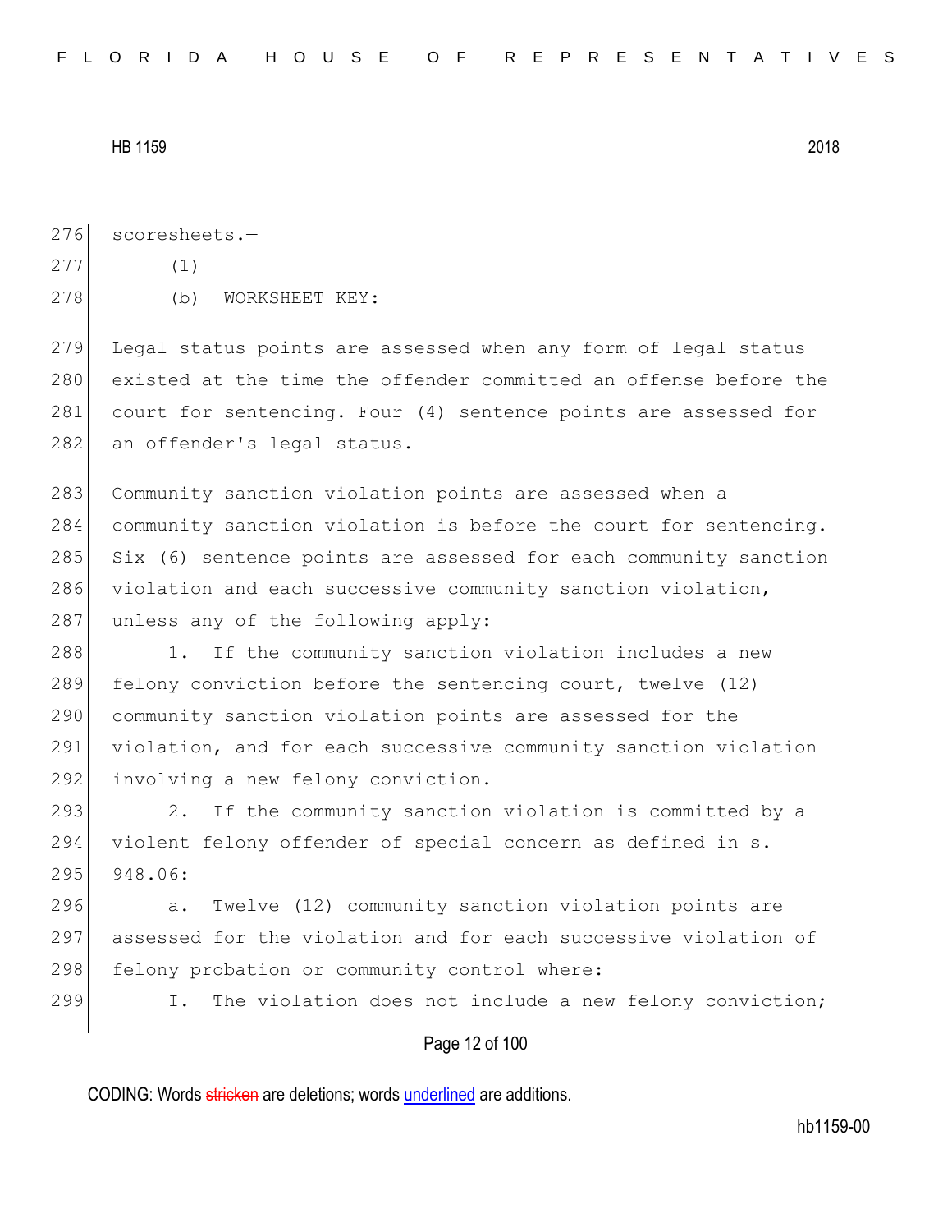scoresheets.—

(1)

(b) WORKSHEET KEY:

Legal status points are assessed when any form of legal status existed at the time the offender committed an offense before the court for sentencing. Four (4) sentence points are assessed for an offender's legal status.

Community sanction violation points are assessed when a community sanction violation is before the court for sentencing. Six (6) sentence points are assessed for each community sanction violation and each successive community sanction violation, unless any of the following apply:

1. If the community sanction violation includes a new felony conviction before the sentencing court, twelve (12) community sanction violation points are assessed for the violation, and for each successive community sanction violation involving a new felony conviction.

2. If the community sanction violation is committed by a violent felony offender of special concern as defined in s. 948.06:

a. Twelve (12) community sanction violation points are assessed for the violation and for each successive violation of felony probation or community control where:

I. The violation does not include a new felony conviction;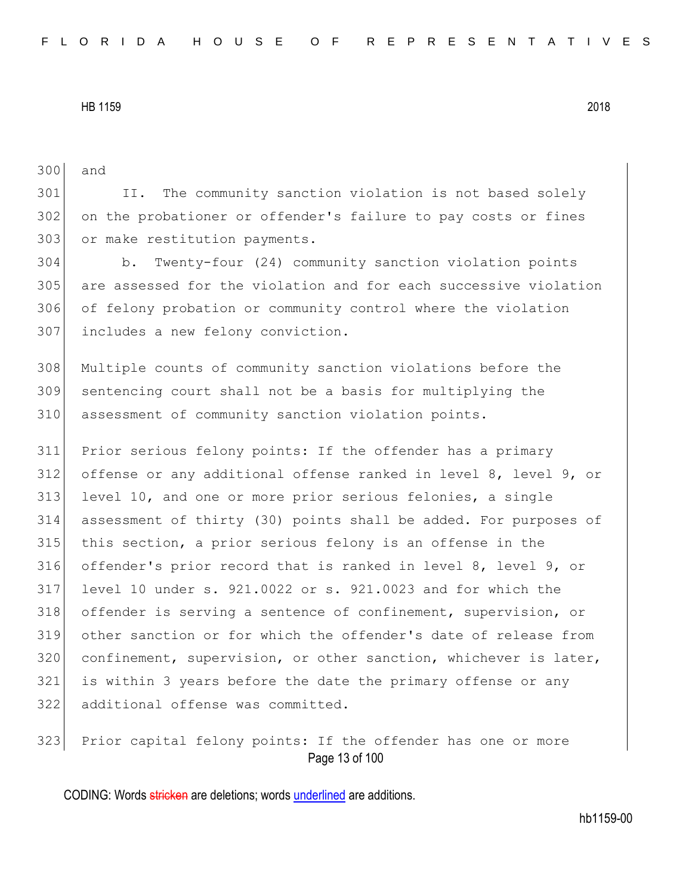and

II. The community sanction violation is not based solely on the probationer or offender's failure to pay costs or fines or make restitution payments.

b. Twenty-four (24) community sanction violation points are assessed for the violation and for each successive violation of felony probation or community control where the violation includes a new felony conviction.

Multiple counts of community sanction violations before the sentencing court shall not be a basis for multiplying the assessment of community sanction violation points.

Prior serious felony points: If the offender has a primary offense or any additional offense ranked in level 8, level 9, or level 10, and one or more prior serious felonies, a single assessment of thirty (30) points shall be added. For purposes of this section, a prior serious felony is an offense in the offender's prior record that is ranked in level 8, level 9, or level 10 under s. 921.0022 or s. 921.0023 and for which the offender is serving a sentence of confinement, supervision, or other sanction or for which the offender's date of release from confinement, supervision, or other sanction, whichever is later, is within 3 years before the date the primary offense or any additional offense was committed.

Prior capital felony points: If the offender has one or more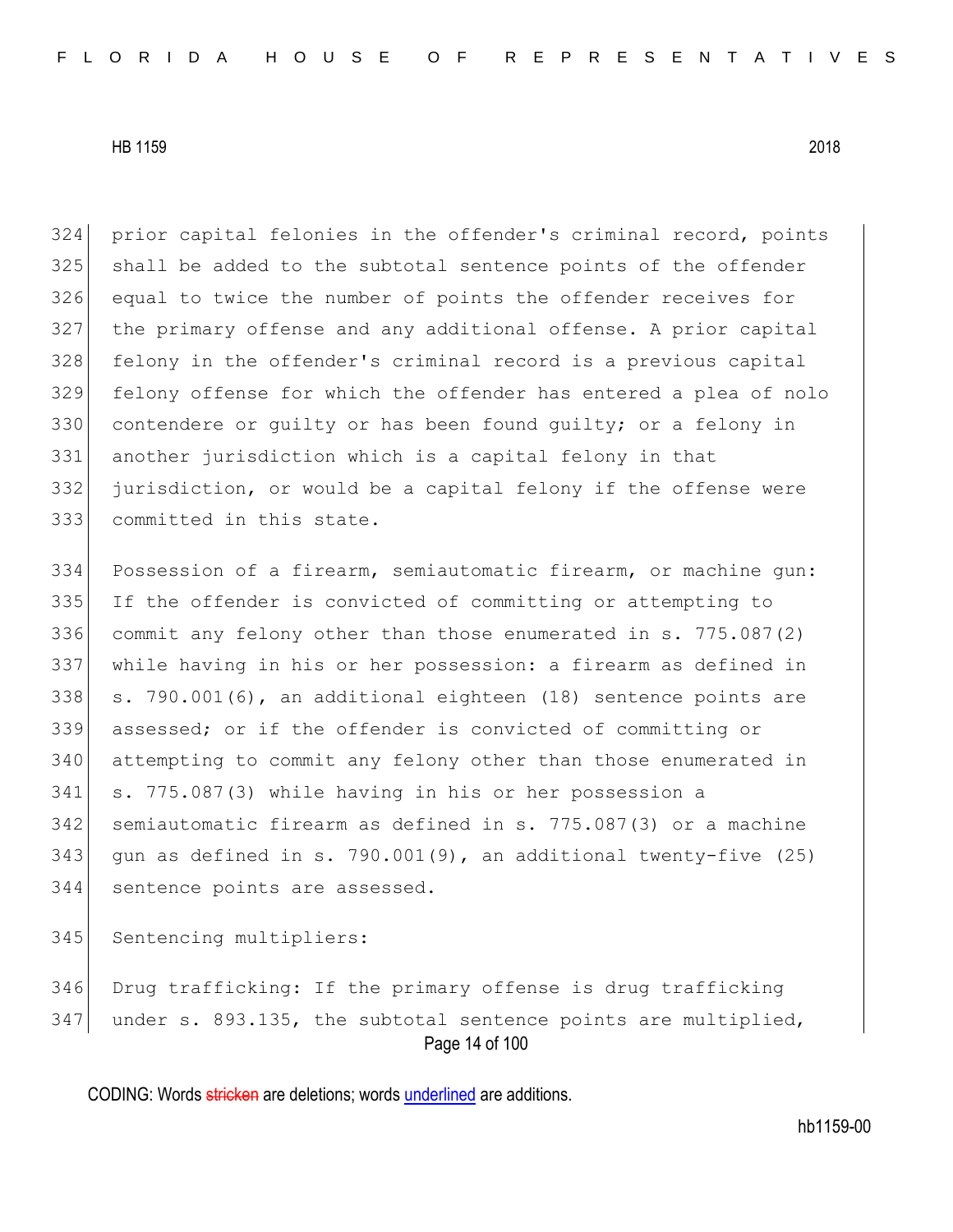324 prior capital felonies in the offender's criminal record, points
325 shall be added to the subtotal sentence points of the offender
326 equal to twice the number of points the offender receives for
327 the primary offense and any additional offense. A prior capital
328 felony in the offender's criminal record is a previous capital
329 felony offense for which the offender has entered a plea of nolo
330 contendere or guilty or has been found guilty; or a felony in
331 another jurisdiction which is a capital felony in that
332 jurisdiction, or would be a capital felony if the offense were
333 committed in this state.

334 Possession of a firearm, semiautomatic firearm, or machine gun:
335 If the offender is convicted of committing or attempting to
336 commit any felony other than those enumerated in s. 775.087(2)
337 while having in his or her possession: a firearm as defined in
338 s. 790.001(6), an additional eighteen (18) sentence points are
339 assessed; or if the offender is convicted of committing or
340 attempting to commit any felony other than those enumerated in
341 s. 775.087(3) while having in his or her possession a
342 semiautomatic firearm as defined in s. 775.087(3) or a machine
343 gun as defined in s. 790.001(9), an additional twenty-five (25)
344 sentence points are assessed.

345 Sentencing multipliers:

346 Drug trafficking: If the primary offense is drug trafficking
347 under s. 893.135, the subtotal sentence points are multiplied,

CODING: Words stricken are deletions; words underlined are additions.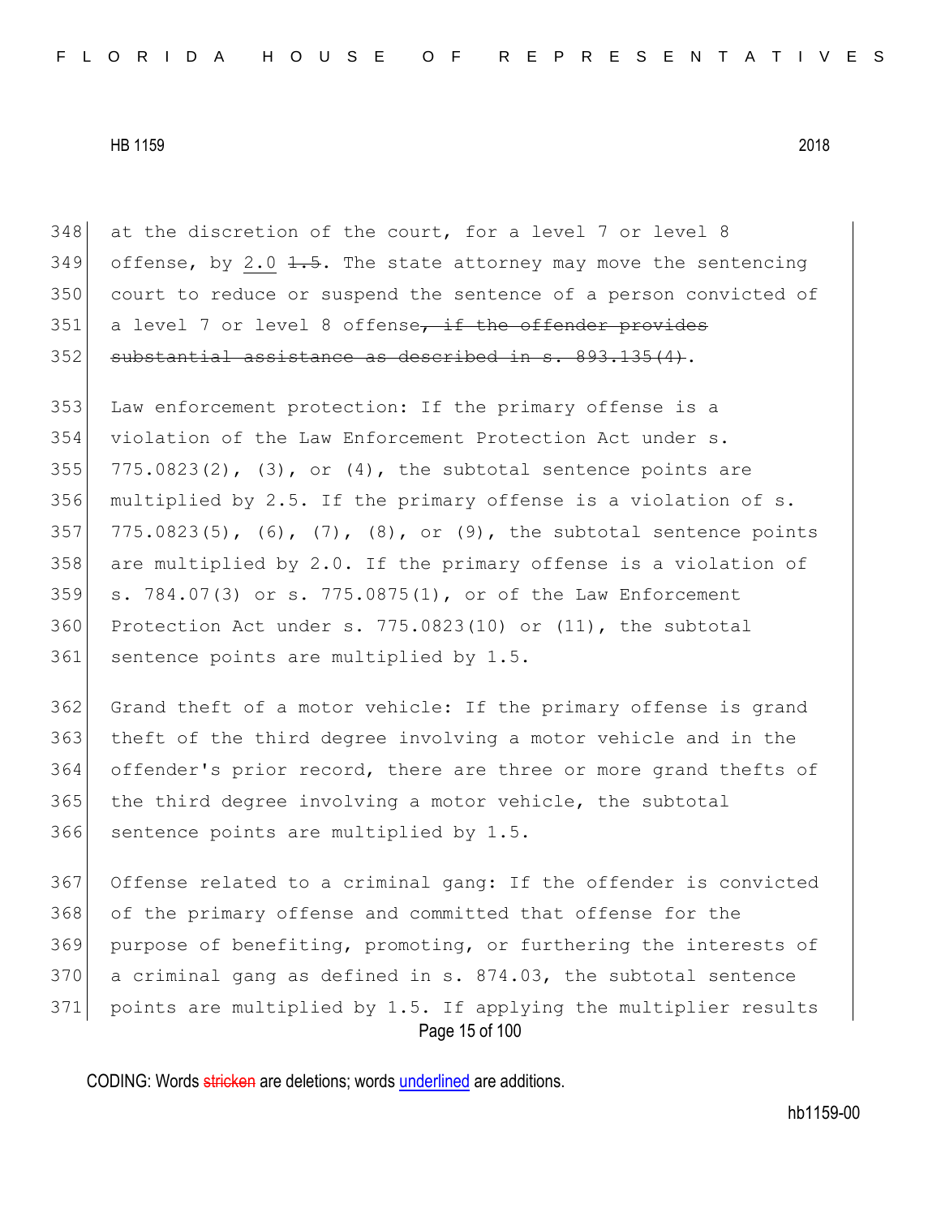348 at the discretion of the court, for a level 7 or level 8
349 offense, by <u>2.0</u> ~~1.5~~. The state attorney may move the sentencing
350 court to reduce or suspend the sentence of a person convicted of
351 a level 7 or level 8 offense~~, if the offender provides~~
352 ~~substantial assistance as described in s. 893.135(4)~~.

353 Law enforcement protection: If the primary offense is a
354 violation of the Law Enforcement Protection Act under s.
355 775.0823(2), (3), or (4), the subtotal sentence points are
356 multiplied by 2.5. If the primary offense is a violation of s.
357 775.0823(5), (6), (7), (8), or (9), the subtotal sentence points
358 are multiplied by 2.0. If the primary offense is a violation of
359 s. 784.07(3) or s. 775.0875(1), or of the Law Enforcement
360 Protection Act under s. 775.0823(10) or (11), the subtotal
361 sentence points are multiplied by 1.5.

362 Grand theft of a motor vehicle: If the primary offense is grand
363 theft of the third degree involving a motor vehicle and in the
364 offender's prior record, there are three or more grand thefts of
365 the third degree involving a motor vehicle, the subtotal
366 sentence points are multiplied by 1.5.

367 Offense related to a criminal gang: If the offender is convicted
368 of the primary offense and committed that offense for the
369 purpose of benefiting, promoting, or furthering the interests of
370 a criminal gang as defined in s. 874.03, the subtotal sentence
371 points are multiplied by 1.5. If applying the multiplier results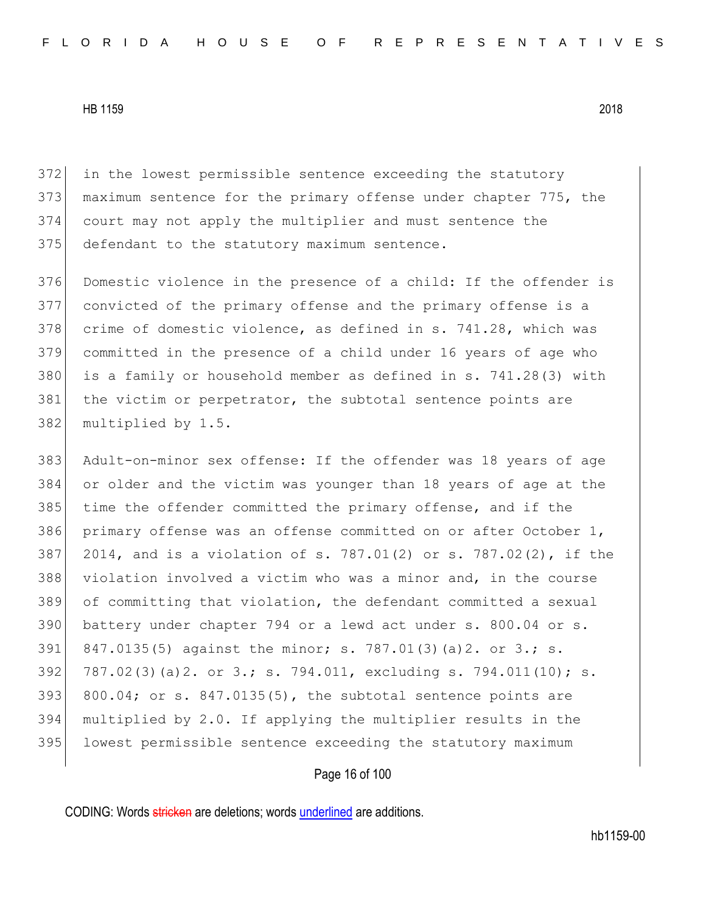in the lowest permissible sentence exceeding the statutory maximum sentence for the primary offense under chapter 775, the court may not apply the multiplier and must sentence the defendant to the statutory maximum sentence.

Domestic violence in the presence of a child: If the offender is convicted of the primary offense and the primary offense is a crime of domestic violence, as defined in s. 741.28, which was committed in the presence of a child under 16 years of age who is a family or household member as defined in s. 741.28(3) with the victim or perpetrator, the subtotal sentence points are multiplied by 1.5.

Adult-on-minor sex offense: If the offender was 18 years of age or older and the victim was younger than 18 years of age at the time the offender committed the primary offense, and if the primary offense was an offense committed on or after October 1, 2014, and is a violation of s. 787.01(2) or s. 787.02(2), if the violation involved a victim who was a minor and, in the course of committing that violation, the defendant committed a sexual battery under chapter 794 or a lewd act under s. 800.04 or s. 847.0135(5) against the minor; s. 787.01(3)(a)2. or 3.; s. 787.02(3)(a)2. or 3.; s. 794.011, excluding s. 794.011(10); s. 800.04; or s. 847.0135(5), the subtotal sentence points are multiplied by 2.0. If applying the multiplier results in the lowest permissible sentence exceeding the statutory maximum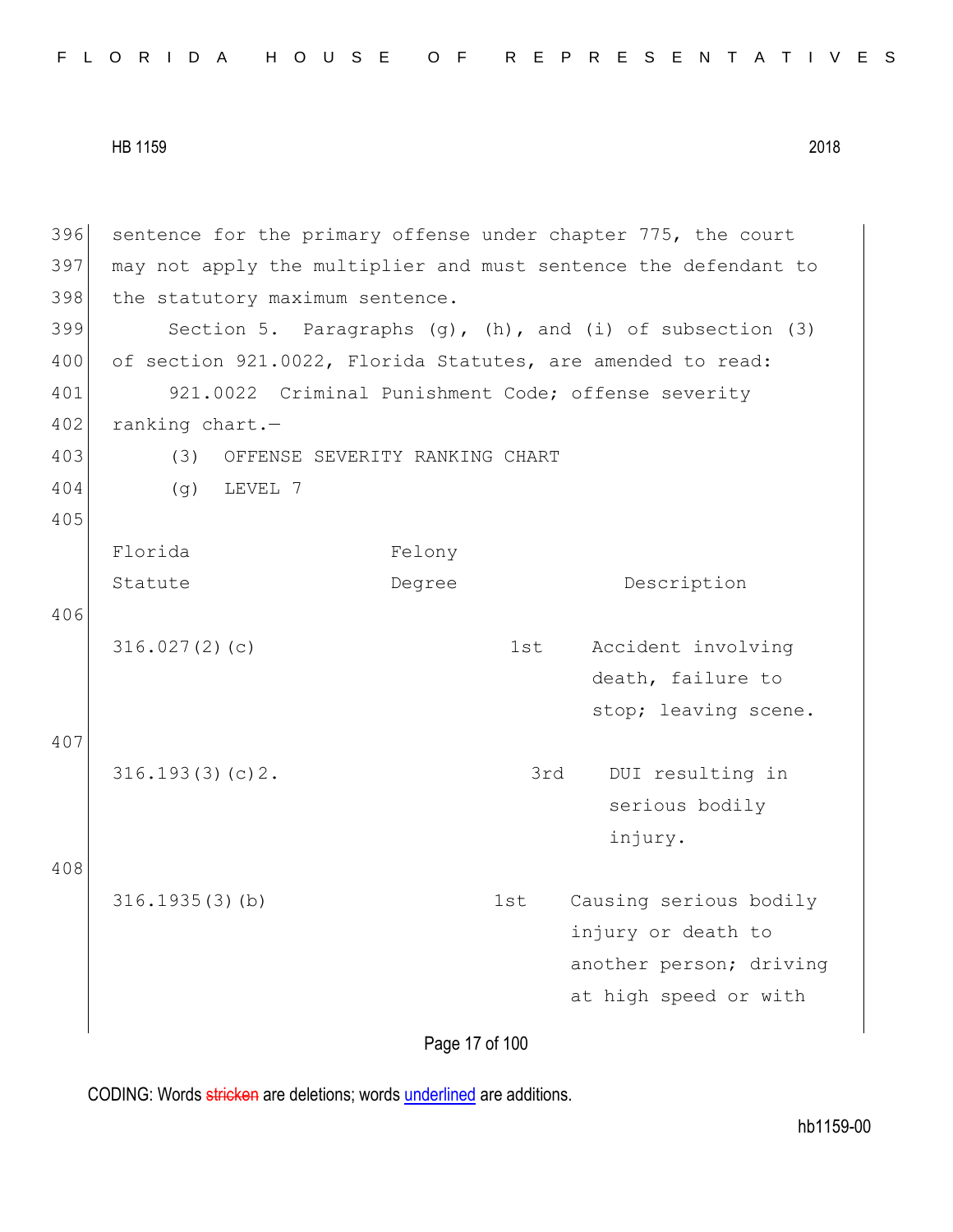sentence for the primary offense under chapter 775, the court may not apply the multiplier and must sentence the defendant to the statutory maximum sentence.

Section 5. Paragraphs (g), (h), and (i) of subsection (3) of section 921.0022, Florida Statutes, are amended to read:

921.0022 Criminal Punishment Code; offense severity ranking chart.—

(3) OFFENSE SEVERITY RANKING CHART

(g) LEVEL 7

| Florida Statute | Felony Degree | Description |
|---|---|---|
| 316.027(2)(c) | 1st | Accident involving death, failure to stop; leaving scene. |
| 316.193(3)(c)2. | 3rd | DUI resulting in serious bodily injury. |
| 316.1935(3)(b) | 1st | Causing serious bodily injury or death to another person; driving at high speed or with |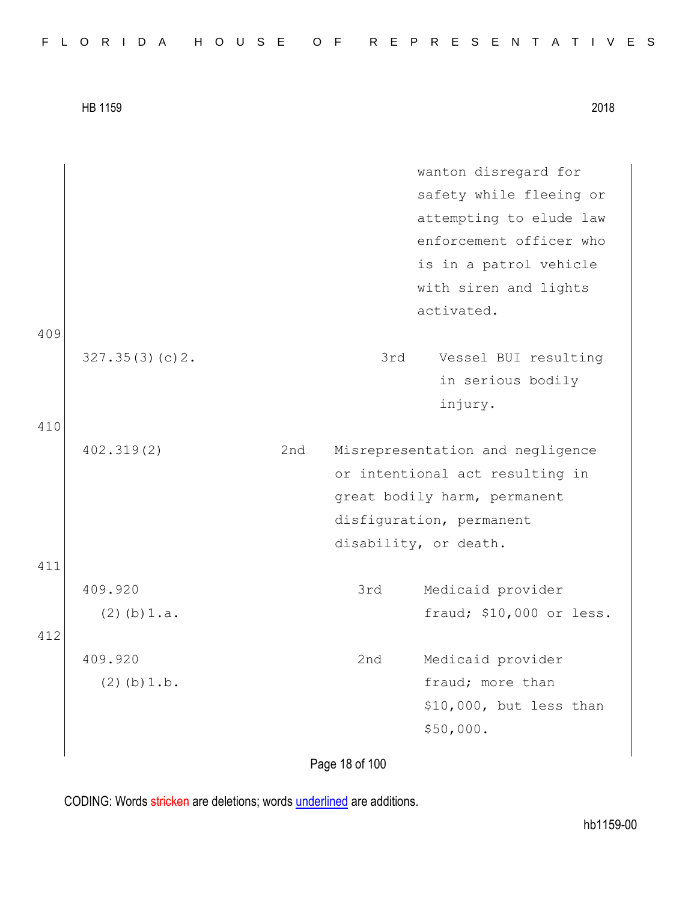| | | |
|---|---|---|
| | | wanton disregard for safety while fleeing or attempting to elude law enforcement officer who is in a patrol vehicle with siren and lights activated. |

409

| | | |
|---|---|---|
| 327.35(3)(c)2. | 3rd | Vessel BUI resulting in serious bodily injury. |

410

| | | |
|---|---|---|
| 402.319(2) | 2nd | Misrepresentation and negligence or intentional act resulting in great bodily harm, permanent disfiguration, permanent disability, or death. |

411

| | | |
|---|---|---|
| 409.920 (2)(b)1.a. | 3rd | Medicaid provider fraud; $10,000 or less. |

412

| | | |
|---|---|---|
| 409.920 (2)(b)1.b. | 2nd | Medicaid provider fraud; more than $10,000, but less than $50,000. |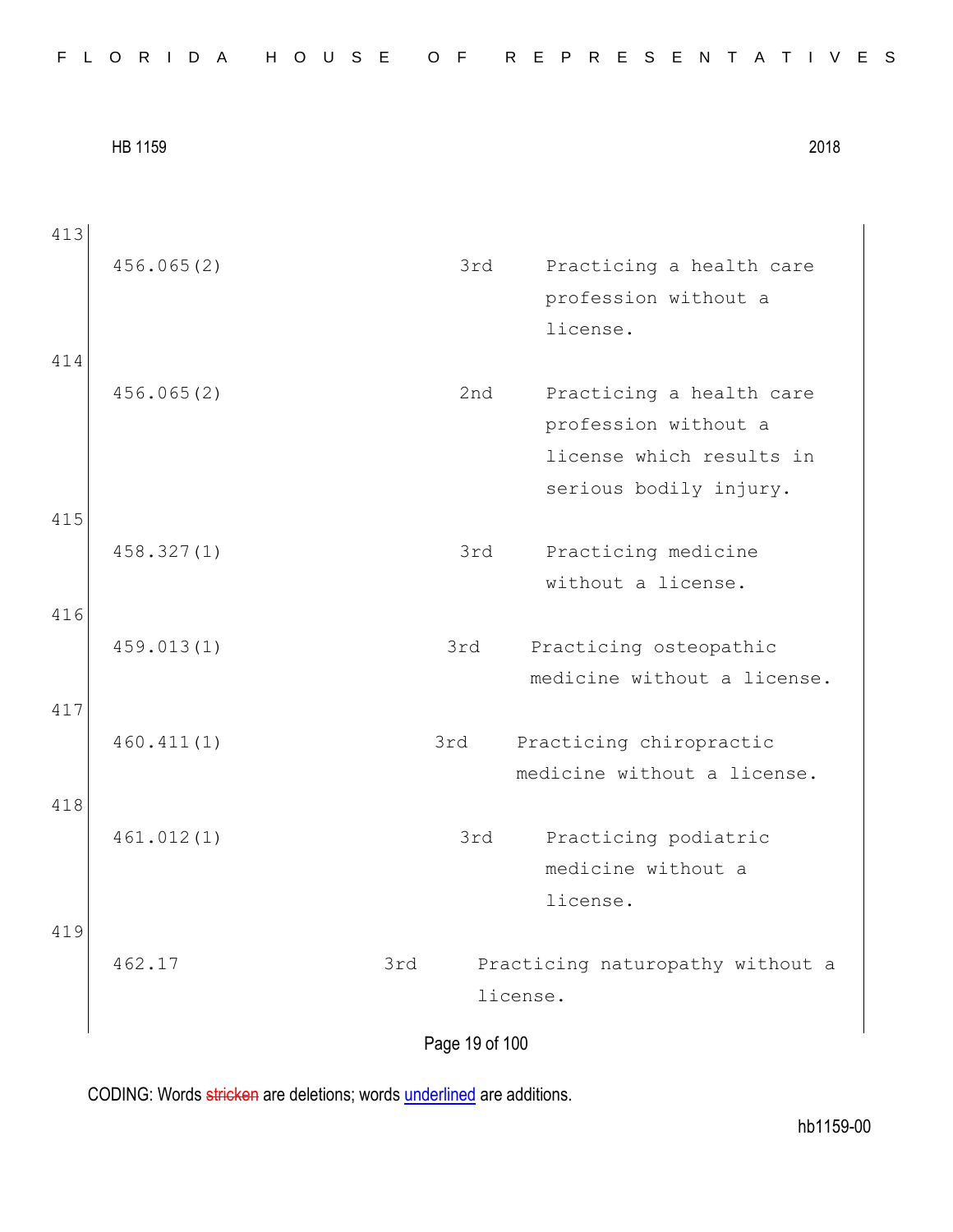| Line | Statute | Degree | Description |
|---|---|---|---|
| 413 | 456.065(2) | 3rd | Practicing a health care profession without a license. |
| 414 | 456.065(2) | 2nd | Practicing a health care profession without a license which results in serious bodily injury. |
| 415 | 458.327(1) | 3rd | Practicing medicine without a license. |
| 416 | 459.013(1) | 3rd | Practicing osteopathic medicine without a license. |
| 417 | 460.411(1) | 3rd | Practicing chiropractic medicine without a license. |
| 418 | 461.012(1) | 3rd | Practicing podiatric medicine without a license. |
| 419 | 462.17 | 3rd | Practicing naturopathy without a license. |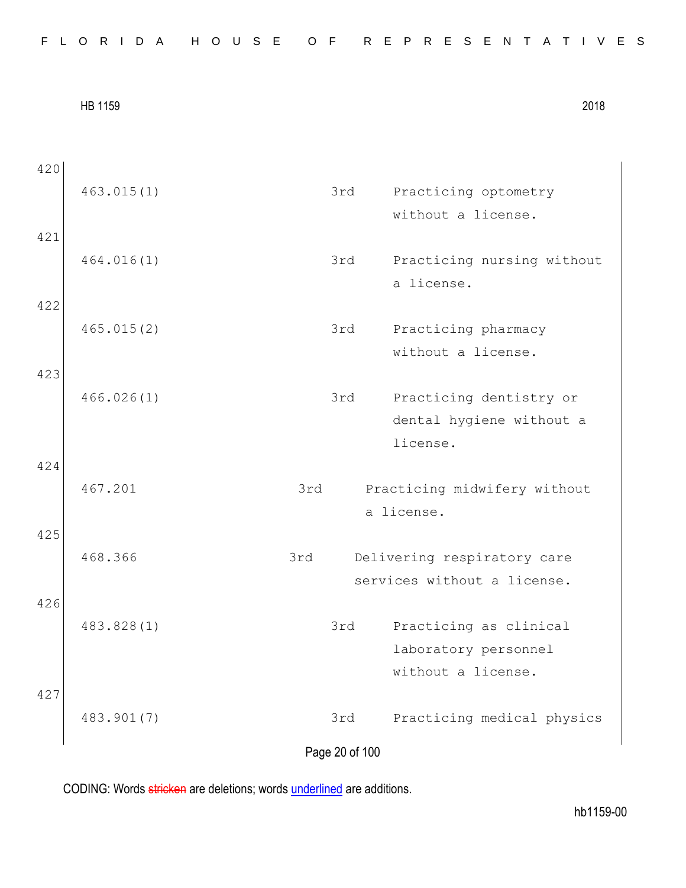420

| | | |
|---|---|---|
| 463.015(1) | 3rd | Practicing optometry without a license. |

421

| | | |
|---|---|---|
| 464.016(1) | 3rd | Practicing nursing without a license. |

422

| | | |
|---|---|---|
| 465.015(2) | 3rd | Practicing pharmacy without a license. |

423

| | | |
|---|---|---|
| 466.026(1) | 3rd | Practicing dentistry or dental hygiene without a license. |

424

| | | |
|---|---|---|
| 467.201 | 3rd | Practicing midwifery without a license. |

425

| | | |
|---|---|---|
| 468.366 | 3rd | Delivering respiratory care services without a license. |

426

| | | |
|---|---|---|
| 483.828(1) | 3rd | Practicing as clinical laboratory personnel without a license. |

427

| | | |
|---|---|---|
| 483.901(7) | 3rd | Practicing medical physics |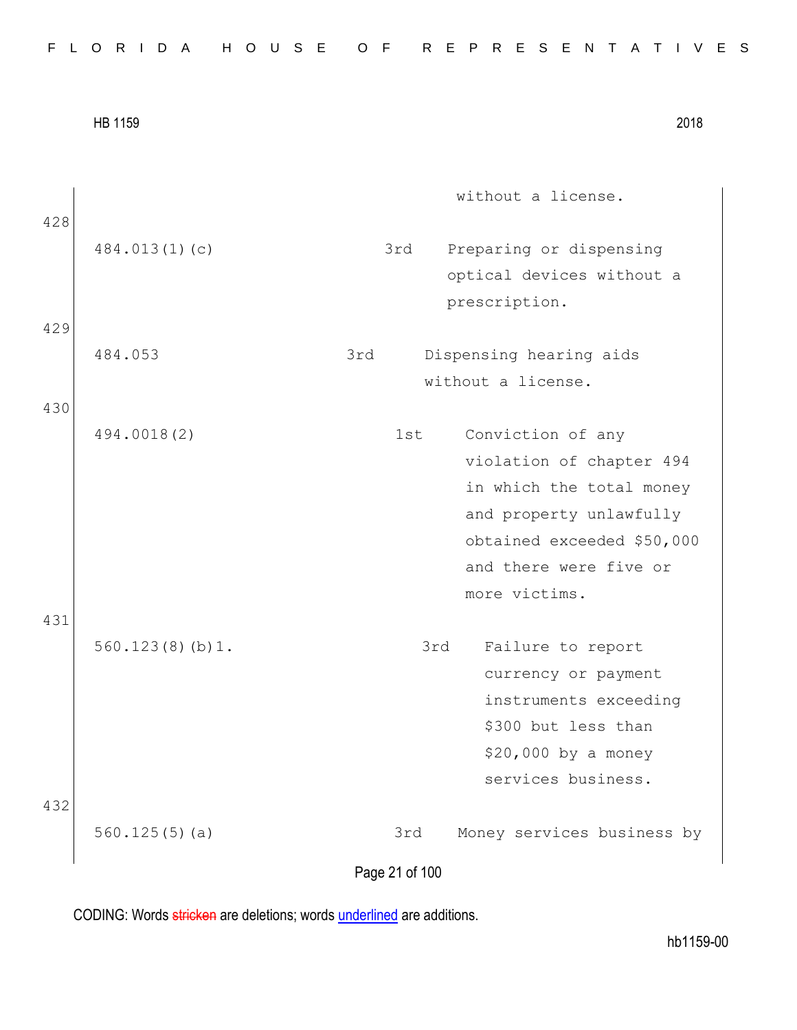| | | | |
|---|---|---|---|
| | | | without a license. |
| 428 | 484.013(1)(c) | 3rd | Preparing or dispensing optical devices without a prescription. |
| 429 | 484.053 | 3rd | Dispensing hearing aids without a license. |
| 430 | 494.0018(2) | 1st | Conviction of any violation of chapter 494 in which the total money and property unlawfully obtained exceeded $50,000 and there were five or more victims. |
| 431 | 560.123(8)(b)1. | 3rd | Failure to report currency or payment instruments exceeding $300 but less than $20,000 by a money services business. |
| 432 | 560.125(5)(a) | 3rd | Money services business by |

CODING: Words stricken are deletions; words underlined are additions.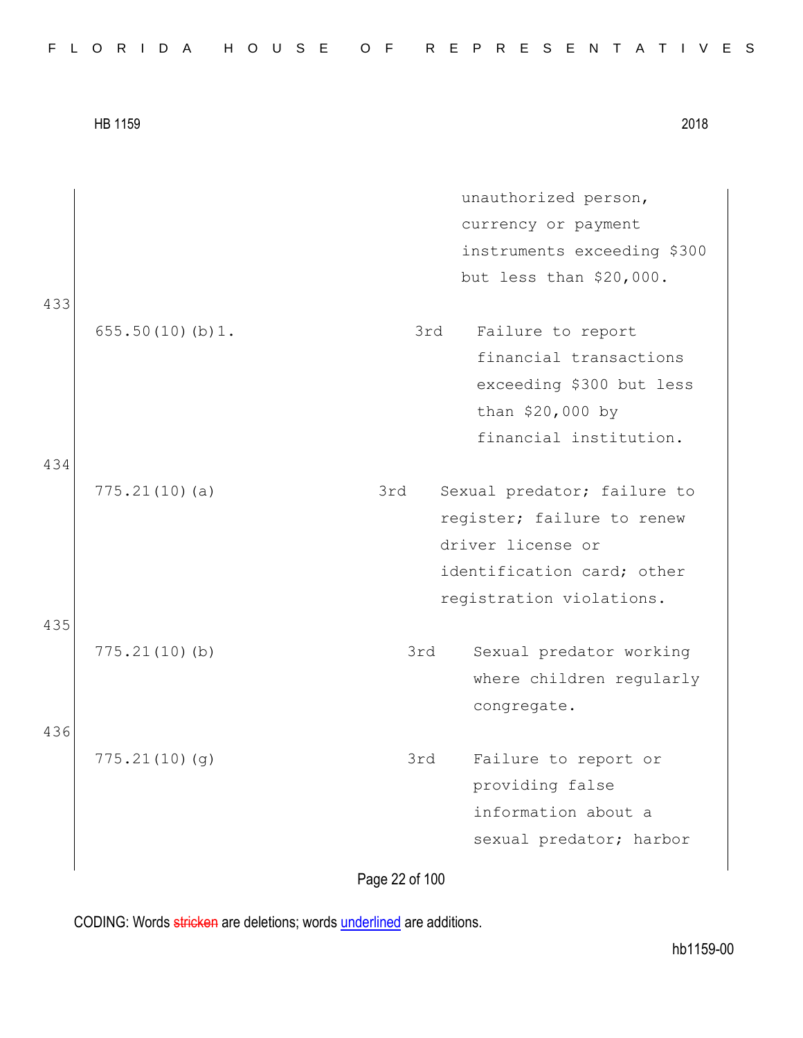| | | |
|---|---|---|
| | | unauthorized person, currency or payment instruments exceeding $300 but less than $20,000. |
| 433 | | |
| 655.50(10)(b)1. | 3rd | Failure to report financial transactions exceeding $300 but less than $20,000 by financial institution. |
| 434 | | |
| 775.21(10)(a) | 3rd | Sexual predator; failure to register; failure to renew driver license or identification card; other registration violations. |
| 435 | | |
| 775.21(10)(b) | 3rd | Sexual predator working where children regularly congregate. |
| 436 | | |
| 775.21(10)(g) | 3rd | Failure to report or providing false information about a sexual predator; harbor |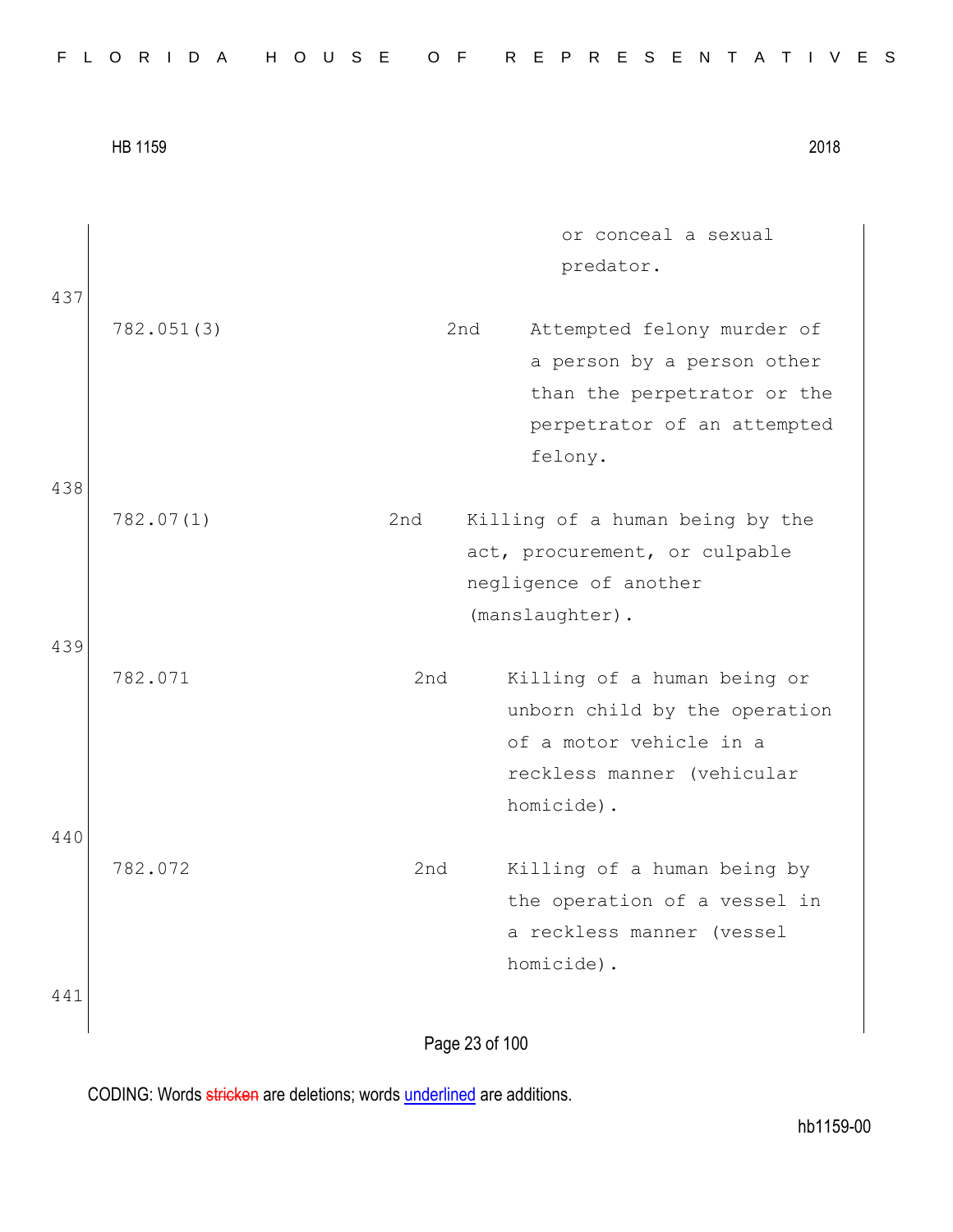| | | |
|---|---|---|
| | | or conceal a sexual predator. |
| 782.051(3) | 2nd | Attempted felony murder of a person by a person other than the perpetrator or the perpetrator of an attempted felony. |
| 782.07(1) | 2nd | Killing of a human being by the act, procurement, or culpable negligence of another (manslaughter). |
| 782.071 | 2nd | Killing of a human being or unborn child by the operation of a motor vehicle in a reckless manner (vehicular homicide). |
| 782.072 | 2nd | Killing of a human being by the operation of a vessel in a reckless manner (vessel homicide). |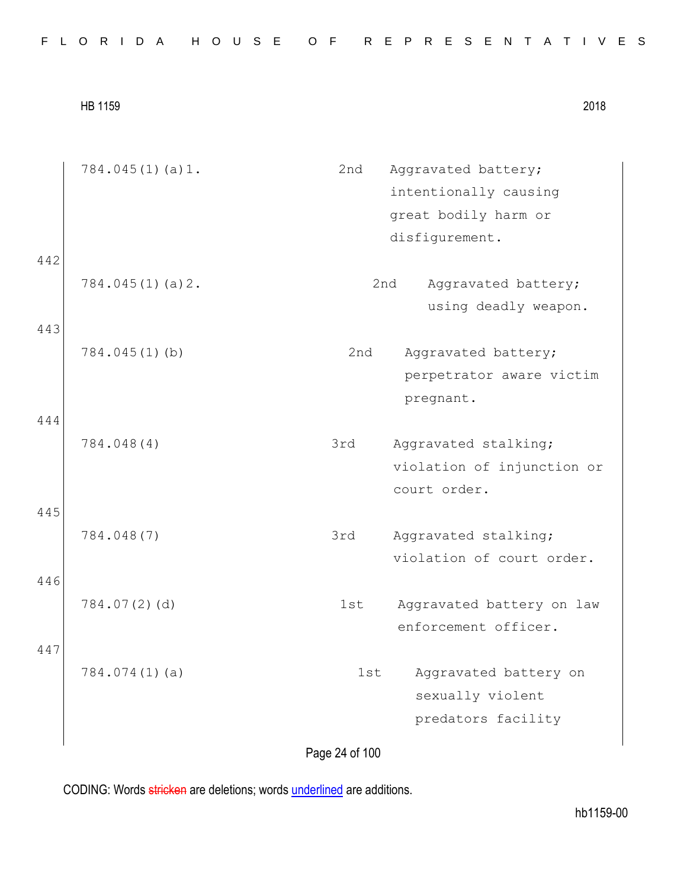| | | |
|---|---|---|
| 784.045(1)(a)1. | 2nd | Aggravated battery; intentionally causing great bodily harm or disfigurement. |

442

| | | |
|---|---|---|
| 784.045(1)(a)2. | 2nd | Aggravated battery; using deadly weapon. |

443

| | | |
|---|---|---|
| 784.045(1)(b) | 2nd | Aggravated battery; perpetrator aware victim pregnant. |

444

| | | |
|---|---|---|
| 784.048(4) | 3rd | Aggravated stalking; violation of injunction or court order. |

445

| | | |
|---|---|---|
| 784.048(7) | 3rd | Aggravated stalking; violation of court order. |

446

| | | |
|---|---|---|
| 784.07(2)(d) | 1st | Aggravated battery on law enforcement officer. |

447

| | | |
|---|---|---|
| 784.074(1)(a) | 1st | Aggravated battery on sexually violent predators facility |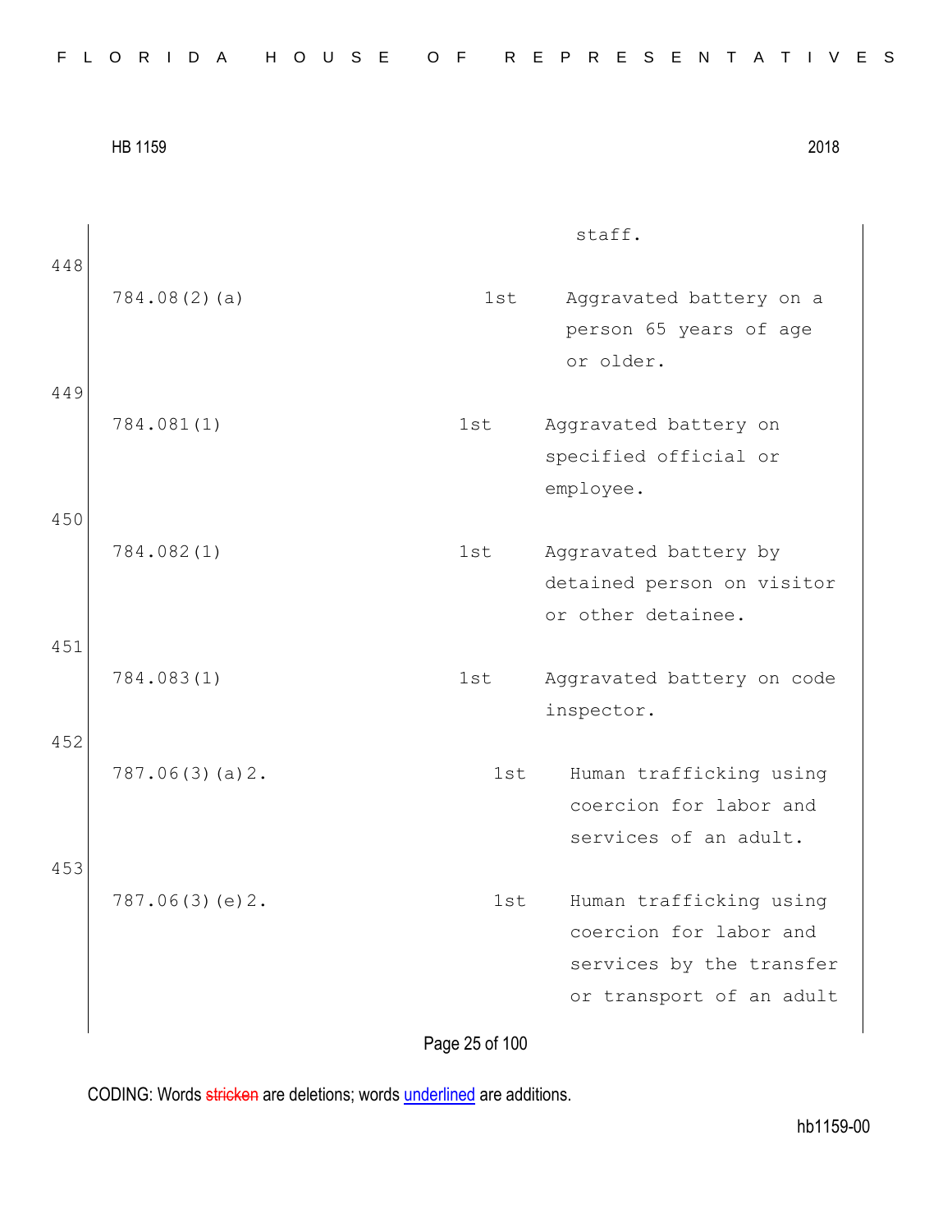staff.

448

| | | |
|---|---|---|
| 784.08(2)(a) | 1st | Aggravated battery on a person 65 years of age or older. |

449

| | | |
|---|---|---|
| 784.081(1) | 1st | Aggravated battery on specified official or employee. |

450

| | | |
|---|---|---|
| 784.082(1) | 1st | Aggravated battery by detained person on visitor or other detainee. |

451

| | | |
|---|---|---|
| 784.083(1) | 1st | Aggravated battery on code inspector. |

452

| | | |
|---|---|---|
| 787.06(3)(a)2. | 1st | Human trafficking using coercion for labor and services of an adult. |

453

| | | |
|---|---|---|
| 787.06(3)(e)2. | 1st | Human trafficking using coercion for labor and services by the transfer or transport of an adult |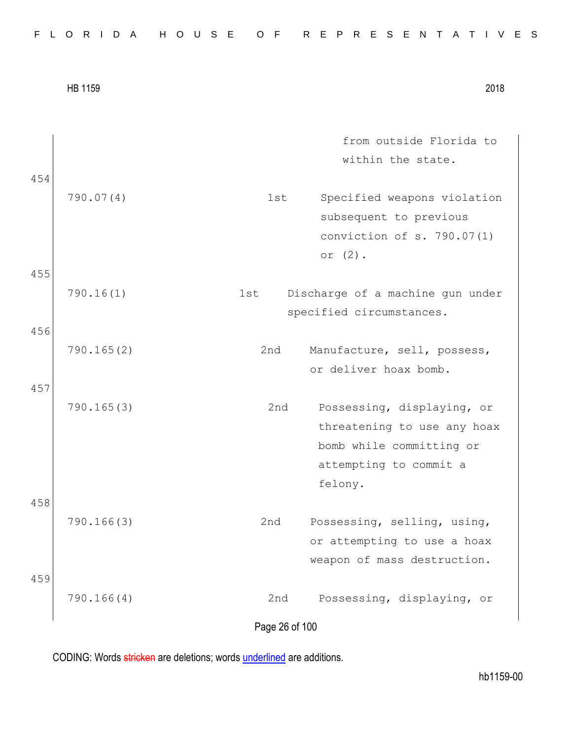| | | | |
|---|---|---|---|
| | | | from outside Florida to within the state. |
| 454 | 790.07(4) | 1st | Specified weapons violation subsequent to previous conviction of s. 790.07(1) or (2). |
| 455 | 790.16(1) | 1st | Discharge of a machine gun under specified circumstances. |
| 456 | 790.165(2) | 2nd | Manufacture, sell, possess, or deliver hoax bomb. |
| 457 | 790.165(3) | 2nd | Possessing, displaying, or threatening to use any hoax bomb while committing or attempting to commit a felony. |
| 458 | 790.166(3) | 2nd | Possessing, selling, using, or attempting to use a hoax weapon of mass destruction. |
| 459 | 790.166(4) | 2nd | Possessing, displaying, or |

CODING: Words stricken are deletions; words underlined are additions.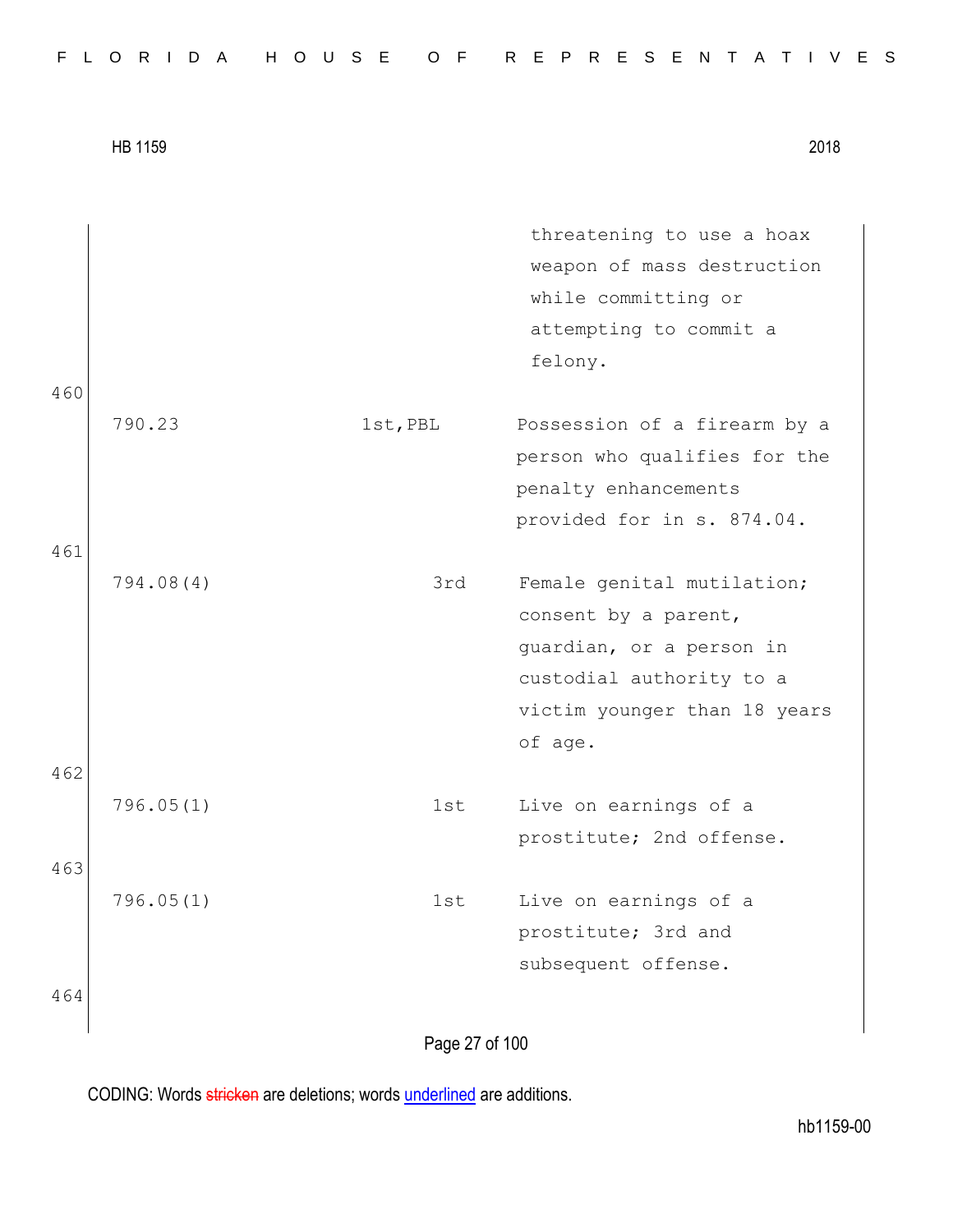| | | |
|---|---|---|
| | | threatening to use a hoax weapon of mass destruction while committing or attempting to commit a felony. |
| 790.23 | 1st,PBL | Possession of a firearm by a person who qualifies for the penalty enhancements provided for in s. 874.04. |
| 794.08(4) | 3rd | Female genital mutilation; consent by a parent, guardian, or a person in custodial authority to a victim younger than 18 years of age. |
| 796.05(1) | 1st | Live on earnings of a prostitute; 2nd offense. |
| 796.05(1) | 1st | Live on earnings of a prostitute; 3rd and subsequent offense. |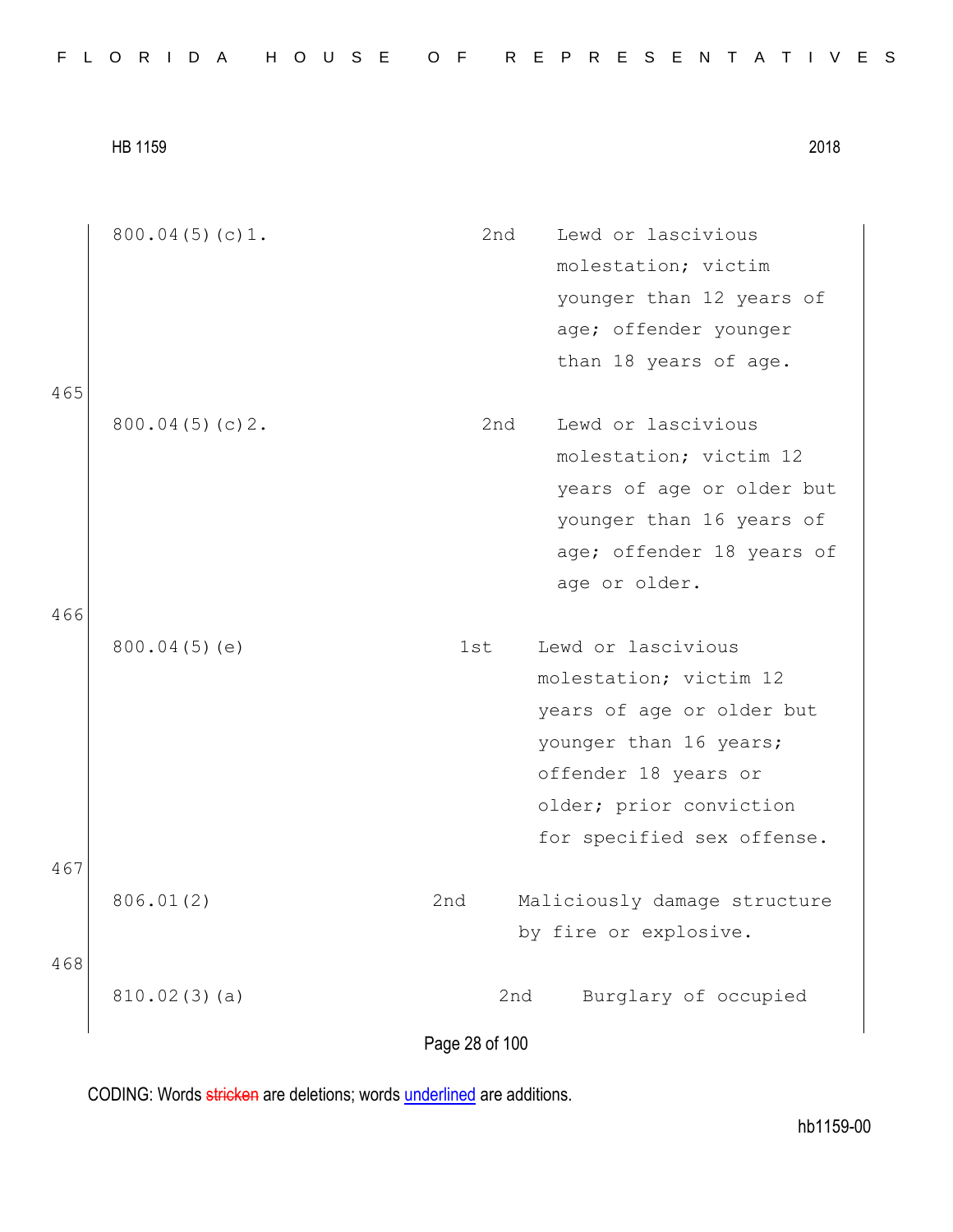| | | |
|---|---|---|
| 800.04(5)(c)1. | 2nd | Lewd or lascivious molestation; victim younger than 12 years of age; offender younger than 18 years of age. |
| 800.04(5)(c)2. | 2nd | Lewd or lascivious molestation; victim 12 years of age or older but younger than 16 years of age; offender 18 years of age or older. |
| 800.04(5)(e) | 1st | Lewd or lascivious molestation; victim 12 years of age or older but younger than 16 years; offender 18 years or older; prior conviction for specified sex offense. |
| 806.01(2) | 2nd | Maliciously damage structure by fire or explosive. |
| 810.02(3)(a) | 2nd | Burglary of occupied |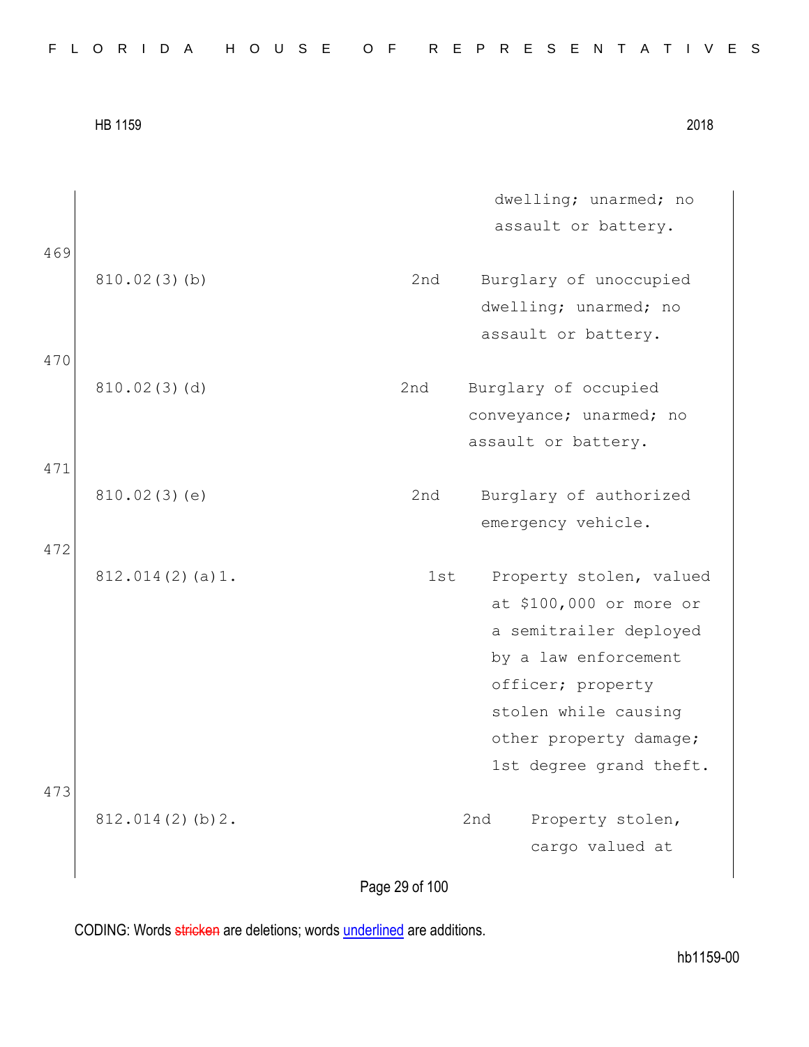| | | |
|---|---|---|
| | | dwelling; unarmed; no assault or battery. |

469

| | | |
|---|---|---|
| 810.02(3)(b) | 2nd | Burglary of unoccupied dwelling; unarmed; no assault or battery. |

470

| | | |
|---|---|---|
| 810.02(3)(d) | 2nd | Burglary of occupied conveyance; unarmed; no assault or battery. |

471

| | | |
|---|---|---|
| 810.02(3)(e) | 2nd | Burglary of authorized emergency vehicle. |

472

| | | |
|---|---|---|
| 812.014(2)(a)1. | 1st | Property stolen, valued at $100,000 or more or a semitrailer deployed by a law enforcement officer; property stolen while causing other property damage; 1st degree grand theft. |

473

| | | |
|---|---|---|
| 812.014(2)(b)2. | 2nd | Property stolen, cargo valued at |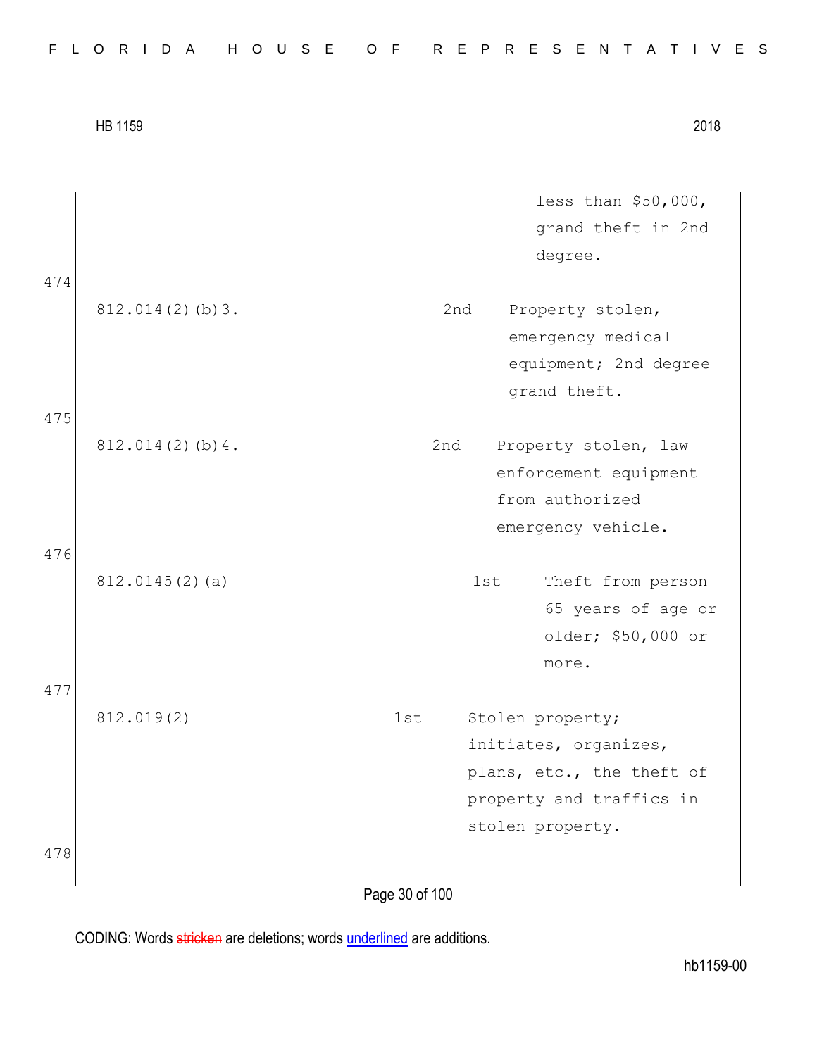| | | |
|---|---|---|
| | | less than $50,000, grand theft in 2nd degree. |

474

| | | |
|---|---|---|
| 812.014(2)(b)3. | 2nd | Property stolen, emergency medical equipment; 2nd degree grand theft. |

475

| | | |
|---|---|---|
| 812.014(2)(b)4. | 2nd | Property stolen, law enforcement equipment from authorized emergency vehicle. |

476

| | | |
|---|---|---|
| 812.0145(2)(a) | 1st | Theft from person 65 years of age or older; $50,000 or more. |

477

| | | |
|---|---|---|
| 812.019(2) | 1st | Stolen property; initiates, organizes, plans, etc., the theft of property and traffics in stolen property. |

478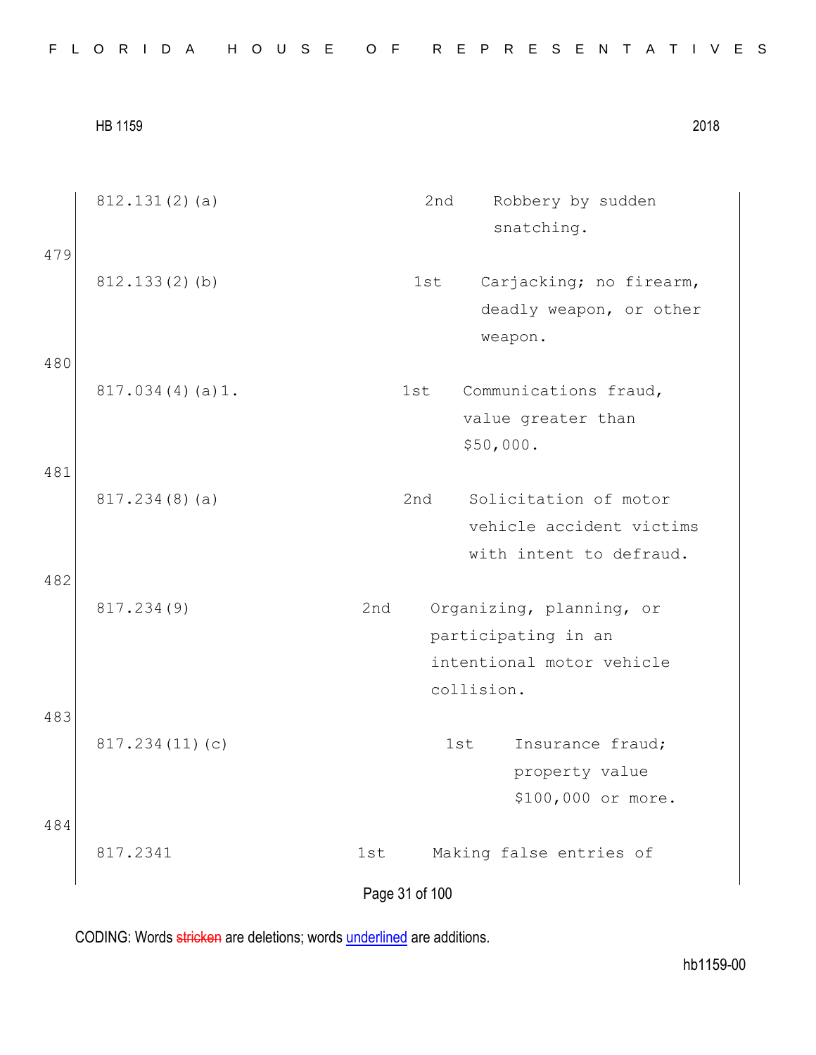| | | |
|---|---|---|
| 812.131(2)(a) | 2nd | Robbery by sudden snatching. |
| 812.133(2)(b) | 1st | Carjacking; no firearm, deadly weapon, or other weapon. |
| 817.034(4)(a)1. | 1st | Communications fraud, value greater than $50,000. |
| 817.234(8)(a) | 2nd | Solicitation of motor vehicle accident victims with intent to defraud. |
| 817.234(9) | 2nd | Organizing, planning, or participating in an intentional motor vehicle collision. |
| 817.234(11)(c) | 1st | Insurance fraud; property value $100,000 or more. |
| 817.2341 | 1st | Making false entries of |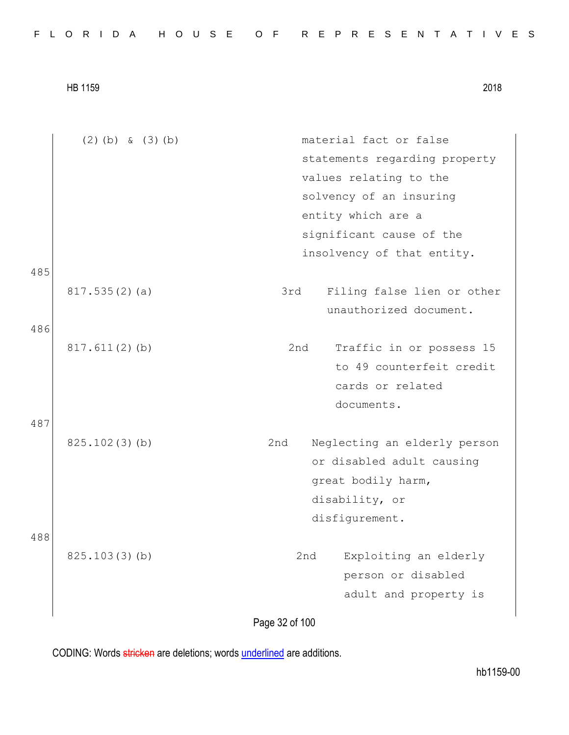| | | |
|---|---|---|
| (2)(b) & (3)(b) | | material fact or false statements regarding property values relating to the solvency of an insuring entity which are a significant cause of the insolvency of that entity. |

485

| | | |
|---|---|---|
| 817.535(2)(a) | 3rd | Filing false lien or other unauthorized document. |

486

| | | |
|---|---|---|
| 817.611(2)(b) | 2nd | Traffic in or possess 15 to 49 counterfeit credit cards or related documents. |

487

| | | |
|---|---|---|
| 825.102(3)(b) | 2nd | Neglecting an elderly person or disabled adult causing great bodily harm, disability, or disfigurement. |

488

| | | |
|---|---|---|
| 825.103(3)(b) | 2nd | Exploiting an elderly person or disabled adult and property is |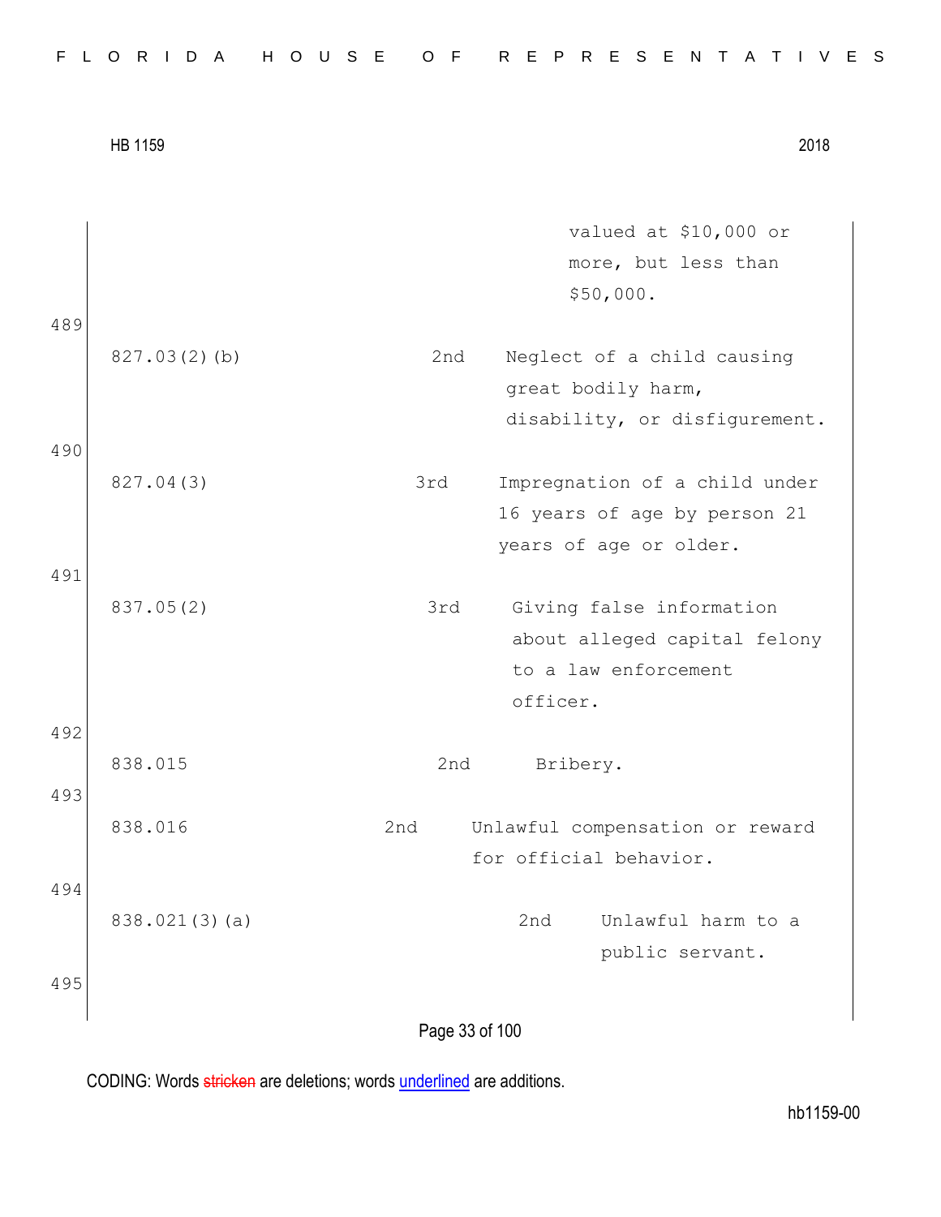| | | |
|---|---|---|
| | | valued at $10,000 or more, but less than $50,000. |
| 827.03(2)(b) | 2nd | Neglect of a child causing great bodily harm, disability, or disfigurement. |
| 827.04(3) | 3rd | Impregnation of a child under 16 years of age by person 21 years of age or older. |
| 837.05(2) | 3rd | Giving false information about alleged capital felony to a law enforcement officer. |
| 838.015 | 2nd | Bribery. |
| 838.016 | 2nd | Unlawful compensation or reward for official behavior. |
| 838.021(3)(a) | 2nd | Unlawful harm to a public servant. |

CODING: Words stricken are deletions; words underlined are additions.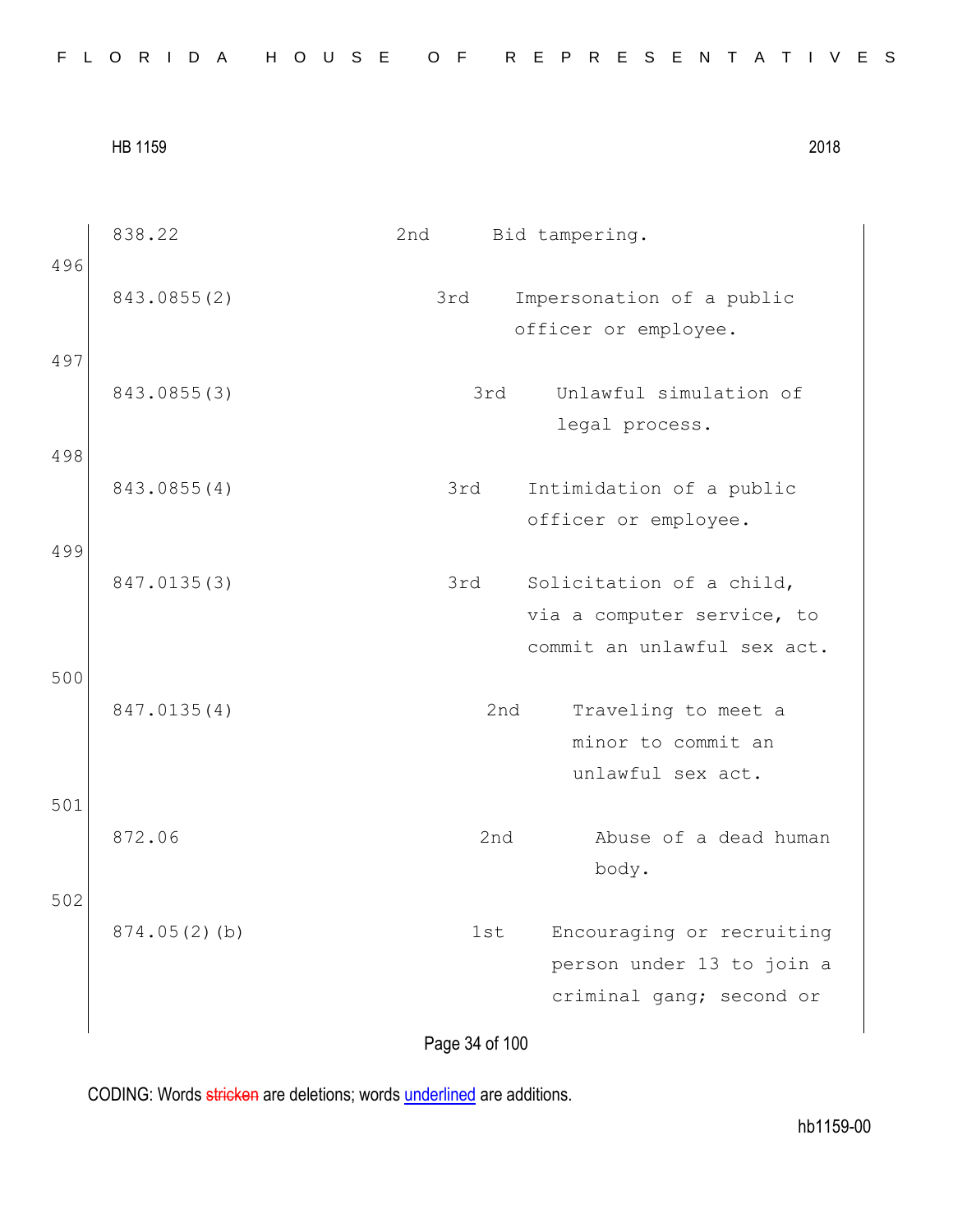| | | | |
|---|---|---|---|
| | 838.22 | 2nd | Bid tampering. |
| 496 | 843.0855(2) | 3rd | Impersonation of a public officer or employee. |
| 497 | 843.0855(3) | 3rd | Unlawful simulation of legal process. |
| 498 | 843.0855(4) | 3rd | Intimidation of a public officer or employee. |
| 499 | 847.0135(3) | 3rd | Solicitation of a child, via a computer service, to commit an unlawful sex act. |
| 500 | 847.0135(4) | 2nd | Traveling to meet a minor to commit an unlawful sex act. |
| 501 | 872.06 | 2nd | Abuse of a dead human body. |
| 502 | 874.05(2)(b) | 1st | Encouraging or recruiting person under 13 to join a criminal gang; second or |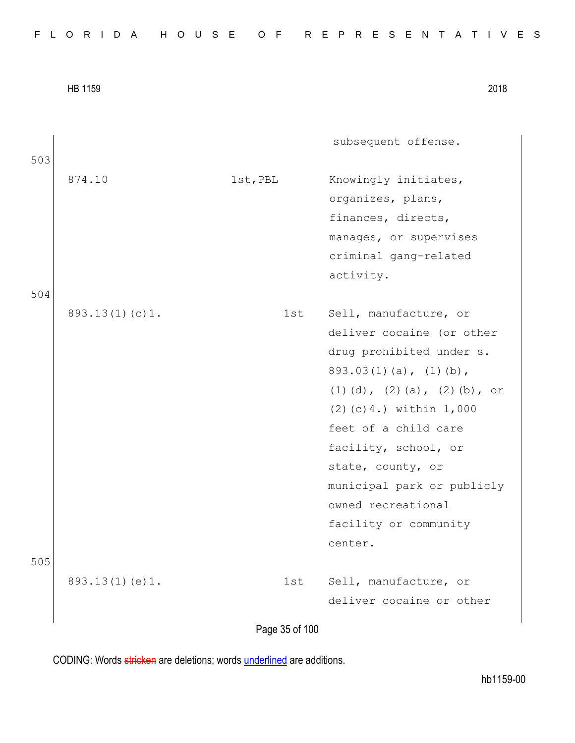| | | |
|---|---|---|
| | | subsequent offense. |
| 874.10 | 1st,PBL | Knowingly initiates, organizes, plans, finances, directs, manages, or supervises criminal gang-related activity. |
| 893.13(1)(c)1. | 1st | Sell, manufacture, or deliver cocaine (or other drug prohibited under s. 893.03(1)(a), (1)(b), (1)(d), (2)(a), (2)(b), or (2)(c)4.) within 1,000 feet of a child care facility, school, or state, county, or municipal park or publicly owned recreational facility or community center. |
| 893.13(1)(e)1. | 1st | Sell, manufacture, or deliver cocaine or other |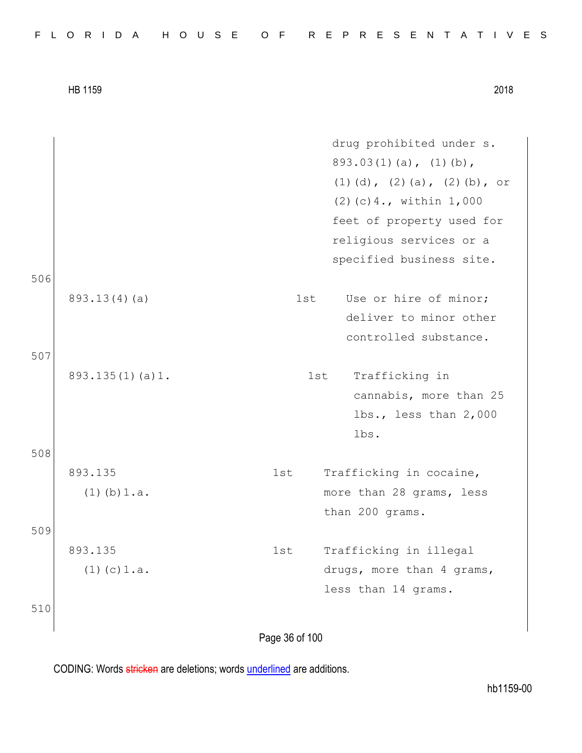| | | |
|---|---|---|
| | | drug prohibited under s. 893.03(1)(a), (1)(b), (1)(d), (2)(a), (2)(b), or (2)(c)4., within 1,000 feet of property used for religious services or a specified business site. |

506

| | | |
|---|---|---|
| 893.13(4)(a) | 1st | Use or hire of minor; deliver to minor other controlled substance. |

507

| | | |
|---|---|---|
| 893.135(1)(a)1. | 1st | Trafficking in cannabis, more than 25 lbs., less than 2,000 lbs. |

508

| | | |
|---|---|---|
| 893.135 (1)(b)1.a. | 1st | Trafficking in cocaine, more than 28 grams, less than 200 grams. |

509

| | | |
|---|---|---|
| 893.135 (1)(c)1.a. | 1st | Trafficking in illegal drugs, more than 4 grams, less than 14 grams. |

510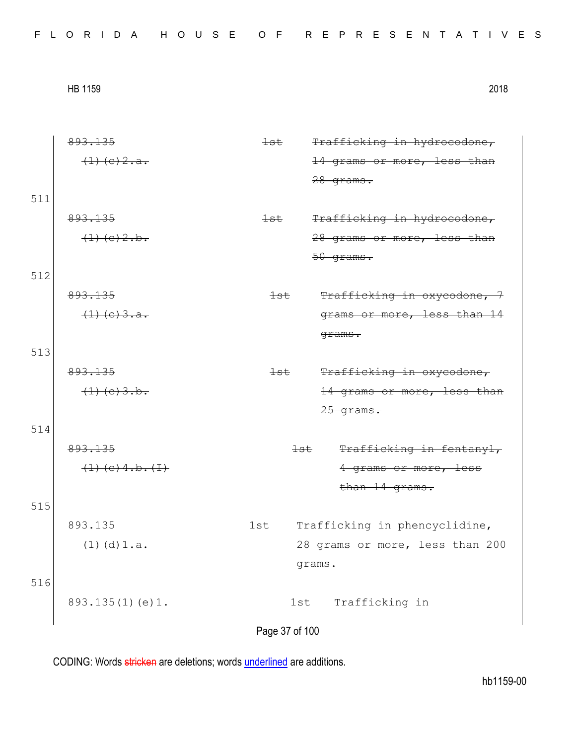| | | | |
|---|---|---|---|
| | ~~893.135 (1)(c)2.a.~~ | ~~1st~~ | ~~Trafficking in hydrocodone, 14 grams or more, less than 28 grams.~~ |
| 511 | ~~893.135 (1)(c)2.b.~~ | ~~1st~~ | ~~Trafficking in hydrocodone, 28 grams or more, less than 50 grams.~~ |
| 512 | ~~893.135 (1)(c)3.a.~~ | ~~1st~~ | ~~Trafficking in oxycodone, 7 grams or more, less than 14 grams.~~ |
| 513 | ~~893.135 (1)(c)3.b.~~ | ~~1st~~ | ~~Trafficking in oxycodone, 14 grams or more, less than 25 grams.~~ |
| 514 | ~~893.135 (1)(c)4.b.(I)~~ | ~~1st~~ | ~~Trafficking in fentanyl, 4 grams or more, less than 14 grams.~~ |
| 515 | 893.135 (1)(d)1.a. | 1st | Trafficking in phencyclidine, 28 grams or more, less than 200 grams. |
| 516 | 893.135(1)(e)1. | 1st | Trafficking in |

CODING: Words ~~stricken~~ are deletions; words <u>underlined</u> are additions.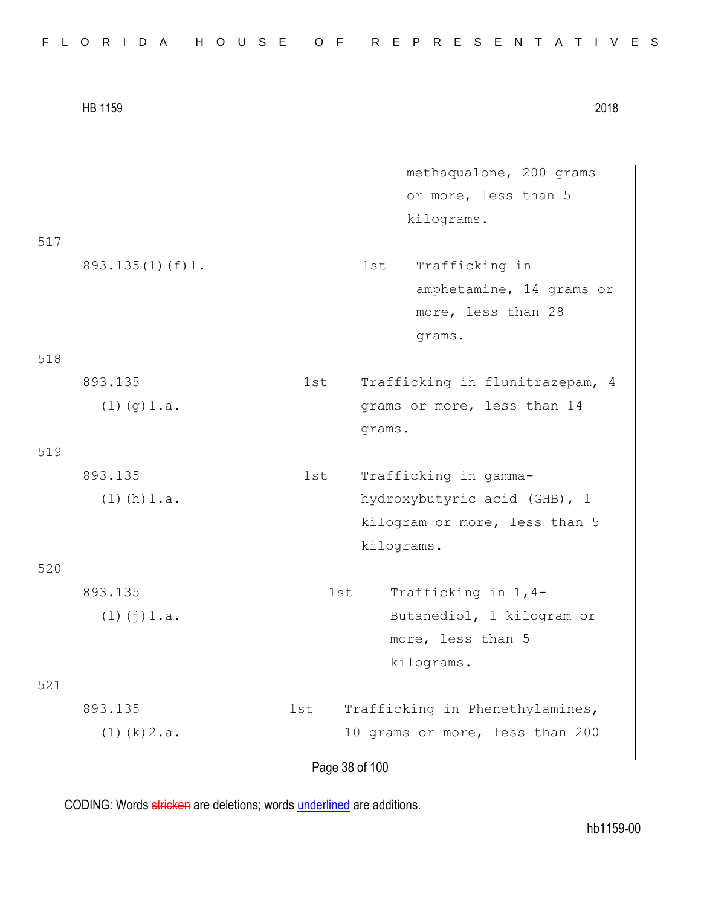| | | |
|---|---|---|
| | | methaqualone, 200 grams or more, less than 5 kilograms. |

517

| | | |
|---|---|---|
| 893.135(1)(f)1. | 1st | Trafficking in amphetamine, 14 grams or more, less than 28 grams. |

518

| | | |
|---|---|---|
| 893.135 (1)(g)1.a. | 1st | Trafficking in flunitrazepam, 4 grams or more, less than 14 grams. |

519

| | | |
|---|---|---|
| 893.135 (1)(h)1.a. | 1st | Trafficking in gamma-hydroxybutyric acid (GHB), 1 kilogram or more, less than 5 kilograms. |

520

| | | |
|---|---|---|
| 893.135 (1)(j)1.a. | 1st | Trafficking in 1,4-Butanediol, 1 kilogram or more, less than 5 kilograms. |

521

| | | |
|---|---|---|
| 893.135 (1)(k)2.a. | 1st | Trafficking in Phenethylamines, 10 grams or more, less than 200 |

CODING: Words stricken are deletions; words underlined are additions.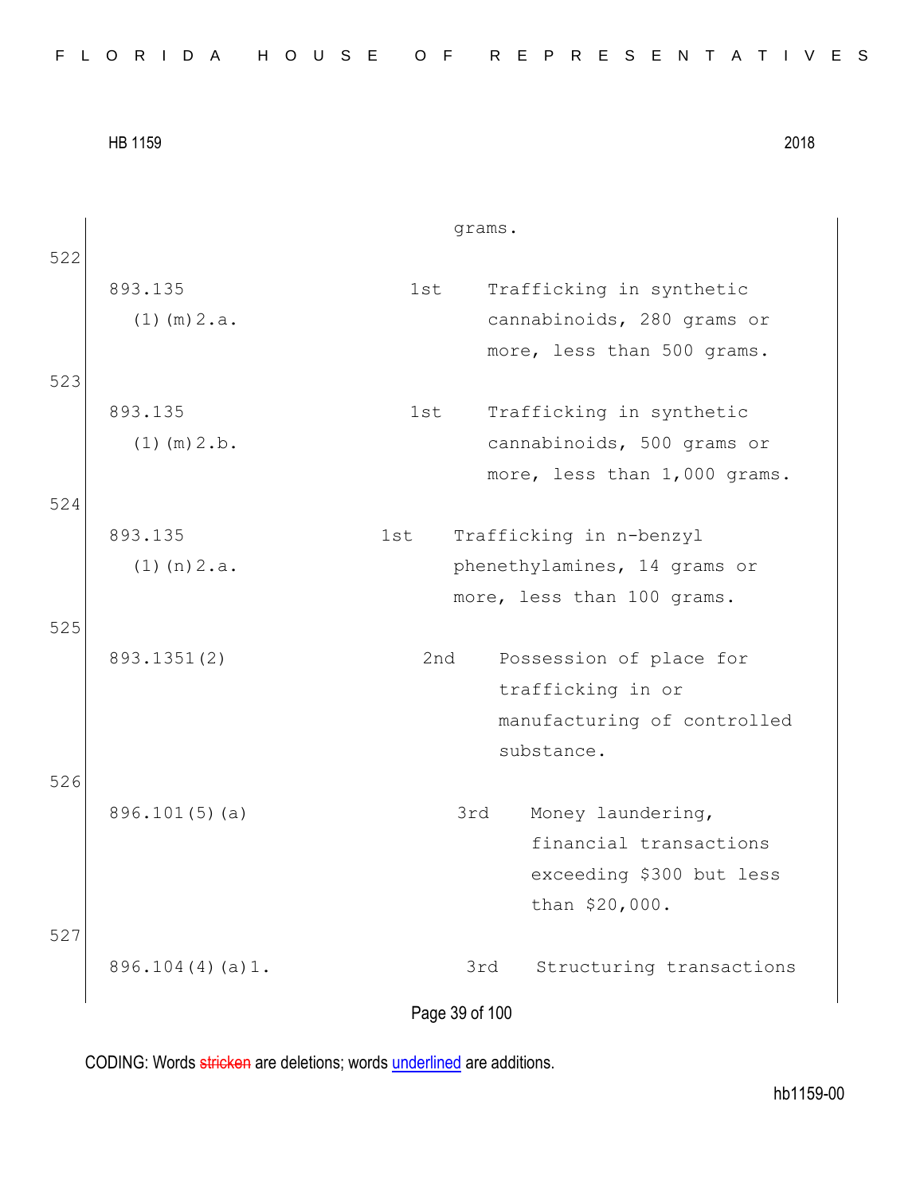grams.

522

| | | |
|---|---|---|
| 893.135 (1)(m)2.a. | 1st | Trafficking in synthetic cannabinoids, 280 grams or more, less than 500 grams. |

523

| | | |
|---|---|---|
| 893.135 (1)(m)2.b. | 1st | Trafficking in synthetic cannabinoids, 500 grams or more, less than 1,000 grams. |

524

| | | |
|---|---|---|
| 893.135 (1)(n)2.a. | 1st | Trafficking in n-benzyl phenethylamines, 14 grams or more, less than 100 grams. |

525

| | | |
|---|---|---|
| 893.1351(2) | 2nd | Possession of place for trafficking in or manufacturing of controlled substance. |

526

| | | |
|---|---|---|
| 896.101(5)(a) | 3rd | Money laundering, financial transactions exceeding $300 but less than $20,000. |

527

| | | |
|---|---|---|
| 896.104(4)(a)1. | 3rd | Structuring transactions |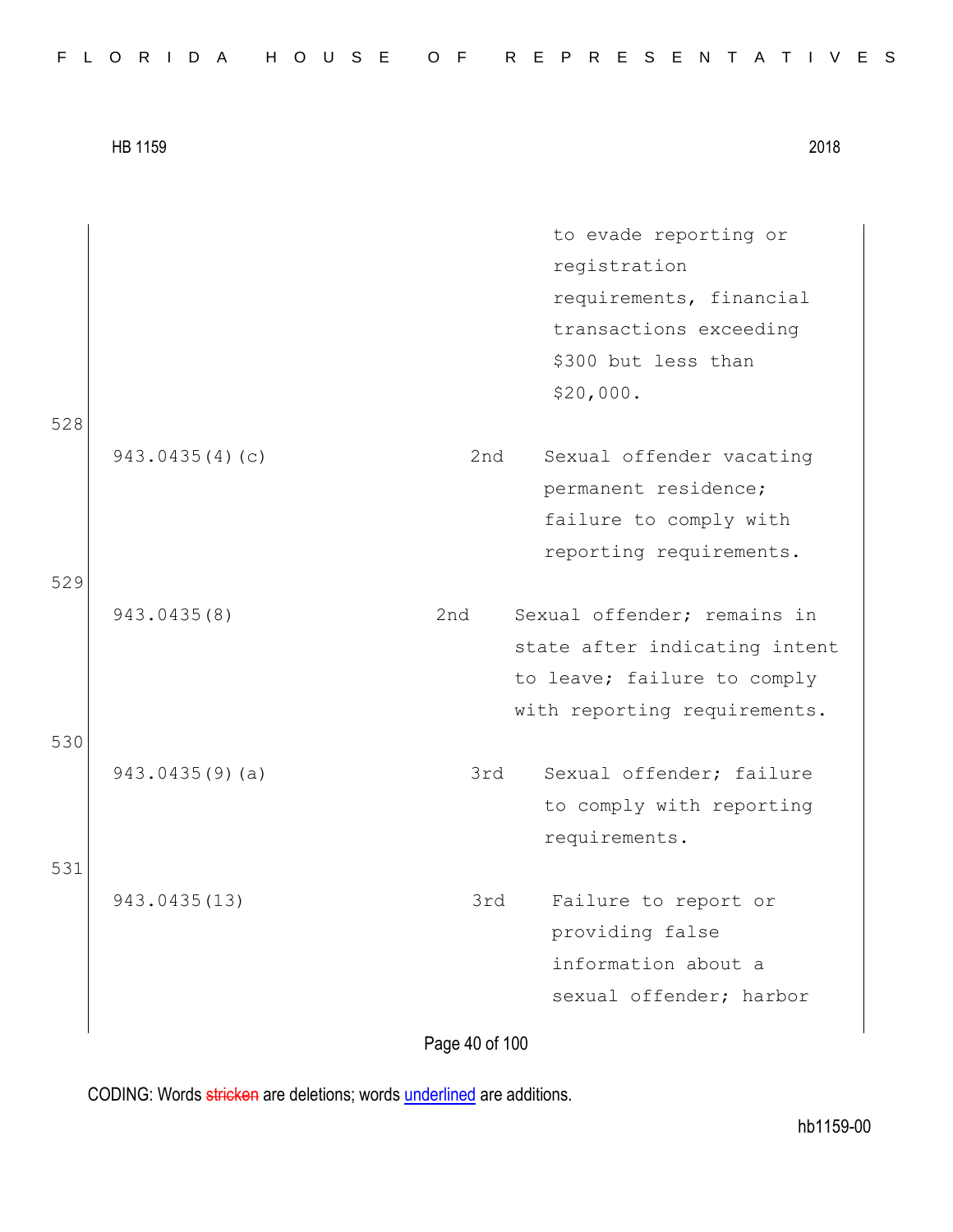| | | | |
|---|---|---|---|
| | | | to evade reporting or registration requirements, financial transactions exceeding $300 but less than $20,000. |
| 528 | 943.0435(4)(c) | 2nd | Sexual offender vacating permanent residence; failure to comply with reporting requirements. |
| 529 | 943.0435(8) | 2nd | Sexual offender; remains in state after indicating intent to leave; failure to comply with reporting requirements. |
| 530 | 943.0435(9)(a) | 3rd | Sexual offender; failure to comply with reporting requirements. |
| 531 | 943.0435(13) | 3rd | Failure to report or providing false information about a sexual offender; harbor |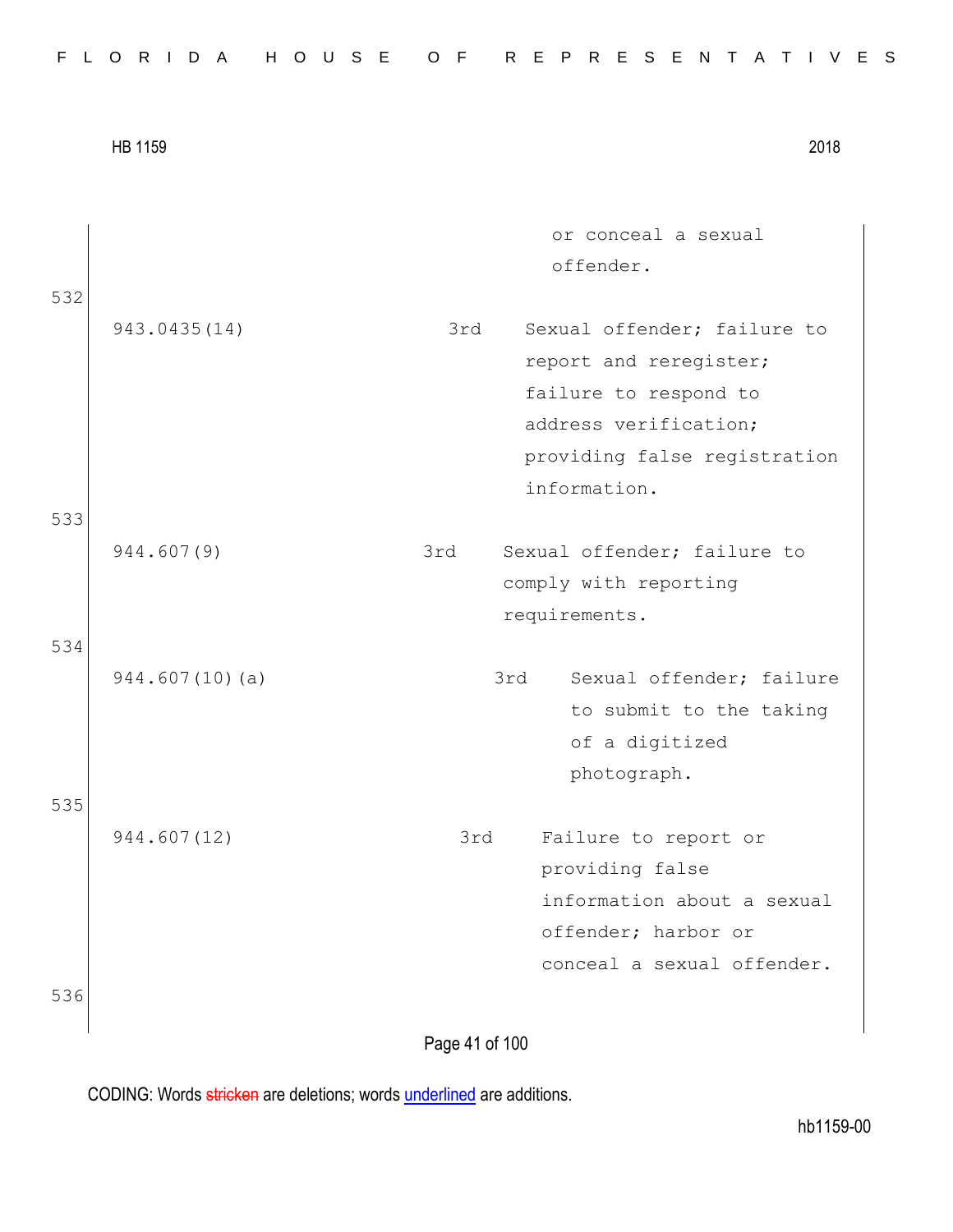| | | |
|---|---|---|
| | | or conceal a sexual offender. |

532

| | | |
|---|---|---|
| 943.0435(14) | 3rd | Sexual offender; failure to report and reregister; failure to respond to address verification; providing false registration information. |

533

| | | |
|---|---|---|
| 944.607(9) | 3rd | Sexual offender; failure to comply with reporting requirements. |

534

| | | |
|---|---|---|
| 944.607(10)(a) | 3rd | Sexual offender; failure to submit to the taking of a digitized photograph. |

535

| | | |
|---|---|---|
| 944.607(12) | 3rd | Failure to report or providing false information about a sexual offender; harbor or conceal a sexual offender. |

536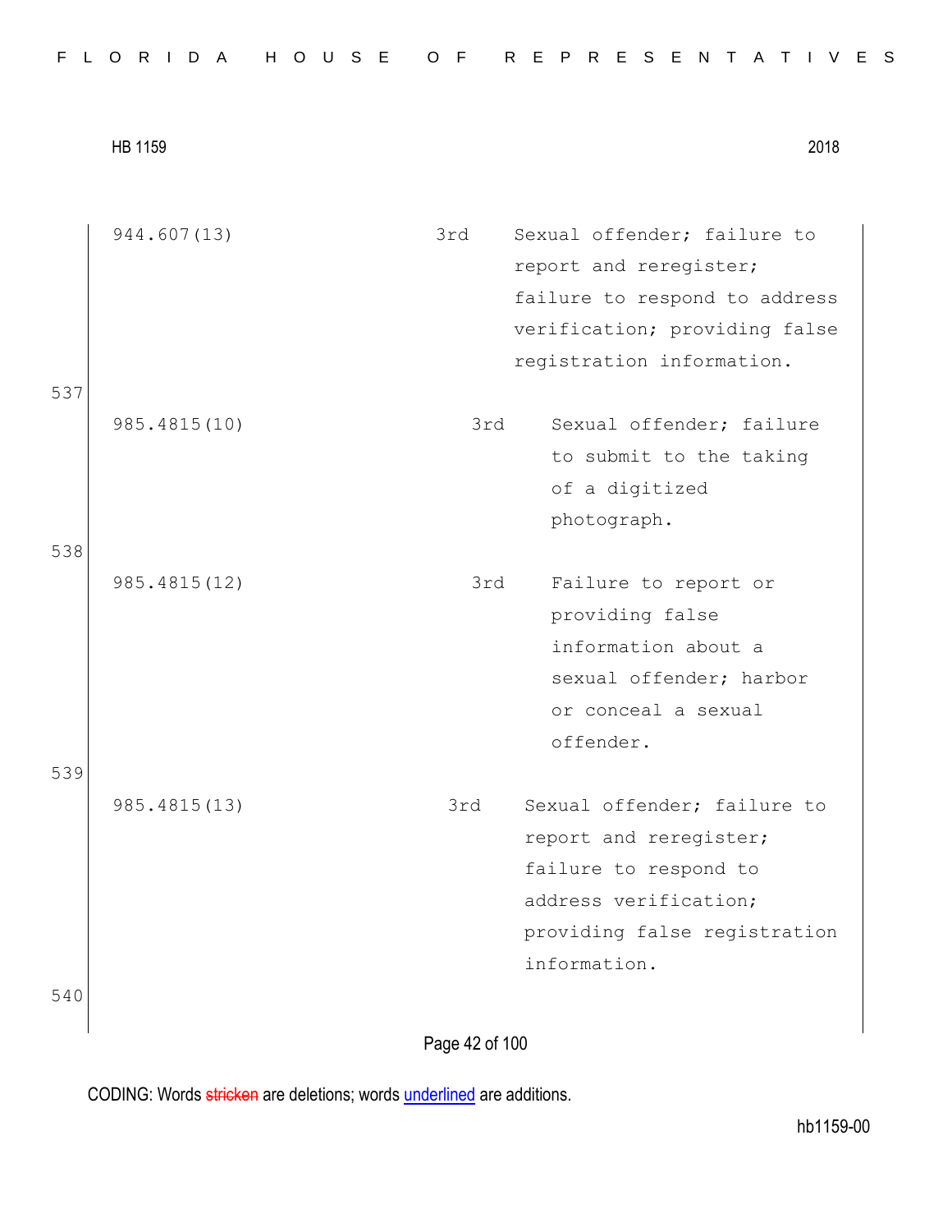| | | | |
|---|---|---|---|
| | 944.607(13) | 3rd | Sexual offender; failure to report and reregister; failure to respond to address verification; providing false registration information. |
| 537 | 985.4815(10) | 3rd | Sexual offender; failure to submit to the taking of a digitized photograph. |
| 538 | 985.4815(12) | 3rd | Failure to report or providing false information about a sexual offender; harbor or conceal a sexual offender. |
| 539 | 985.4815(13) | 3rd | Sexual offender; failure to report and reregister; failure to respond to address verification; providing false registration information. |
| 540 | | | |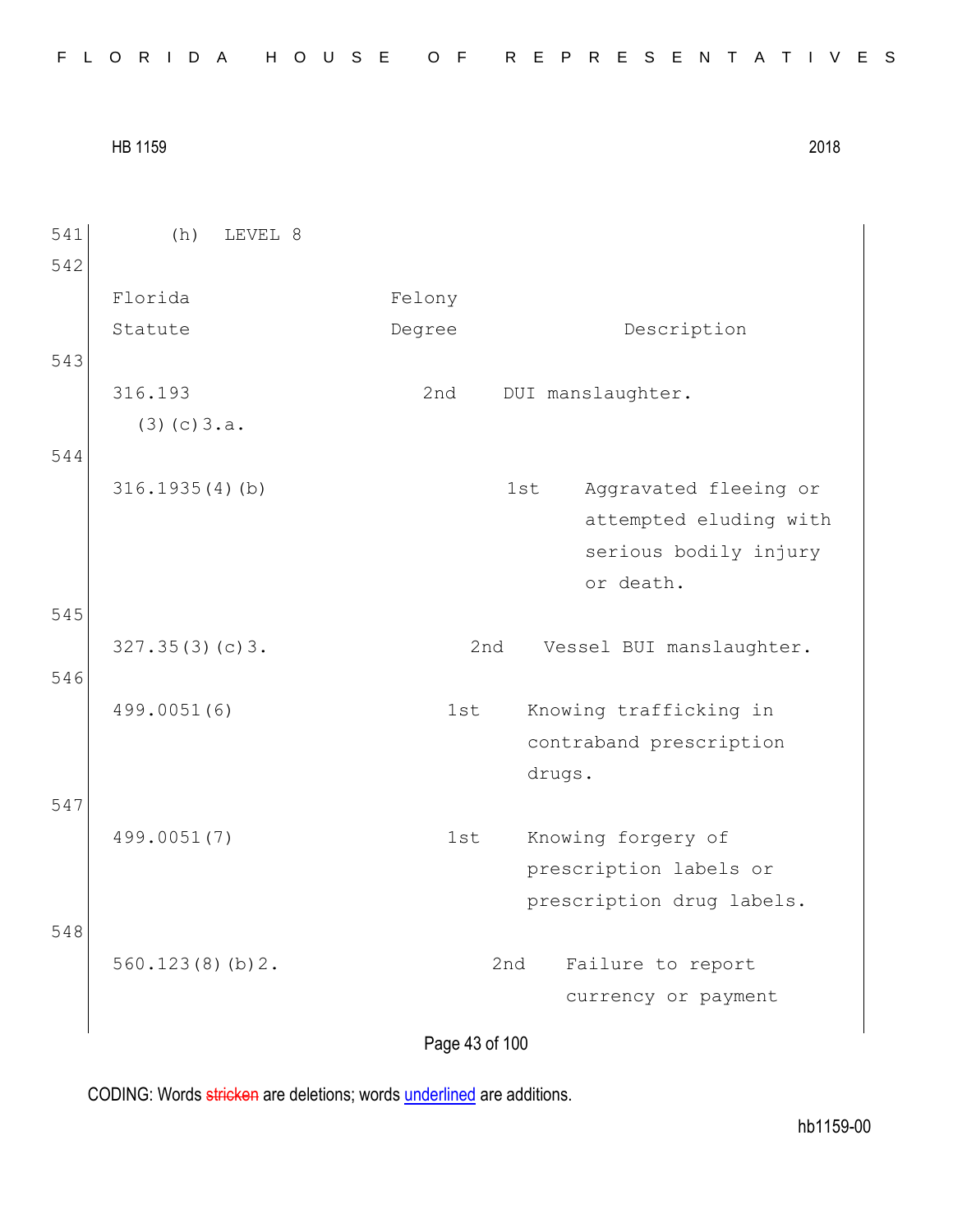541 (h) LEVEL 8

542

| Florida Statute | Felony Degree | Description |
|---|---|---|
| 316.193 (3)(c)3.a. | 2nd | DUI manslaughter. |
| 316.1935(4)(b) | 1st | Aggravated fleeing or attempted eluding with serious bodily injury or death. |
| 327.35(3)(c)3. | 2nd | Vessel BUI manslaughter. |
| 499.0051(6) | 1st | Knowing trafficking in contraband prescription drugs. |
| 499.0051(7) | 1st | Knowing forgery of prescription labels or prescription drug labels. |
| 560.123(8)(b)2. | 2nd | Failure to report currency or payment |

CODING: Words stricken are deletions; words underlined are additions.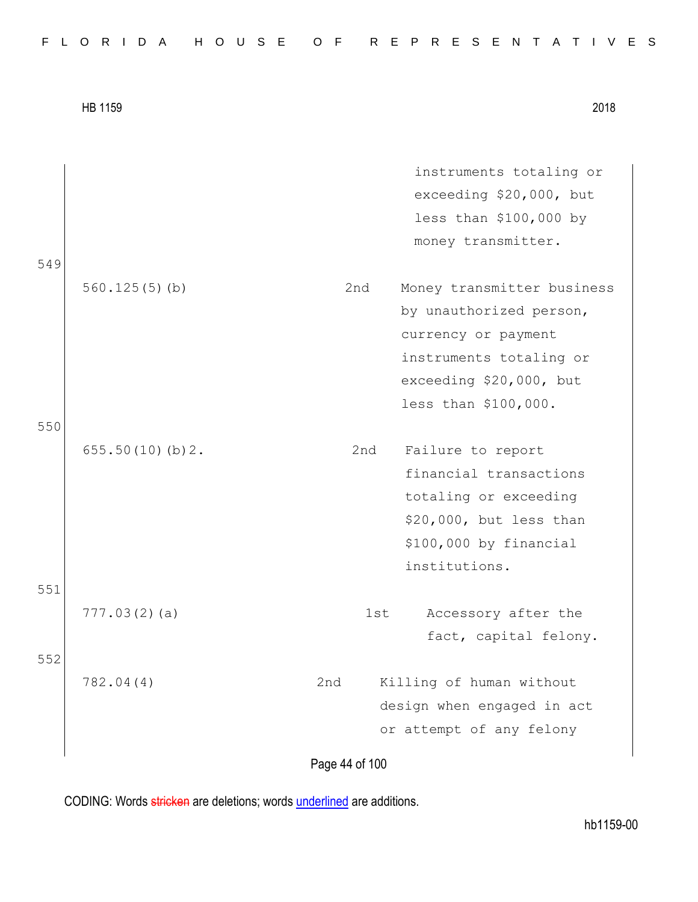| | | |
|---|---|---|
| | | instruments totaling or exceeding $20,000, but less than $100,000 by money transmitter. |
| 560.125(5)(b) | 2nd | Money transmitter business by unauthorized person, currency or payment instruments totaling or exceeding $20,000, but less than $100,000. |
| 655.50(10)(b)2. | 2nd | Failure to report financial transactions totaling or exceeding $20,000, but less than $100,000 by financial institutions. |
| 777.03(2)(a) | 1st | Accessory after the fact, capital felony. |
| 782.04(4) | 2nd | Killing of human without design when engaged in act or attempt of any felony |

549
550
551
552

CODING: Words ~~stricken~~ are deletions; words <u>underlined</u> are additions.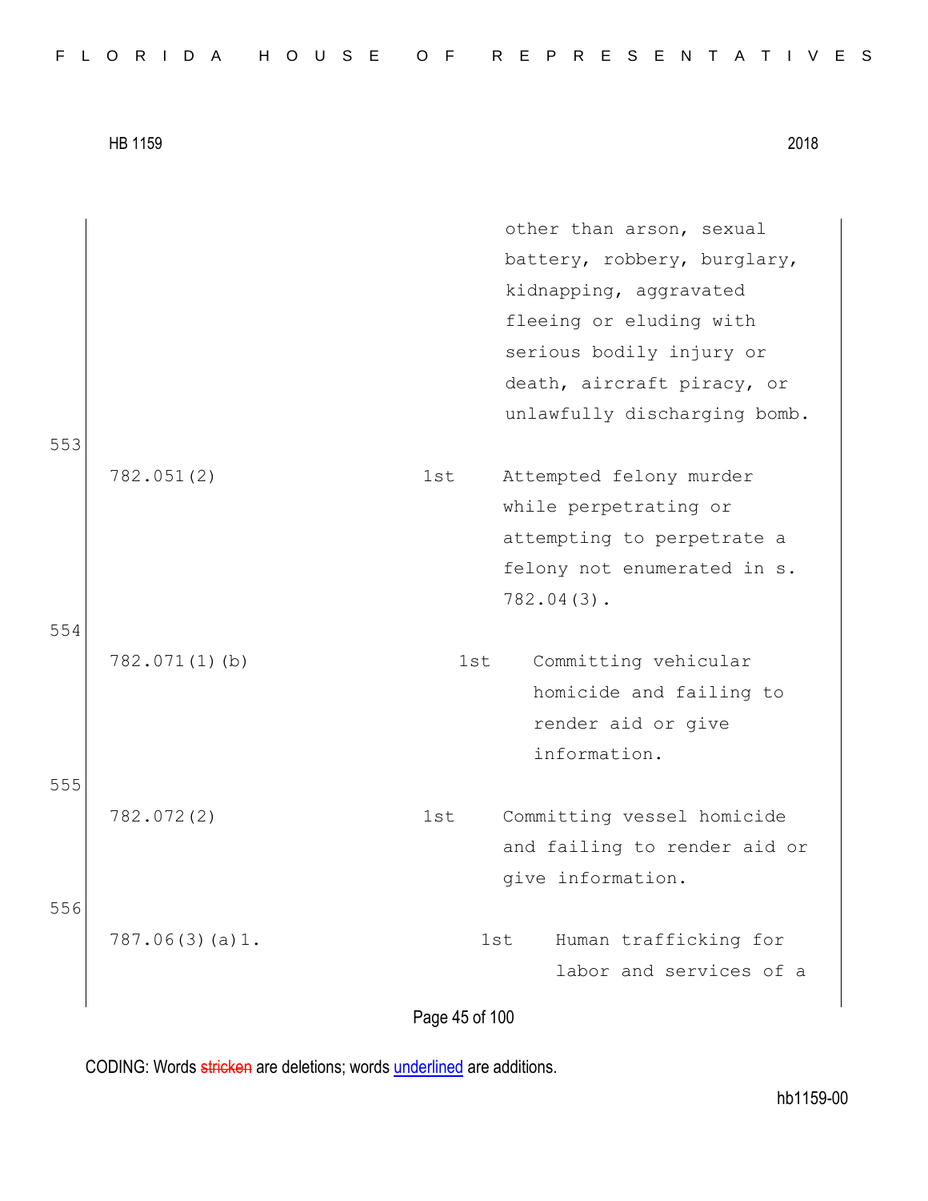| | | |
|---|---|---|
| | | other than arson, sexual battery, robbery, burglary, kidnapping, aggravated fleeing or eluding with serious bodily injury or death, aircraft piracy, or unlawfully discharging bomb. |
| 782.051(2) | 1st | Attempted felony murder while perpetrating or attempting to perpetrate a felony not enumerated in s. 782.04(3). |
| 782.071(1)(b) | 1st | Committing vehicular homicide and failing to render aid or give information. |
| 782.072(2) | 1st | Committing vessel homicide and failing to render aid or give information. |
| 787.06(3)(a)1. | 1st | Human trafficking for labor and services of a |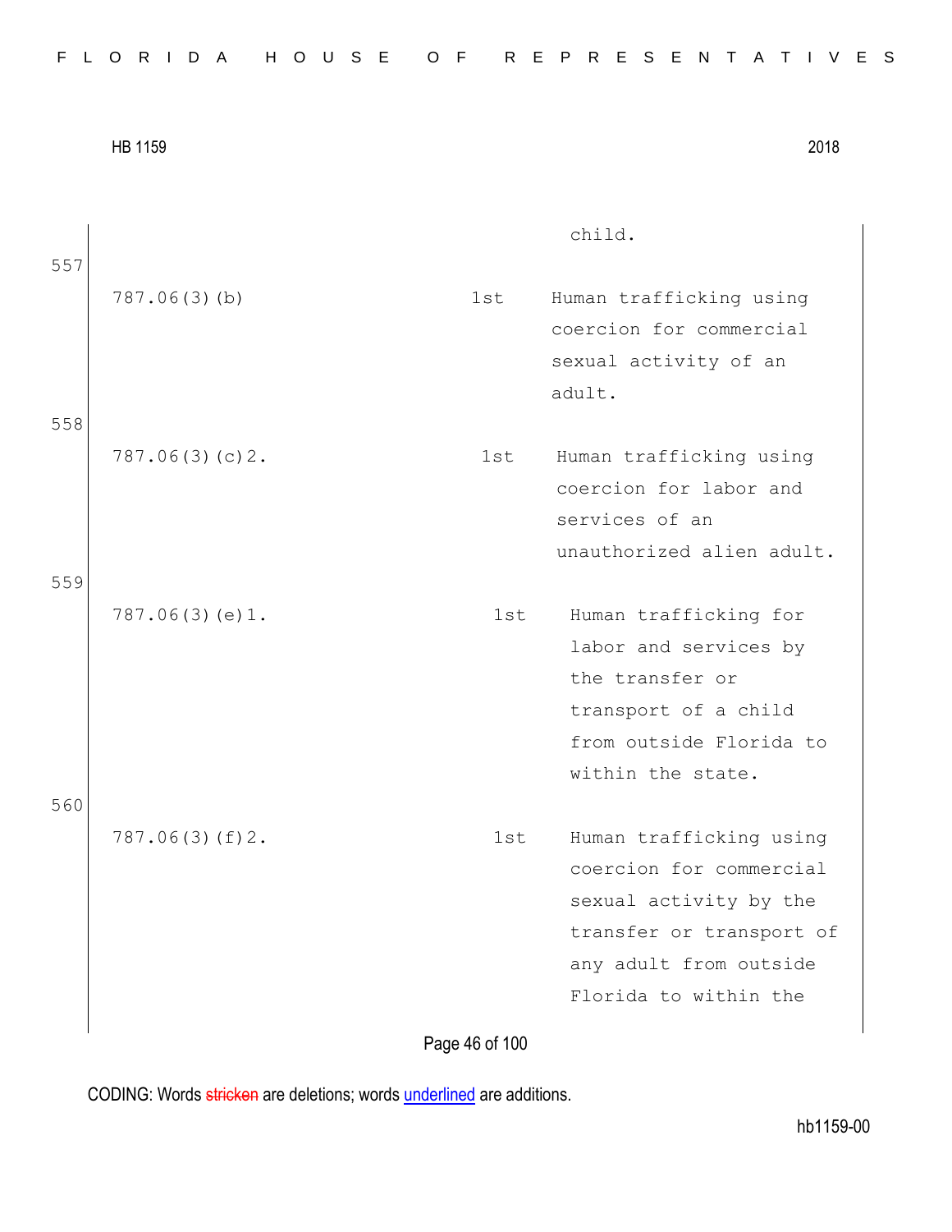| | | | |
|---|---|---|---|
| | | | child. |
| 557 | 787.06(3)(b) | 1st | Human trafficking using coercion for commercial sexual activity of an adult. |
| 558 | 787.06(3)(c)2. | 1st | Human trafficking using coercion for labor and services of an unauthorized alien adult. |
| 559 | 787.06(3)(e)1. | 1st | Human trafficking for labor and services by the transfer or transport of a child from outside Florida to within the state. |
| 560 | 787.06(3)(f)2. | 1st | Human trafficking using coercion for commercial sexual activity by the transfer or transport of any adult from outside Florida to within the |

CODING: Words stricken are deletions; words underlined are additions.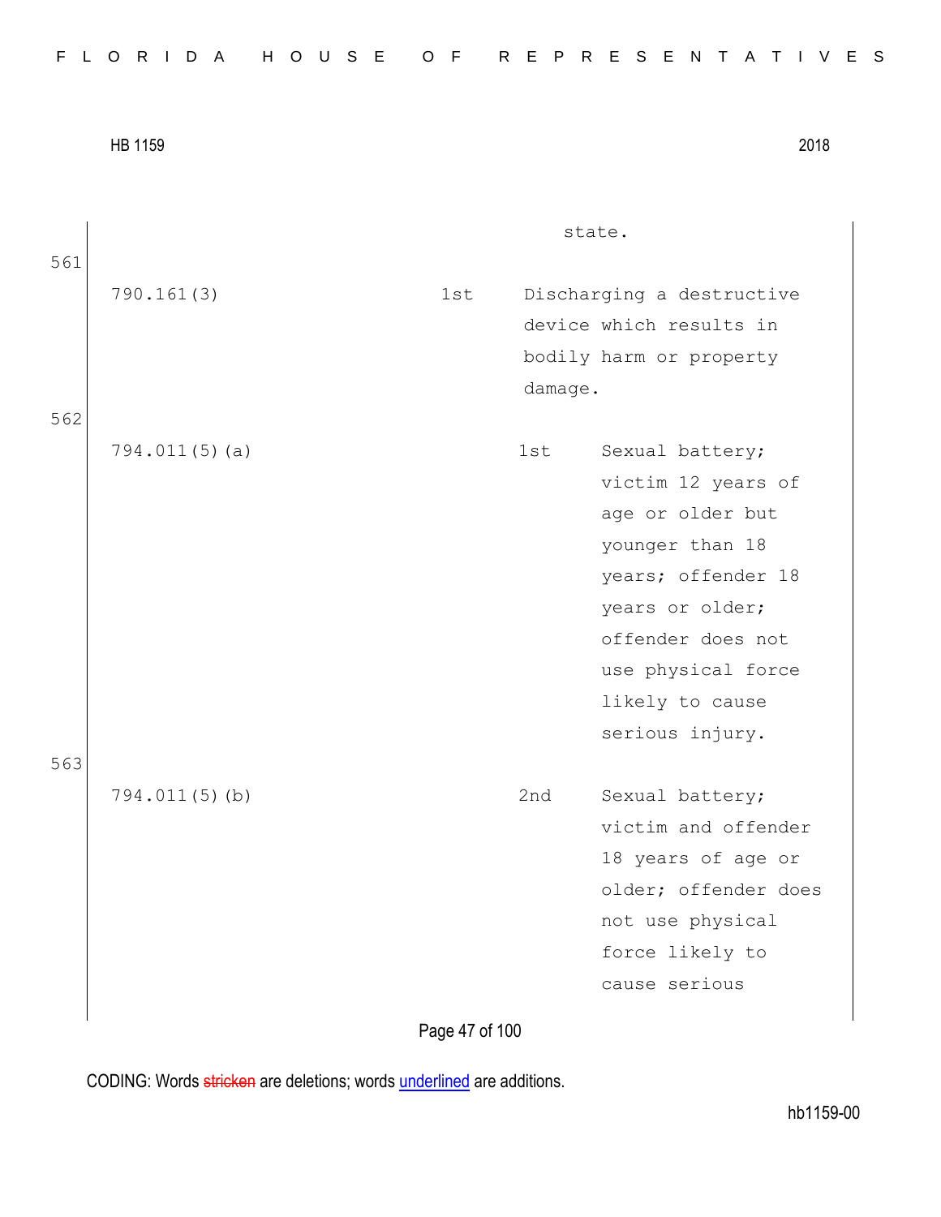| | | |
|---|---|---|
| | | state. |
| 790.161(3) | 1st | Discharging a destructive device which results in bodily harm or property damage. |
| 794.011(5)(a) | 1st | Sexual battery; victim 12 years of age or older but younger than 18 years; offender 18 years or older; offender does not use physical force likely to cause serious injury. |
| 794.011(5)(b) | 2nd | Sexual battery; victim and offender 18 years of age or older; offender does not use physical force likely to cause serious |

CODING: Words stricken are deletions; words underlined are additions.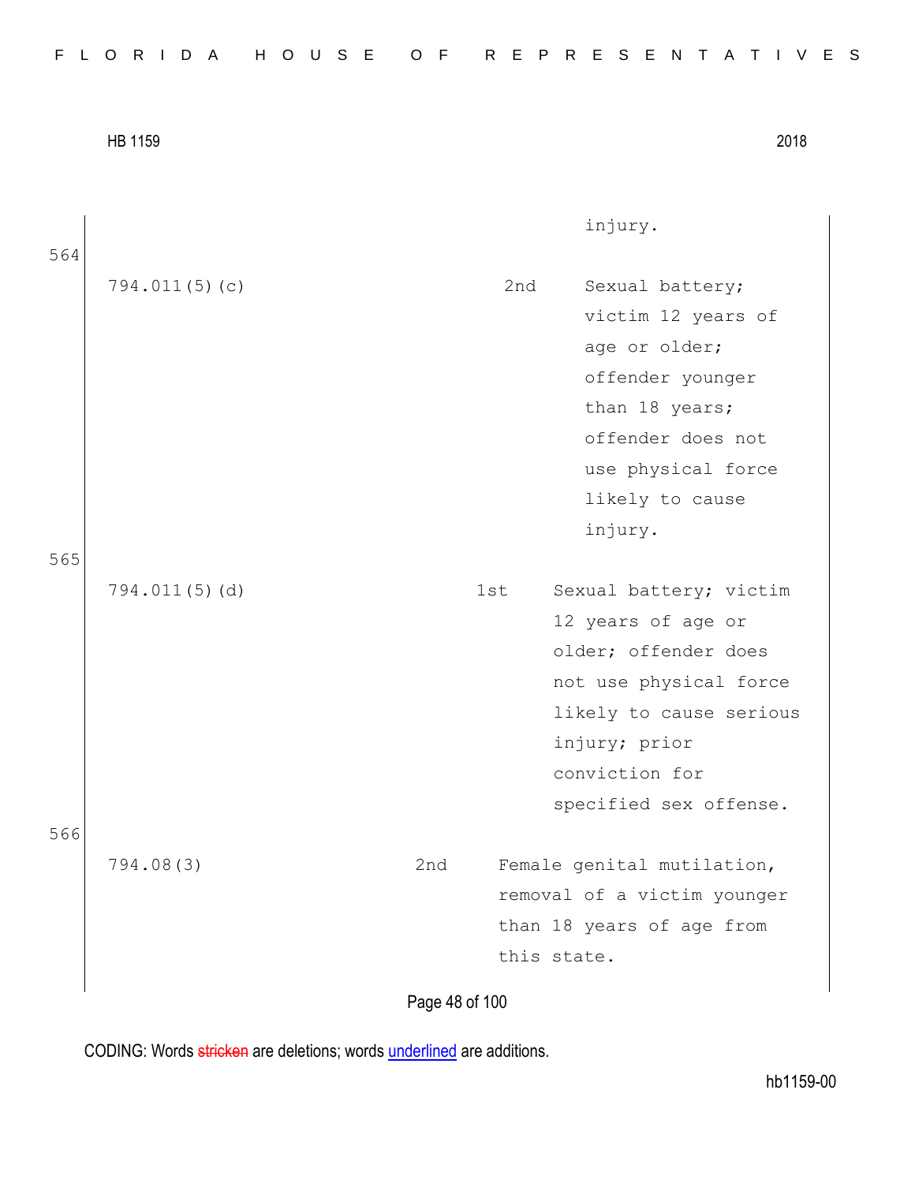| | | |
|---|---|---|
| | | injury. |

564

| | | |
|---|---|---|
| 794.011(5)(c) | 2nd | Sexual battery; victim 12 years of age or older; offender younger than 18 years; offender does not use physical force likely to cause injury. |

565

| | | |
|---|---|---|
| 794.011(5)(d) | 1st | Sexual battery; victim 12 years of age or older; offender does not use physical force likely to cause serious injury; prior conviction for specified sex offense. |

566

| | | |
|---|---|---|
| 794.08(3) | 2nd | Female genital mutilation, removal of a victim younger than 18 years of age from this state. |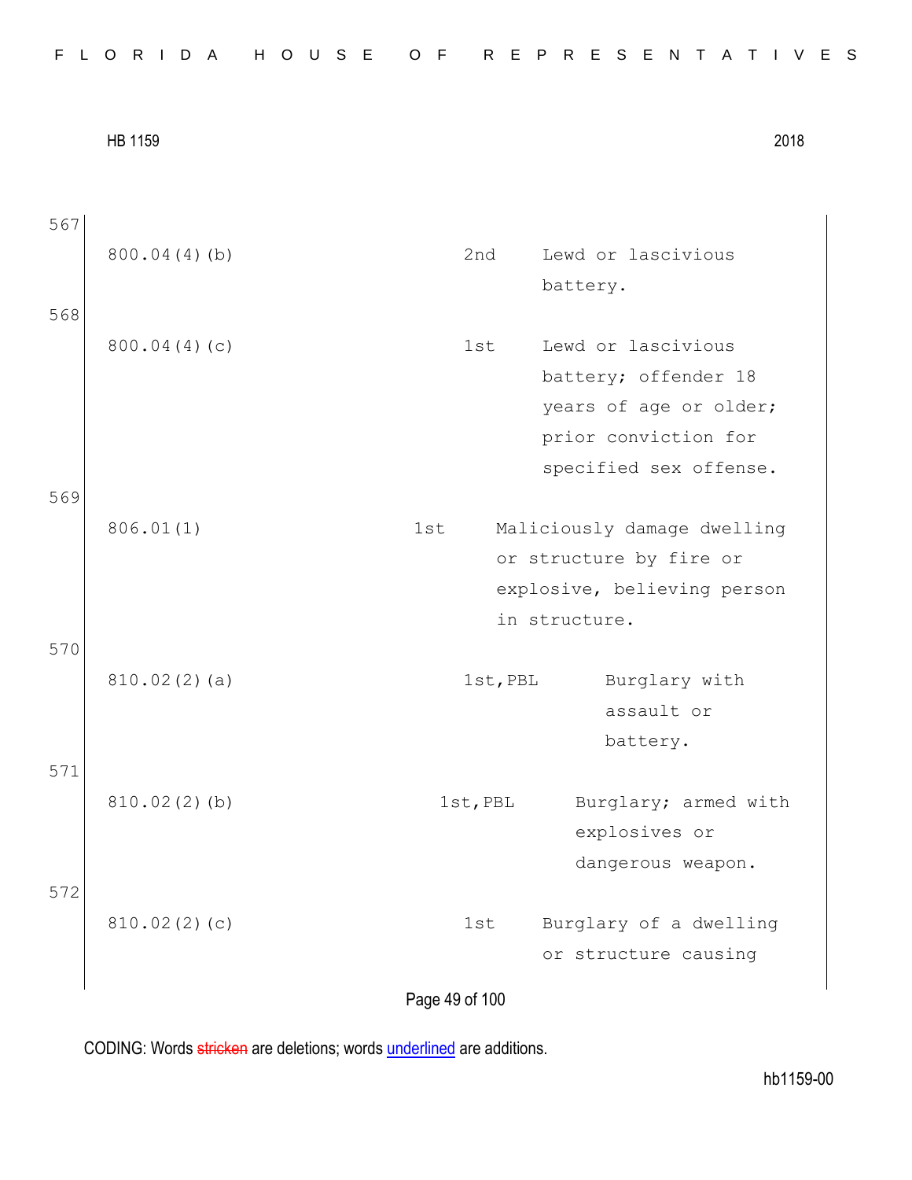567

| | | |
|---|---|---|
| 800.04(4)(b) | 2nd | Lewd or lascivious battery. |

568

| | | |
|---|---|---|
| 800.04(4)(c) | 1st | Lewd or lascivious battery; offender 18 years of age or older; prior conviction for specified sex offense. |

569

| | | |
|---|---|---|
| 806.01(1) | 1st | Maliciously damage dwelling or structure by fire or explosive, believing person in structure. |

570

| | | |
|---|---|---|
| 810.02(2)(a) | 1st,PBL | Burglary with assault or battery. |

571

| | | |
|---|---|---|
| 810.02(2)(b) | 1st,PBL | Burglary; armed with explosives or dangerous weapon. |

572

| | | |
|---|---|---|
| 810.02(2)(c) | 1st | Burglary of a dwelling or structure causing |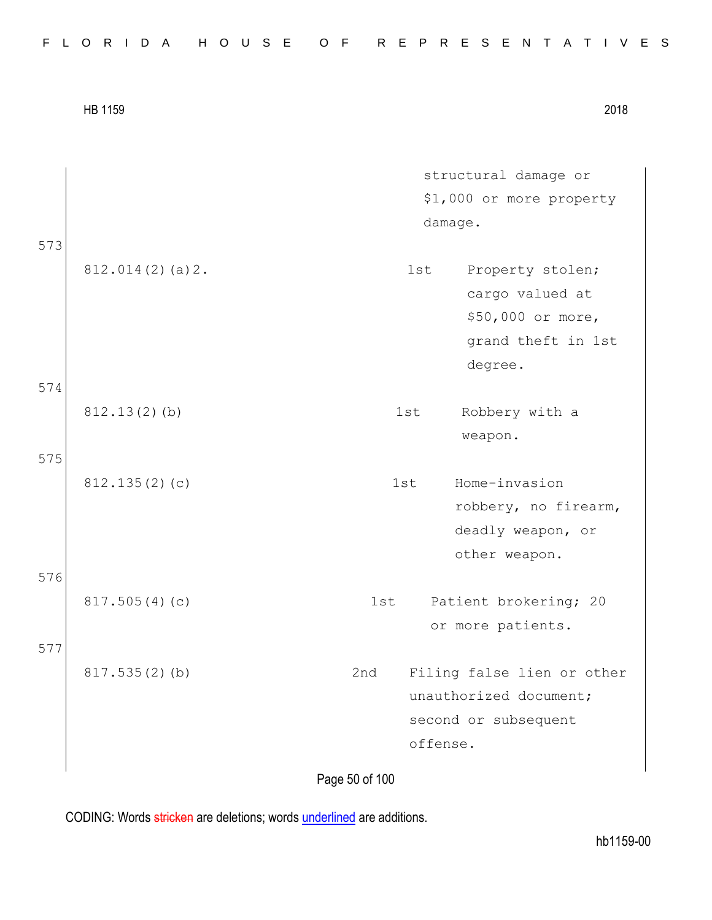| | | |
|---|---|---|
| | | structural damage or $1,000 or more property damage. |
| 812.014(2)(a)2. | 1st | Property stolen; cargo valued at $50,000 or more, grand theft in 1st degree. |
| 812.13(2)(b) | 1st | Robbery with a weapon. |
| 812.135(2)(c) | 1st | Home-invasion robbery, no firearm, deadly weapon, or other weapon. |
| 817.505(4)(c) | 1st | Patient brokering; 20 or more patients. |
| 817.535(2)(b) | 2nd | Filing false lien or other unauthorized document; second or subsequent offense. |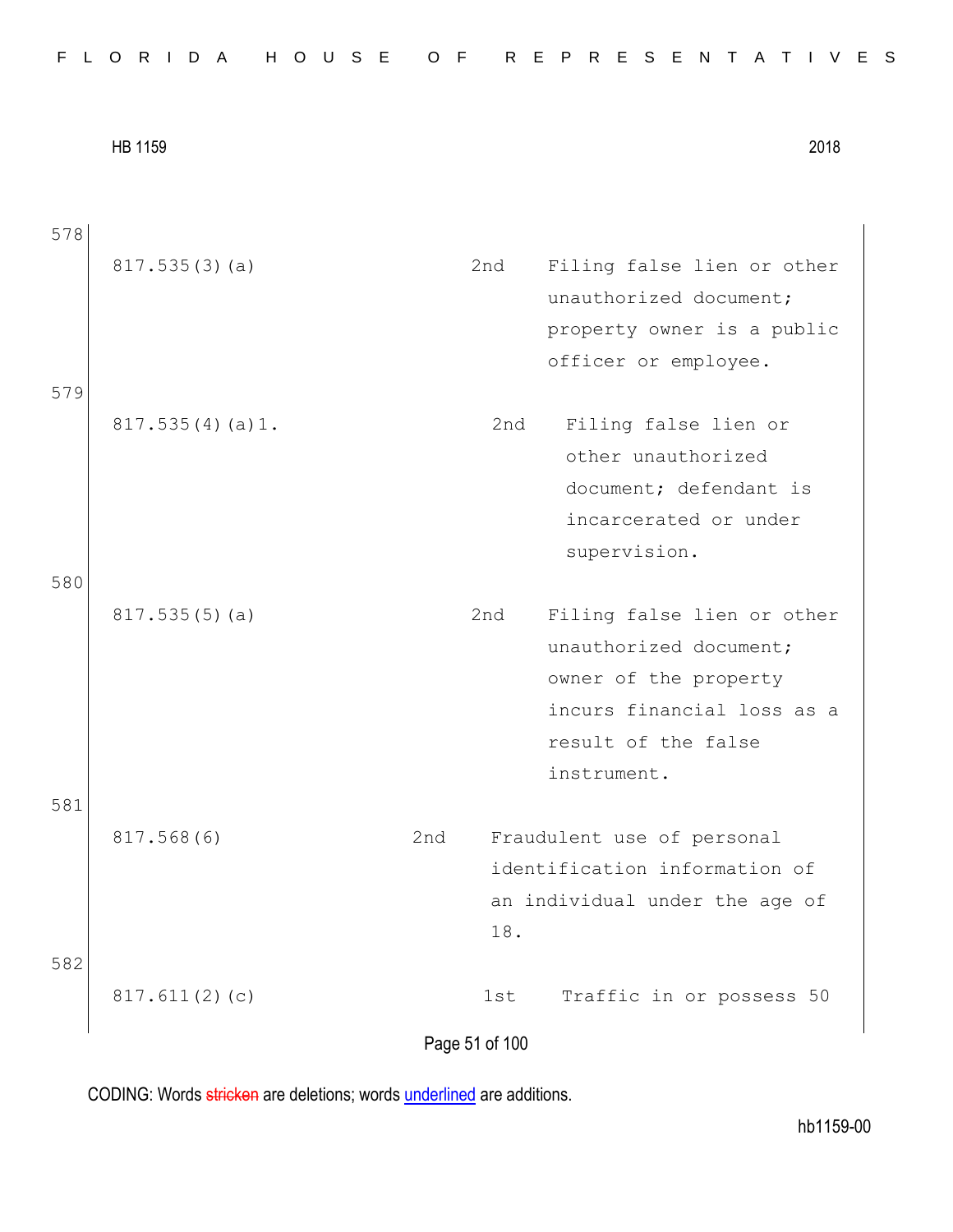578

| | | |
|---|---|---|
| 817.535(3)(a) | 2nd | Filing false lien or other unauthorized document; property owner is a public officer or employee. |

579

| | | |
|---|---|---|
| 817.535(4)(a)1. | 2nd | Filing false lien or other unauthorized document; defendant is incarcerated or under supervision. |

580

| | | |
|---|---|---|
| 817.535(5)(a) | 2nd | Filing false lien or other unauthorized document; owner of the property incurs financial loss as a result of the false instrument. |

581

| | | |
|---|---|---|
| 817.568(6) | 2nd | Fraudulent use of personal identification information of an individual under the age of 18. |

582

| | | |
|---|---|---|
| 817.611(2)(c) | 1st | Traffic in or possess 50 |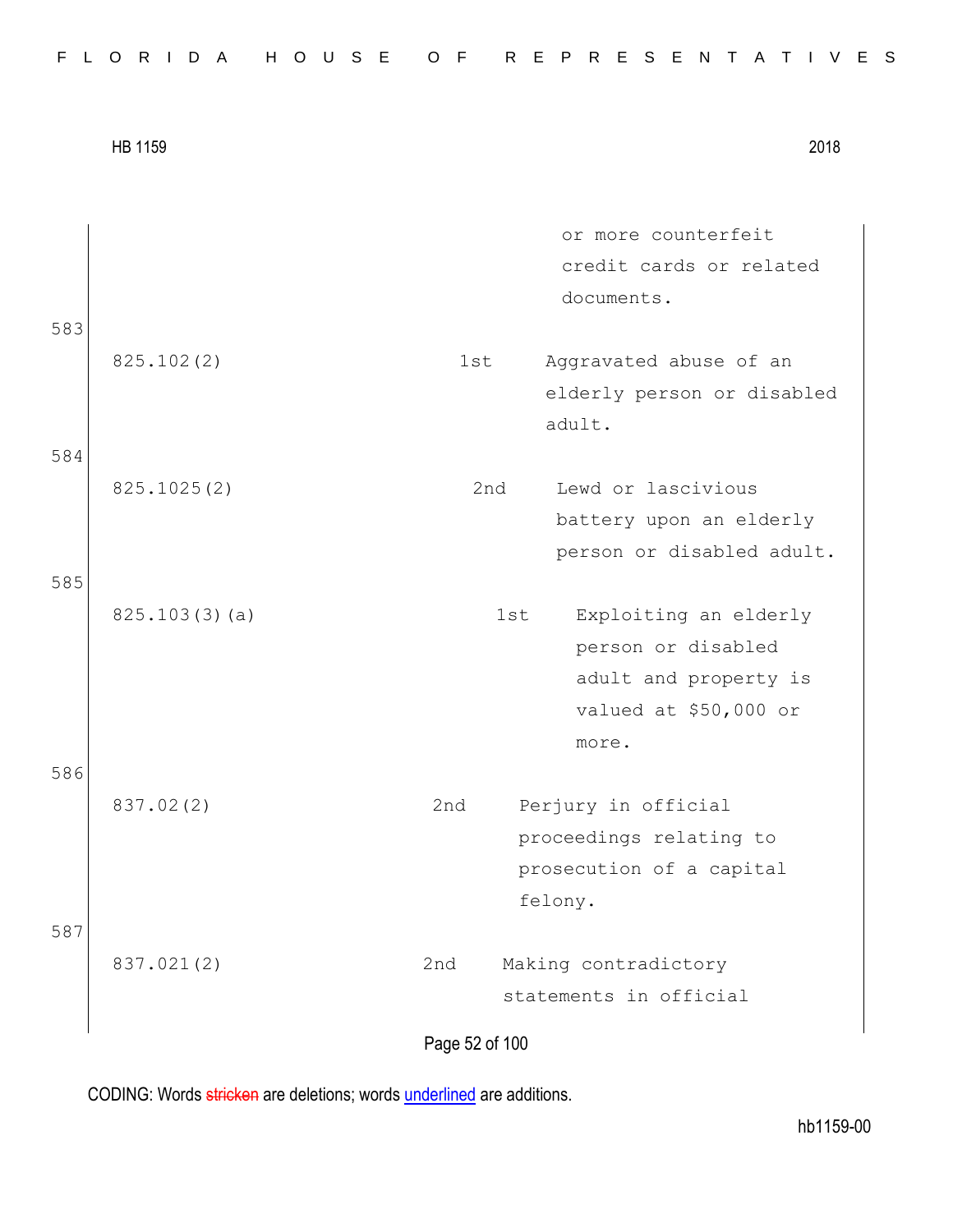| | | | |
|---|---|---|---|
| | | | or more counterfeit credit cards or related documents. |
| 583 | 825.102(2) | 1st | Aggravated abuse of an elderly person or disabled adult. |
| 584 | 825.1025(2) | 2nd | Lewd or lascivious battery upon an elderly person or disabled adult. |
| 585 | 825.103(3)(a) | 1st | Exploiting an elderly person or disabled adult and property is valued at $50,000 or more. |
| 586 | 837.02(2) | 2nd | Perjury in official proceedings relating to prosecution of a capital felony. |
| 587 | 837.021(2) | 2nd | Making contradictory statements in official |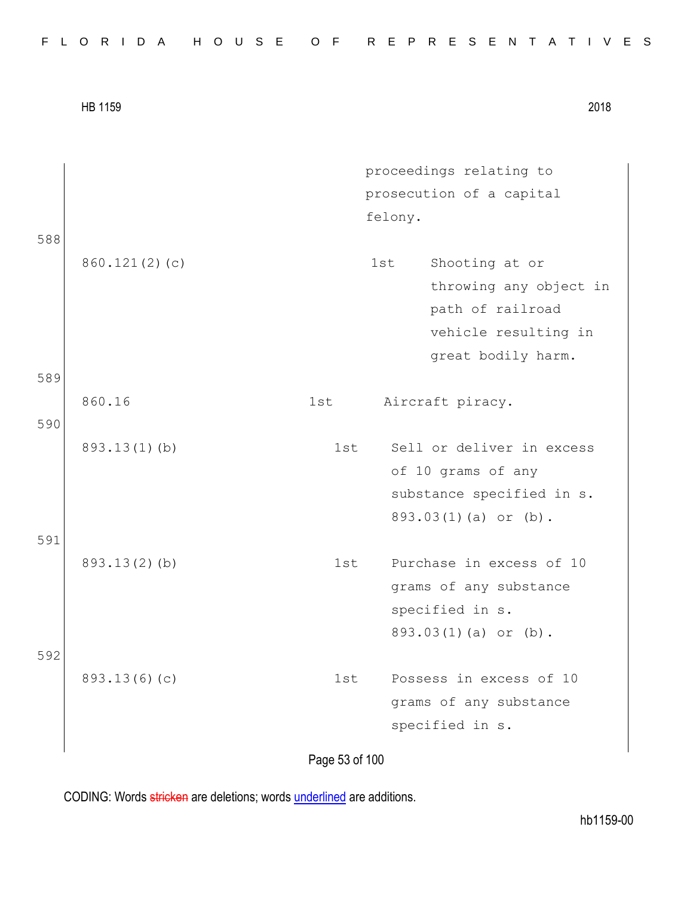proceedings relating to prosecution of a capital felony.

588

| | | |
|---|---|---|
| 860.121(2)(c) | 1st | Shooting at or throwing any object in path of railroad vehicle resulting in great bodily harm. |

589

| | | |
|---|---|---|
| 860.16 | 1st | Aircraft piracy. |

590

| | | |
|---|---|---|
| 893.13(1)(b) | 1st | Sell or deliver in excess of 10 grams of any substance specified in s. 893.03(1)(a) or (b). |

591

| | | |
|---|---|---|
| 893.13(2)(b) | 1st | Purchase in excess of 10 grams of any substance specified in s. 893.03(1)(a) or (b). |

592

| | | |
|---|---|---|
| 893.13(6)(c) | 1st | Possess in excess of 10 grams of any substance specified in s. |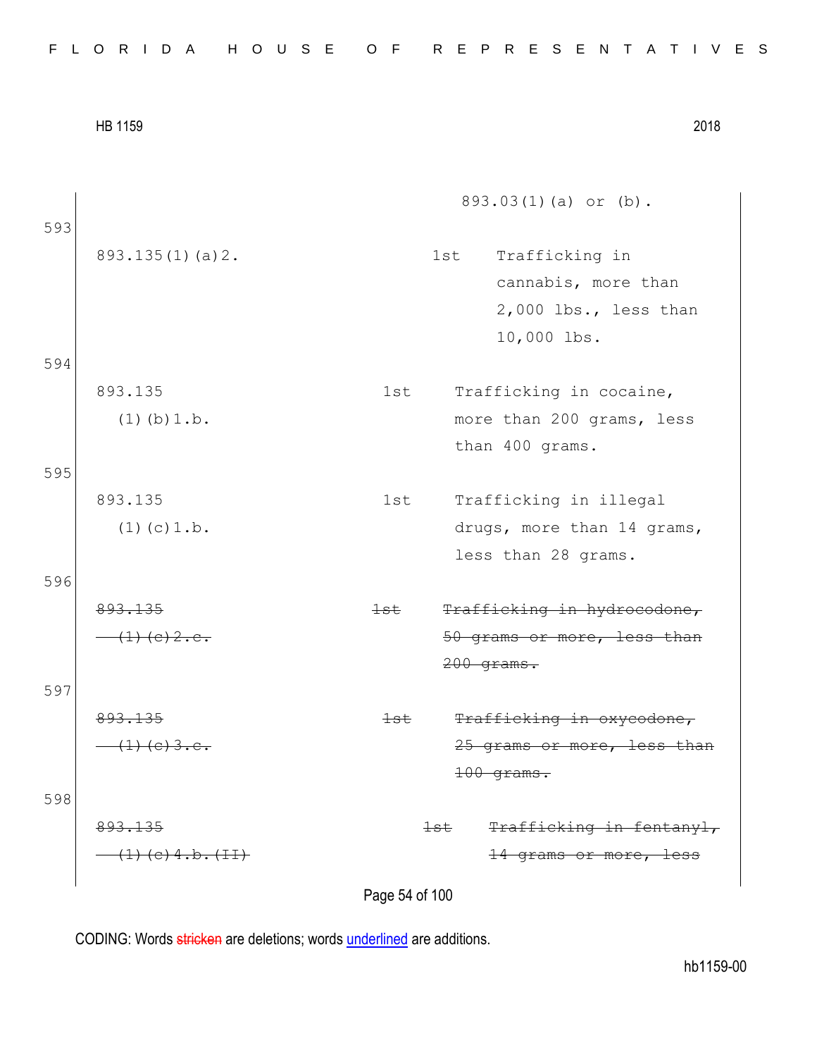893.03(1)(a) or (b).

593

| | | |
|---|---|---|
| 893.135(1)(a)2. | 1st | Trafficking in cannabis, more than 2,000 lbs., less than 10,000 lbs. |

594

| | | |
|---|---|---|
| 893.135 (1)(b)1.b. | 1st | Trafficking in cocaine, more than 200 grams, less than 400 grams. |

595

| | | |
|---|---|---|
| 893.135 (1)(c)1.b. | 1st | Trafficking in illegal drugs, more than 14 grams, less than 28 grams. |

596

| | | |
|---|---|---|
| ~~893.135 (1)(c)2.c.~~ | ~~1st~~ | ~~Trafficking in hydrocodone, 50 grams or more, less than 200 grams.~~ |

597

| | | |
|---|---|---|
| ~~893.135 (1)(c)3.c.~~ | ~~1st~~ | ~~Trafficking in oxycodone, 25 grams or more, less than 100 grams.~~ |

598

| | | |
|---|---|---|
| ~~893.135 (1)(c)4.b.(II)~~ | ~~1st~~ | ~~Trafficking in fentanyl, 14 grams or more, less~~ |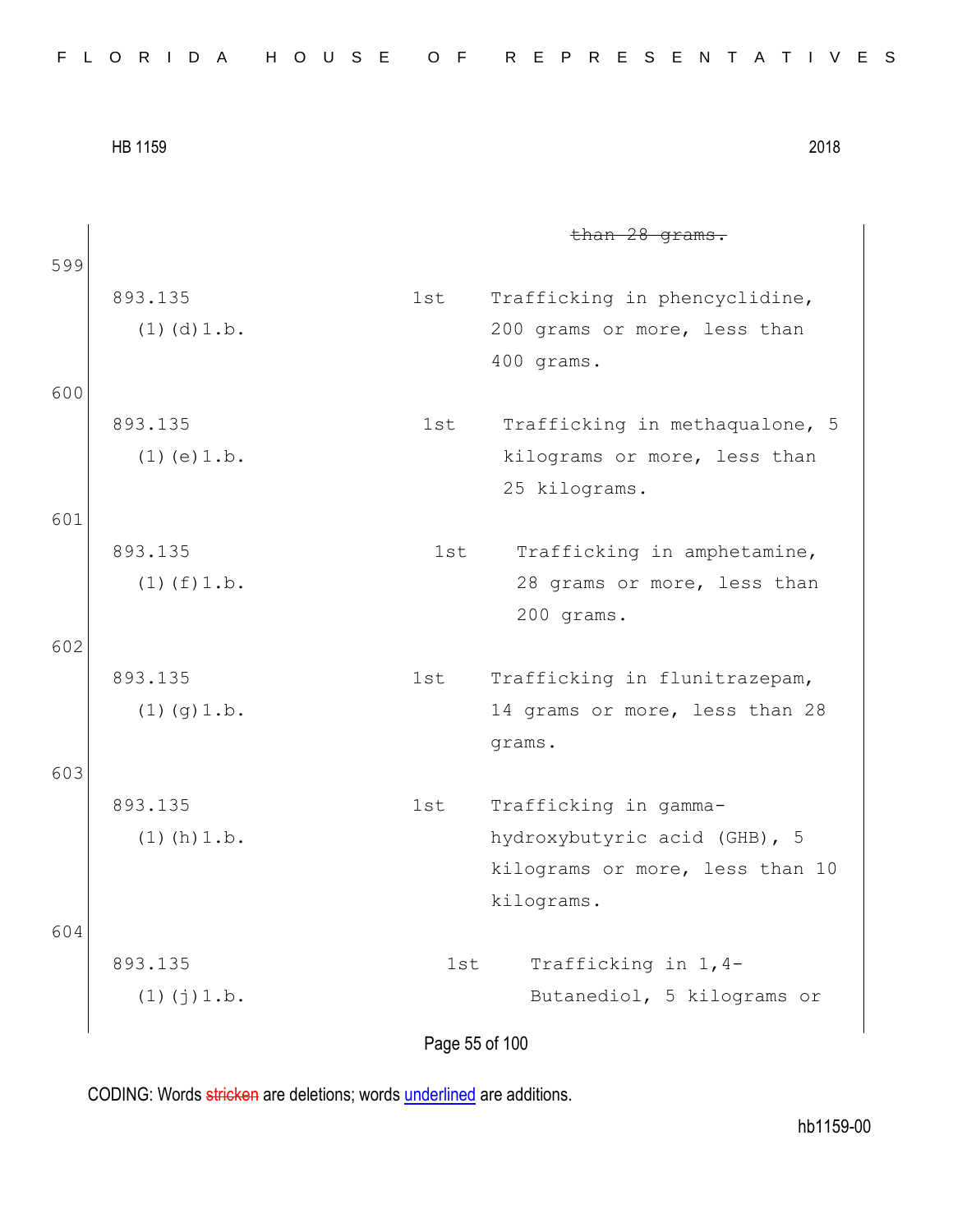~~than 28 grams.~~

599

| | | |
|---|---|---|
| 893.135 (1)(d)1.b. | 1st | Trafficking in phencyclidine, 200 grams or more, less than 400 grams. |

600

| | | |
|---|---|---|
| 893.135 (1)(e)1.b. | 1st | Trafficking in methaqualone, 5 kilograms or more, less than 25 kilograms. |

601

| | | |
|---|---|---|
| 893.135 (1)(f)1.b. | 1st | Trafficking in amphetamine, 28 grams or more, less than 200 grams. |

602

| | | |
|---|---|---|
| 893.135 (1)(g)1.b. | 1st | Trafficking in flunitrazepam, 14 grams or more, less than 28 grams. |

603

| | | |
|---|---|---|
| 893.135 (1)(h)1.b. | 1st | Trafficking in gamma-hydroxybutyric acid (GHB), 5 kilograms or more, less than 10 kilograms. |

604

| | | |
|---|---|---|
| 893.135 (1)(j)1.b. | 1st | Trafficking in 1,4-Butanediol, 5 kilograms or |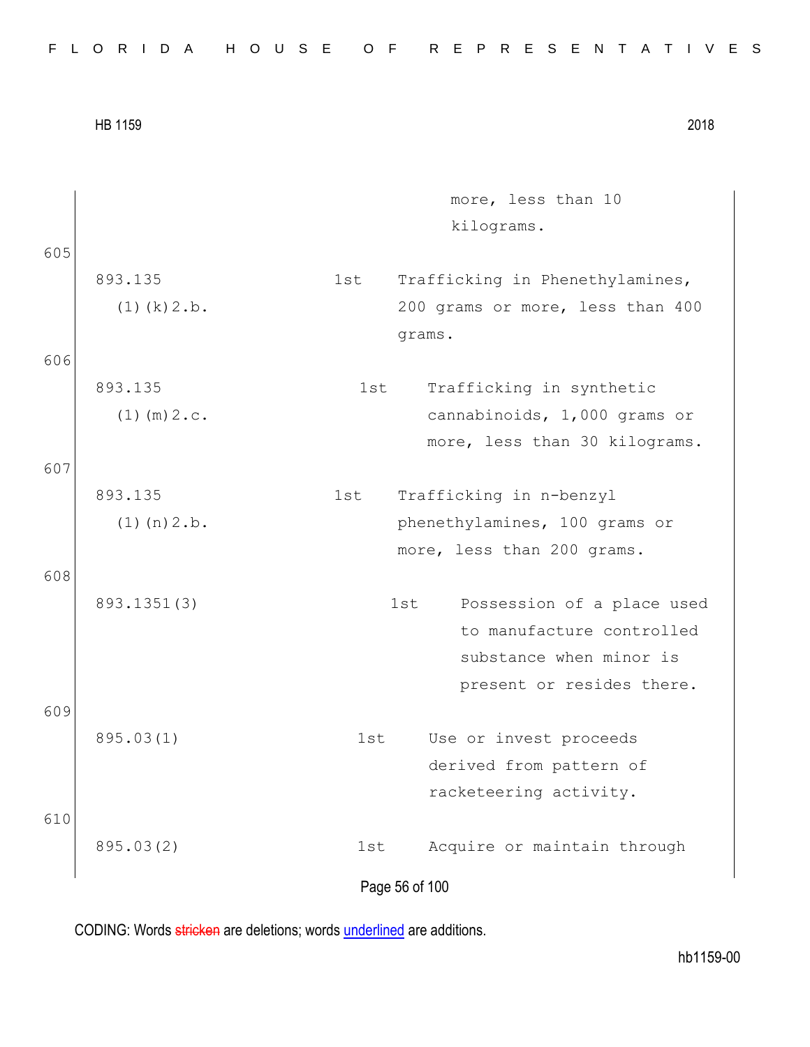| | | |
|---|---|---|
| | | more, less than 10 kilograms. |
| 893.135 (1)(k)2.b. | 1st | Trafficking in Phenethylamines, 200 grams or more, less than 400 grams. |
| 893.135 (1)(m)2.c. | 1st | Trafficking in synthetic cannabinoids, 1,000 grams or more, less than 30 kilograms. |
| 893.135 (1)(n)2.b. | 1st | Trafficking in n-benzyl phenethylamines, 100 grams or more, less than 200 grams. |
| 893.1351(3) | 1st | Possession of a place used to manufacture controlled substance when minor is present or resides there. |
| 895.03(1) | 1st | Use or invest proceeds derived from pattern of racketeering activity. |
| 895.03(2) | 1st | Acquire or maintain through |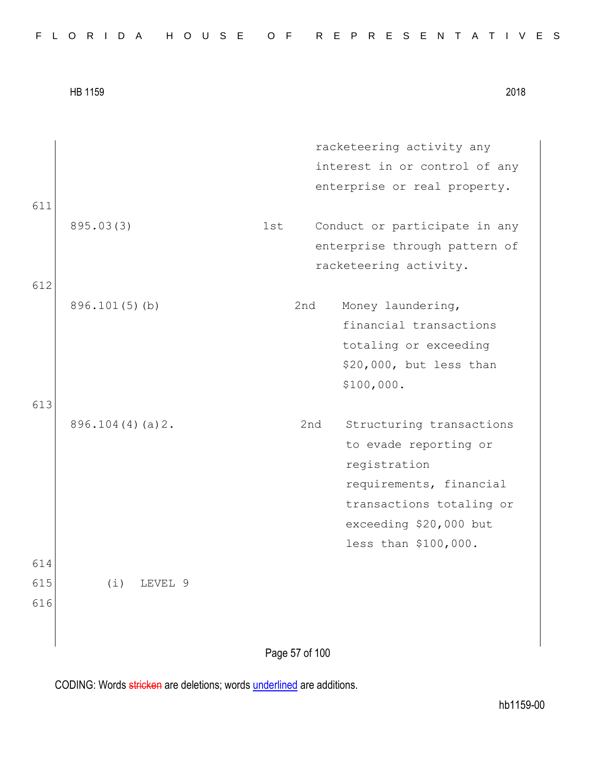| | | |
|---|---|---|
| | | racketeering activity any interest in or control of any enterprise or real property. |
| 895.03(3) | 1st | Conduct or participate in any enterprise through pattern of racketeering activity. |
| 896.101(5)(b) | 2nd | Money laundering, financial transactions totaling or exceeding $20,000, but less than $100,000. |
| 896.104(4)(a)2. | 2nd | Structuring transactions to evade reporting or registration requirements, financial transactions totaling or exceeding $20,000 but less than $100,000. |

(i) LEVEL 9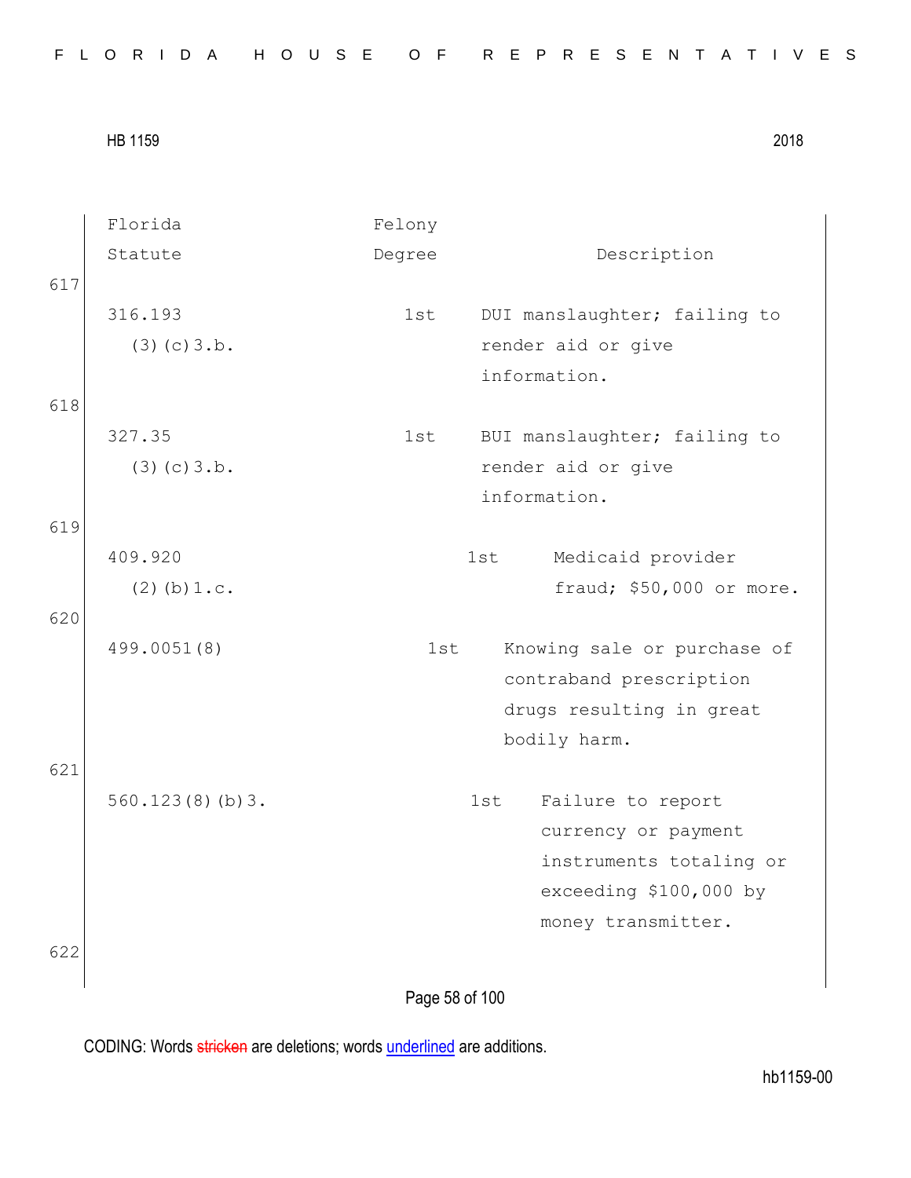| Florida Statute | Felony Degree | Description |
|---|---|---|
| 316.193 (3)(c)3.b. | 1st | DUI manslaughter; failing to render aid or give information. |
| 327.35 (3)(c)3.b. | 1st | BUI manslaughter; failing to render aid or give information. |
| 409.920 (2)(b)1.c. | 1st | Medicaid provider fraud; $50,000 or more. |
| 499.0051(8) | 1st | Knowing sale or purchase of contraband prescription drugs resulting in great bodily harm. |
| 560.123(8)(b)3. | 1st | Failure to report currency or payment instruments totaling or exceeding $100,000 by money transmitter. |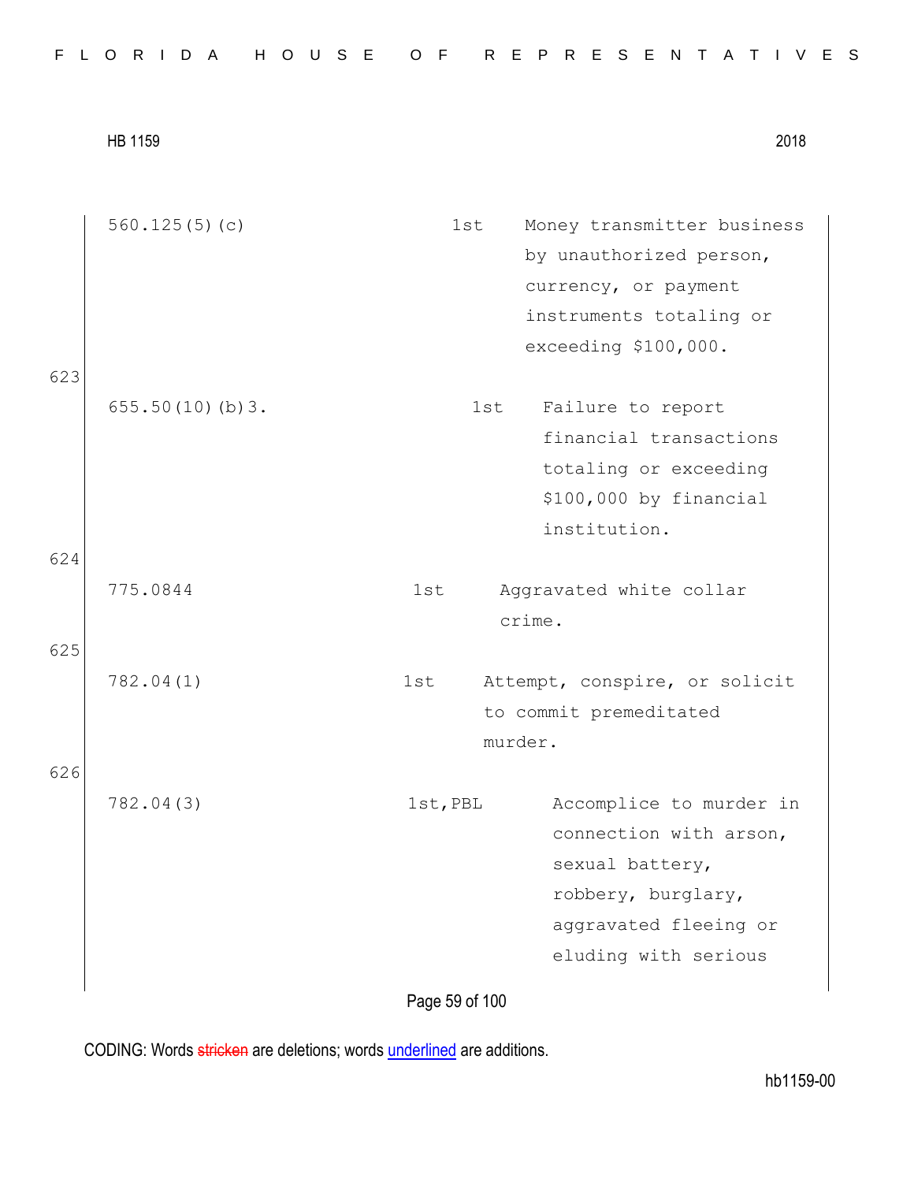| | | | |
|---|---|---|---|
| | 560.125(5)(c) | 1st | Money transmitter business by unauthorized person, currency, or payment instruments totaling or exceeding $100,000. |
| 623 | 655.50(10)(b)3. | 1st | Failure to report financial transactions totaling or exceeding $100,000 by financial institution. |
| 624 | 775.0844 | 1st | Aggravated white collar crime. |
| 625 | 782.04(1) | 1st | Attempt, conspire, or solicit to commit premeditated murder. |
| 626 | 782.04(3) | 1st,PBL | Accomplice to murder in connection with arson, sexual battery, robbery, burglary, aggravated fleeing or eluding with serious |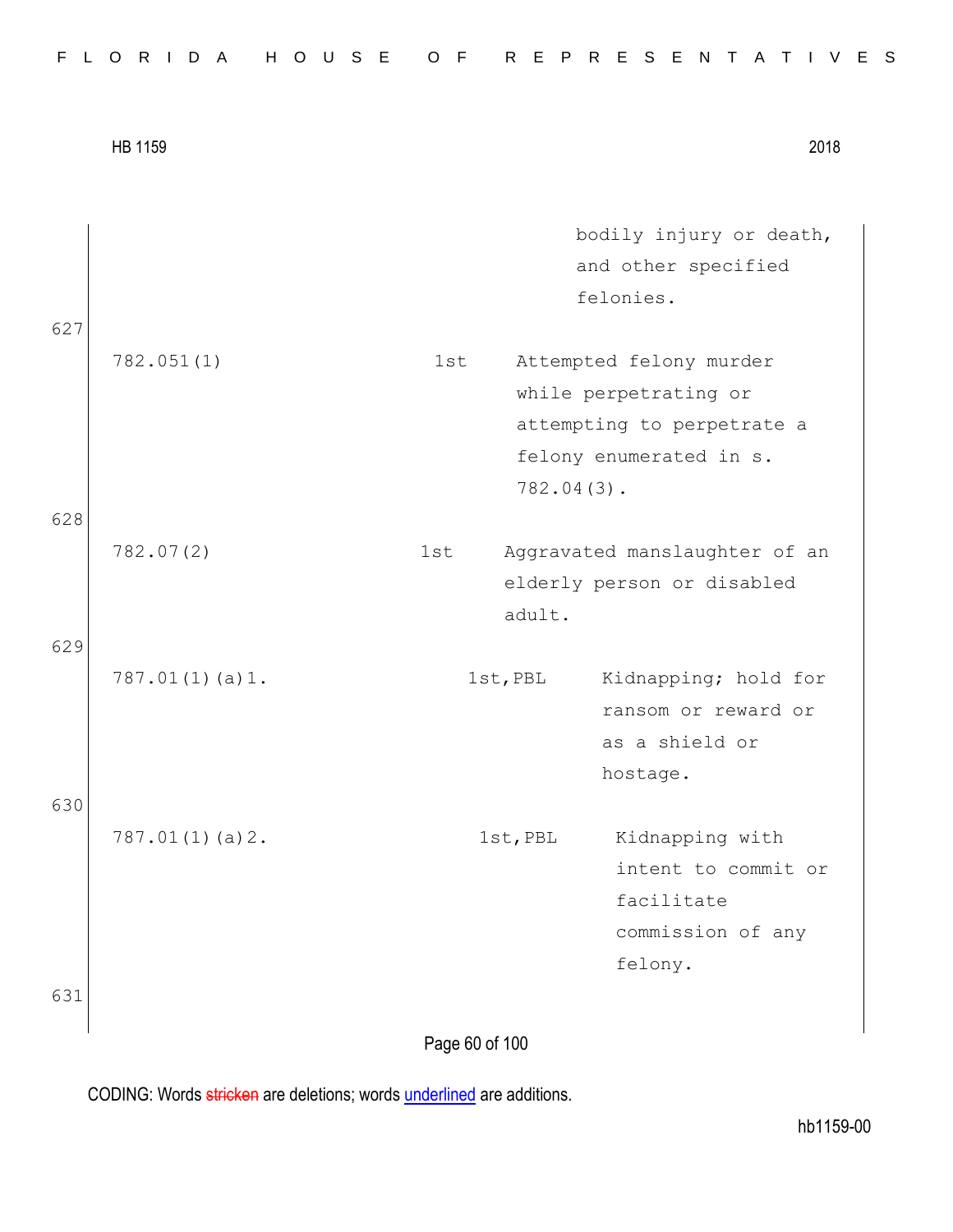| | | | |
|---|---|---|---|
| | | | bodily injury or death, and other specified felonies. |
| 627 | 782.051(1) | 1st | Attempted felony murder while perpetrating or attempting to perpetrate a felony enumerated in s. 782.04(3). |
| 628 | 782.07(2) | 1st | Aggravated manslaughter of an elderly person or disabled adult. |
| 629 | 787.01(1)(a)1. | 1st,PBL | Kidnapping; hold for ransom or reward or as a shield or hostage. |
| 630 | 787.01(1)(a)2. | 1st,PBL | Kidnapping with intent to commit or facilitate commission of any felony. |
| 631 | | | |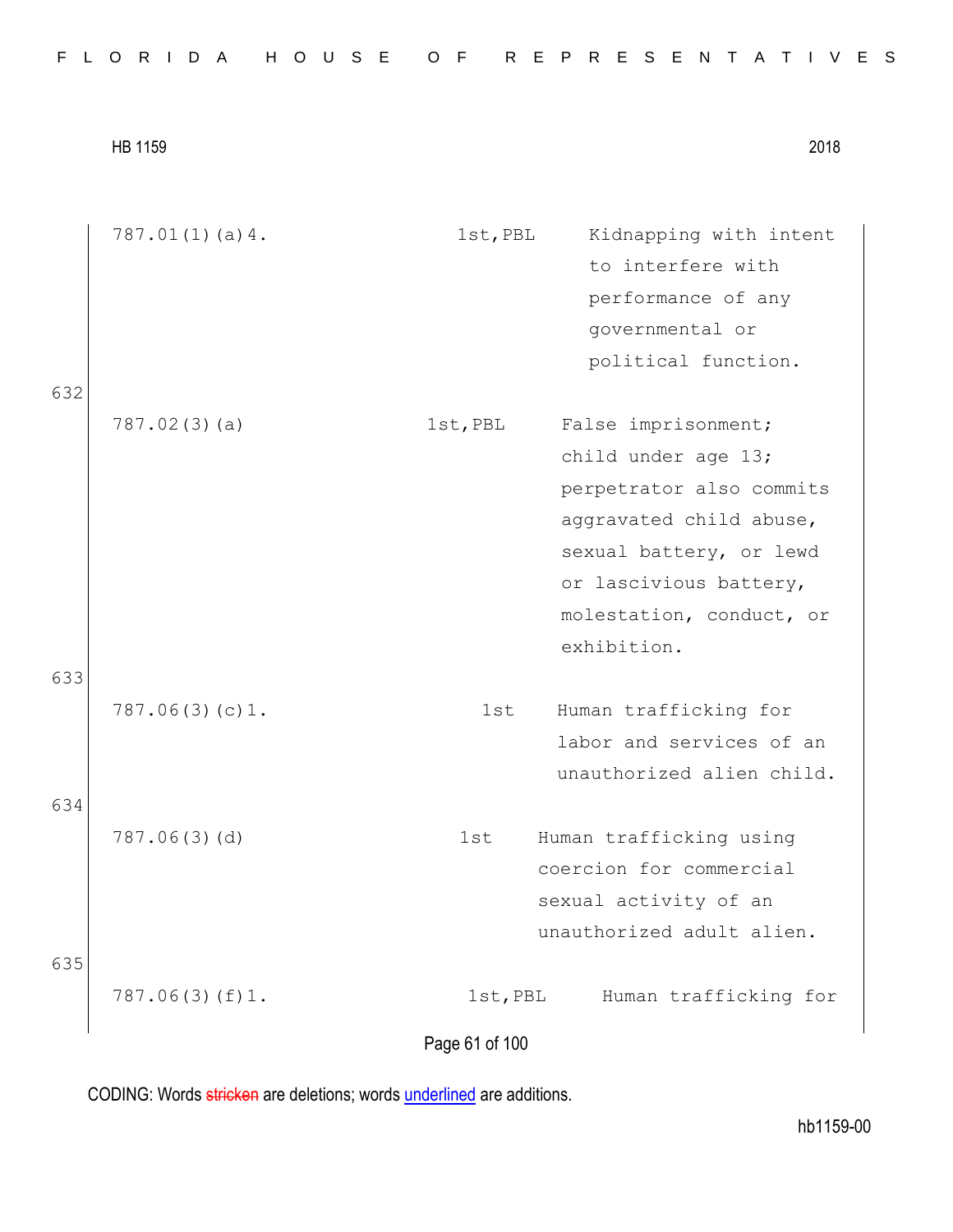| | | |
|---|---|---|
| 787.01(1)(a)4. | 1st,PBL | Kidnapping with intent to interfere with performance of any governmental or political function. |

632

| | | |
|---|---|---|
| 787.02(3)(a) | 1st,PBL | False imprisonment; child under age 13; perpetrator also commits aggravated child abuse, sexual battery, or lewd or lascivious battery, molestation, conduct, or exhibition. |

633

| | | |
|---|---|---|
| 787.06(3)(c)1. | 1st | Human trafficking for labor and services of an unauthorized alien child. |

634

| | | |
|---|---|---|
| 787.06(3)(d) | 1st | Human trafficking using coercion for commercial sexual activity of an unauthorized adult alien. |

635

| | | |
|---|---|---|
| 787.06(3)(f)1. | 1st,PBL | Human trafficking for |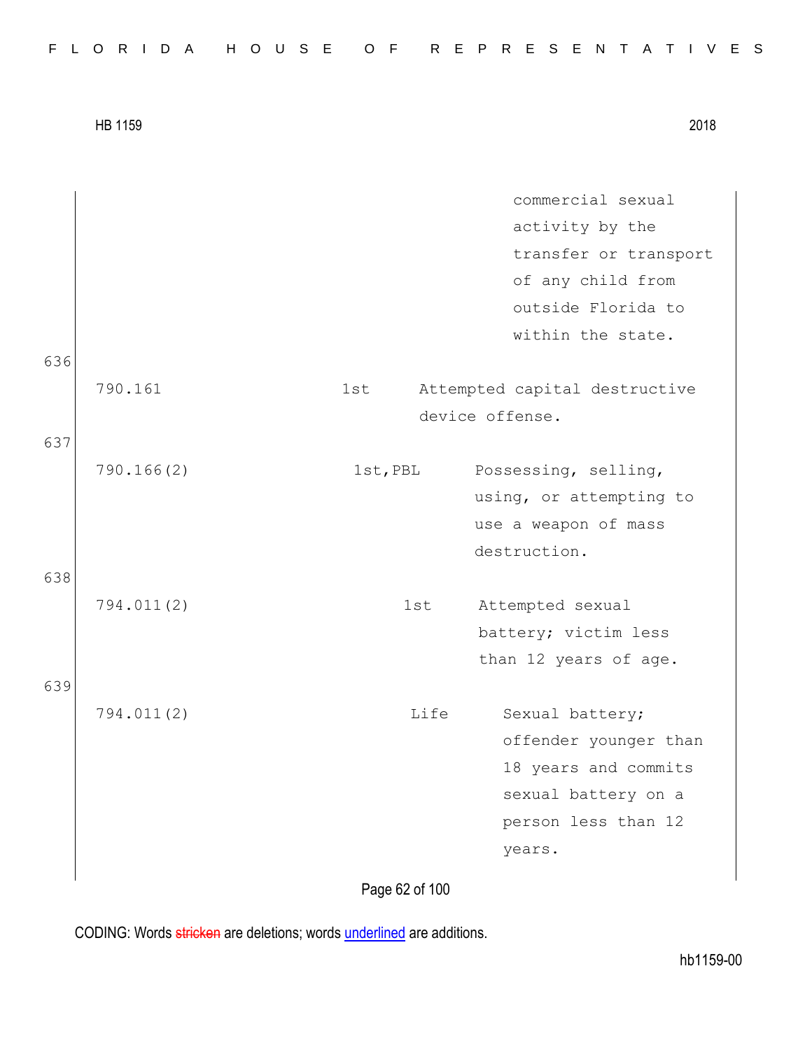| | | | |
|---|---|---|---|
| | | | commercial sexual activity by the transfer or transport of any child from outside Florida to within the state. |
| 636 | 790.161 | 1st | Attempted capital destructive device offense. |
| 637 | 790.166(2) | 1st,PBL | Possessing, selling, using, or attempting to use a weapon of mass destruction. |
| 638 | 794.011(2) | 1st | Attempted sexual battery; victim less than 12 years of age. |
| 639 | 794.011(2) | Life | Sexual battery; offender younger than 18 years and commits sexual battery on a person less than 12 years. |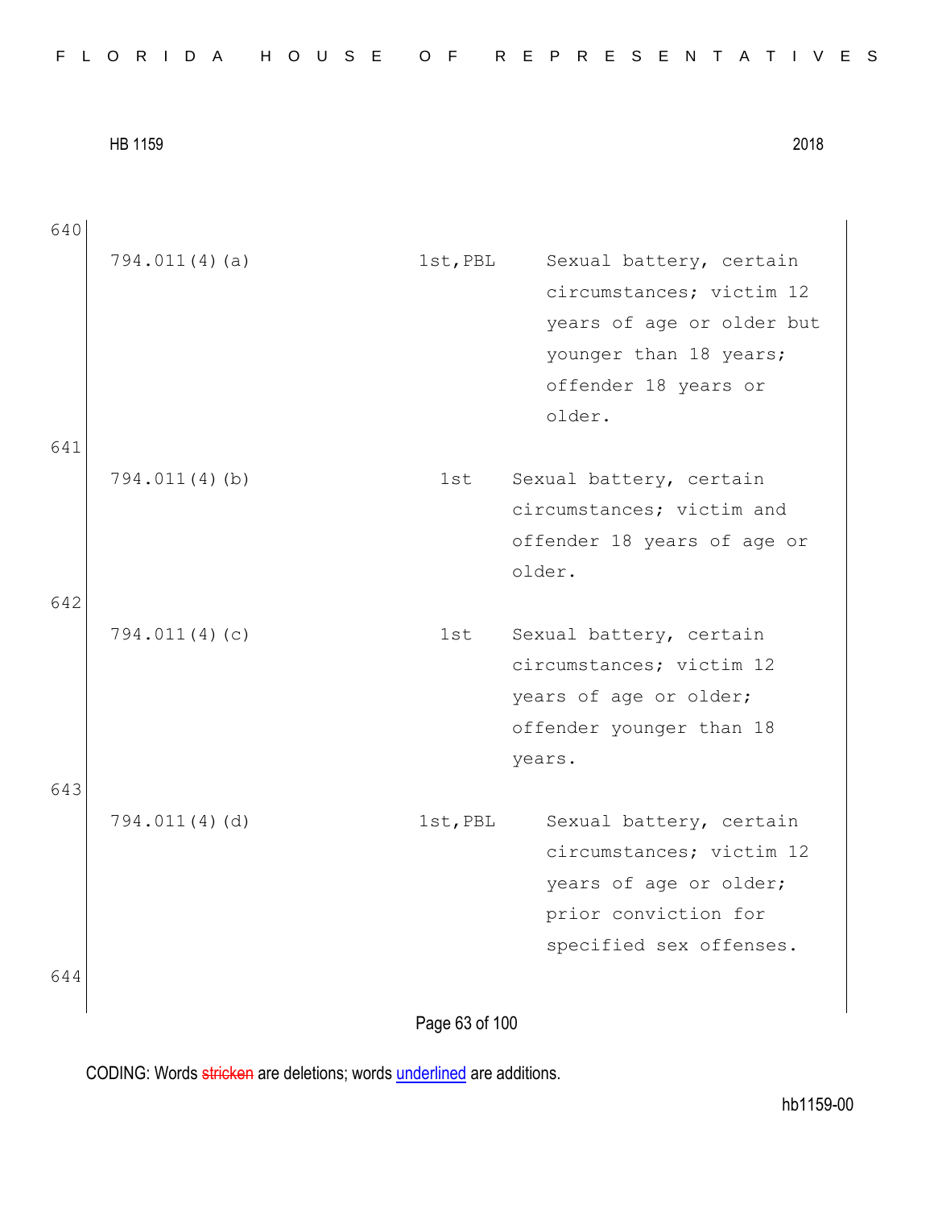640

| | | |
|---|---|---|
| 794.011(4)(a) | 1st,PBL | Sexual battery, certain circumstances; victim 12 years of age or older but younger than 18 years; offender 18 years or older. |

641

| | | |
|---|---|---|
| 794.011(4)(b) | 1st | Sexual battery, certain circumstances; victim and offender 18 years of age or older. |

642

| | | |
|---|---|---|
| 794.011(4)(c) | 1st | Sexual battery, certain circumstances; victim 12 years of age or older; offender younger than 18 years. |

643

| | | |
|---|---|---|
| 794.011(4)(d) | 1st,PBL | Sexual battery, certain circumstances; victim 12 years of age or older; prior conviction for specified sex offenses. |

644

CODING: Words ~~stricken~~ are deletions; words <u>underlined</u> are additions.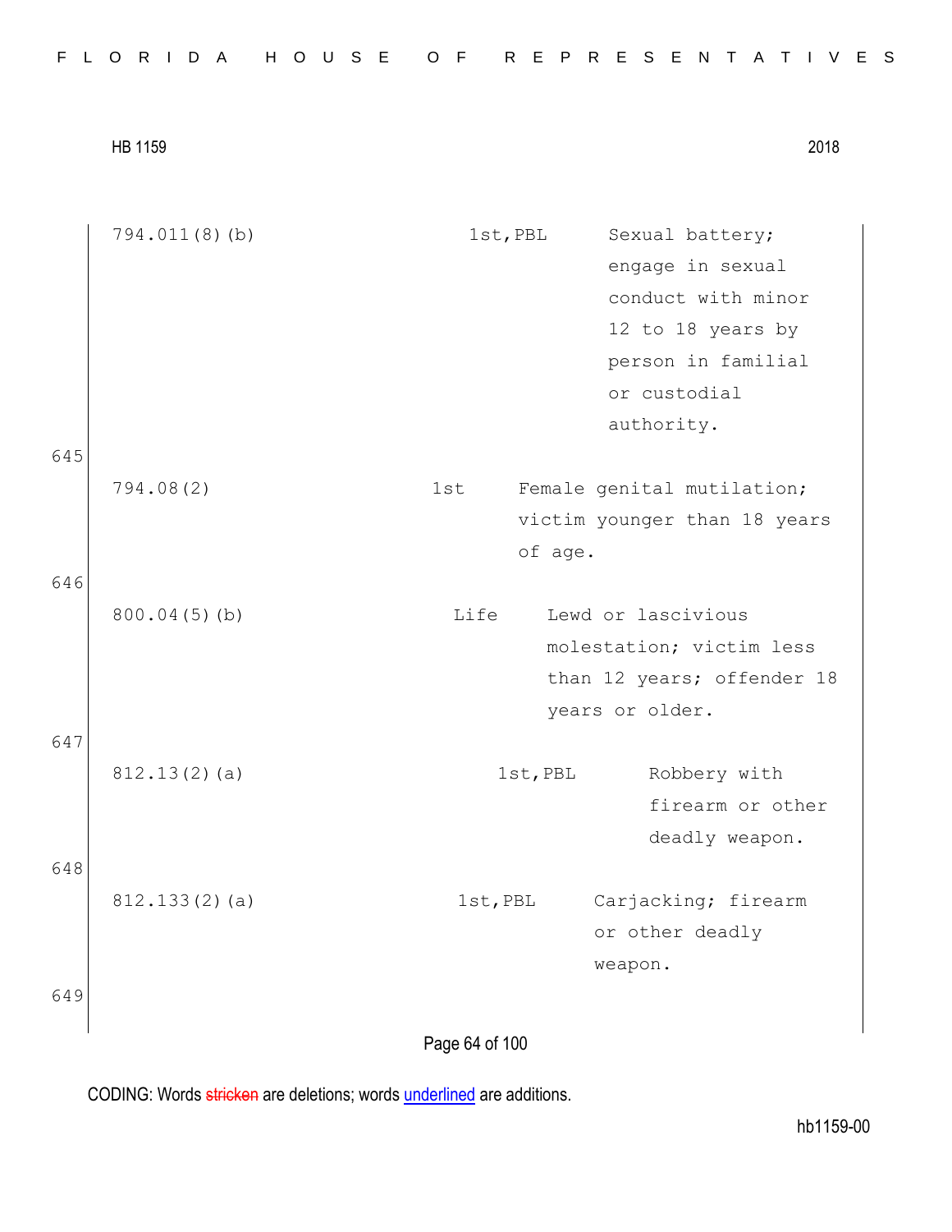| | | | |
|---|---|---|---|
| | 794.011(8)(b) | 1st,PBL | Sexual battery; engage in sexual conduct with minor 12 to 18 years by person in familial or custodial authority. |
| 645 | | | |
| | 794.08(2) | 1st | Female genital mutilation; victim younger than 18 years of age. |
| 646 | | | |
| | 800.04(5)(b) | Life | Lewd or lascivious molestation; victim less than 12 years; offender 18 years or older. |
| 647 | | | |
| | 812.13(2)(a) | 1st,PBL | Robbery with firearm or other deadly weapon. |
| 648 | | | |
| | 812.133(2)(a) | 1st,PBL | Carjacking; firearm or other deadly weapon. |
| 649 | | | |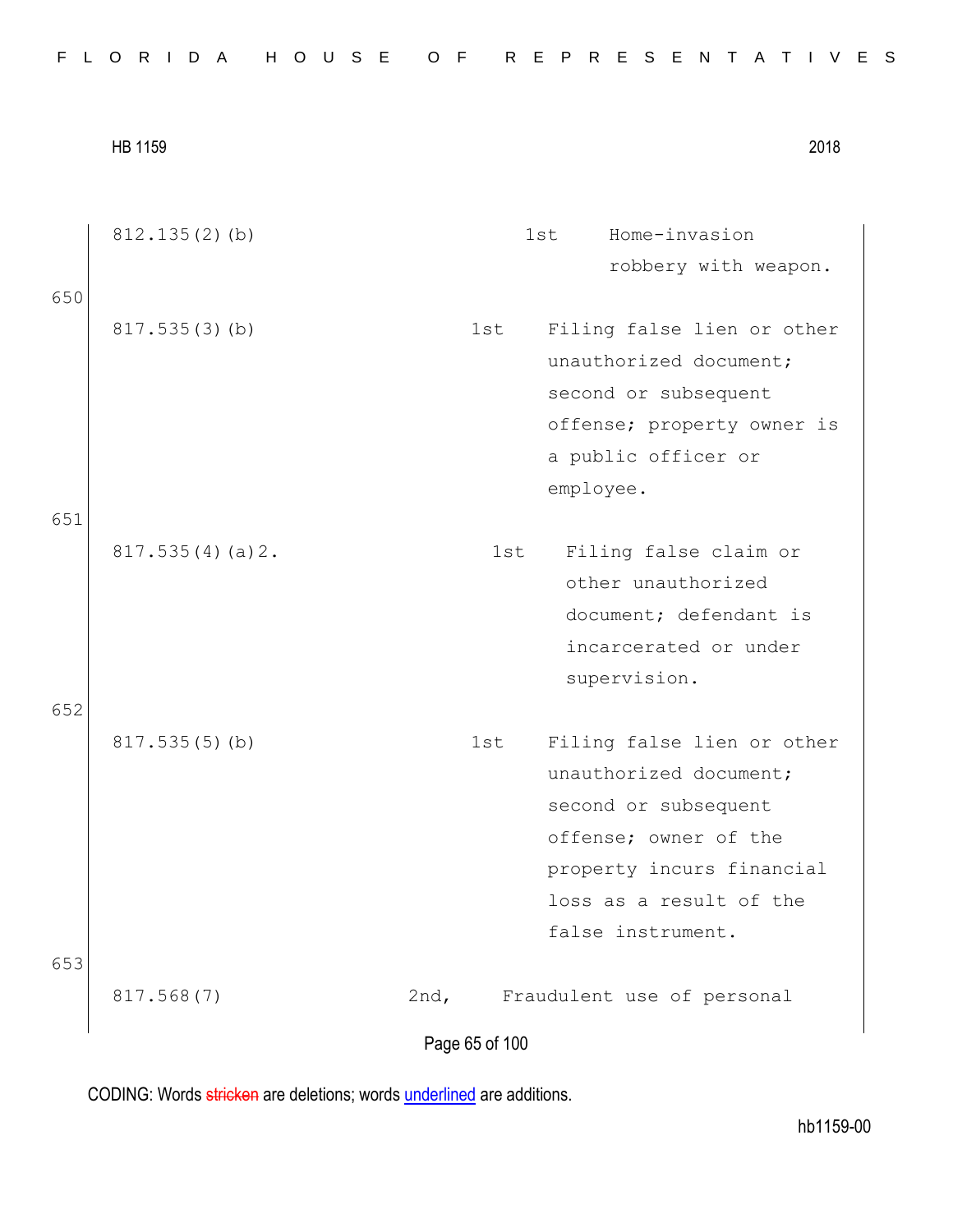| | | |
|---|---|---|
| 812.135(2)(b) | 1st | Home-invasion robbery with weapon. |
| 817.535(3)(b) | 1st | Filing false lien or other unauthorized document; second or subsequent offense; property owner is a public officer or employee. |
| 817.535(4)(a)2. | 1st | Filing false claim or other unauthorized document; defendant is incarcerated or under supervision. |
| 817.535(5)(b) | 1st | Filing false lien or other unauthorized document; second or subsequent offense; owner of the property incurs financial loss as a result of the false instrument. |
| 817.568(7) | 2nd, | Fraudulent use of personal |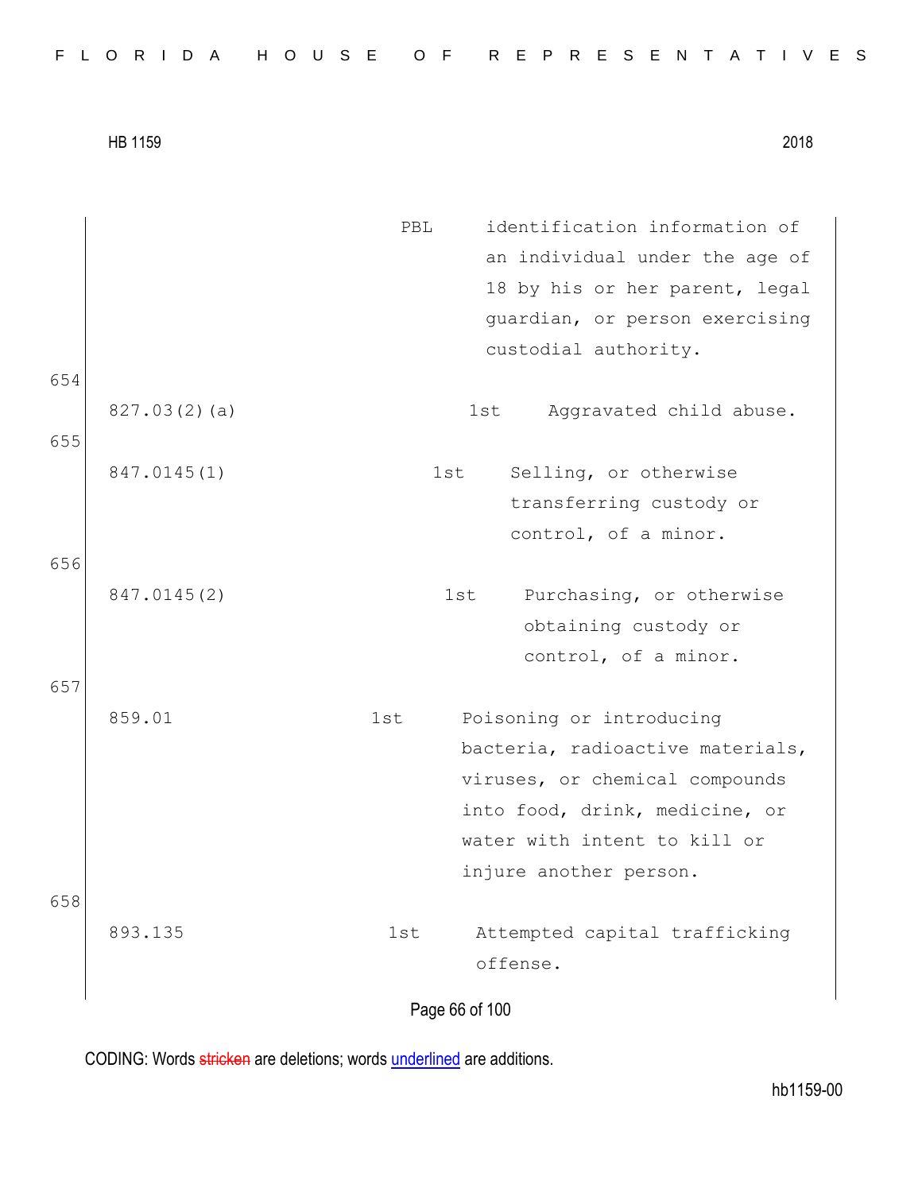| | | |
|---|---|---|
| | PBL | identification information of an individual under the age of 18 by his or her parent, legal guardian, or person exercising custodial authority. |

654

| | | |
|---|---|---|
| 827.03(2)(a) | 1st | Aggravated child abuse. |

655

| | | |
|---|---|---|
| 847.0145(1) | 1st | Selling, or otherwise transferring custody or control, of a minor. |

656

| | | |
|---|---|---|
| 847.0145(2) | 1st | Purchasing, or otherwise obtaining custody or control, of a minor. |

657

| | | |
|---|---|---|
| 859.01 | 1st | Poisoning or introducing bacteria, radioactive materials, viruses, or chemical compounds into food, drink, medicine, or water with intent to kill or injure another person. |

658

| | | |
|---|---|---|
| 893.135 | 1st | Attempted capital trafficking offense. |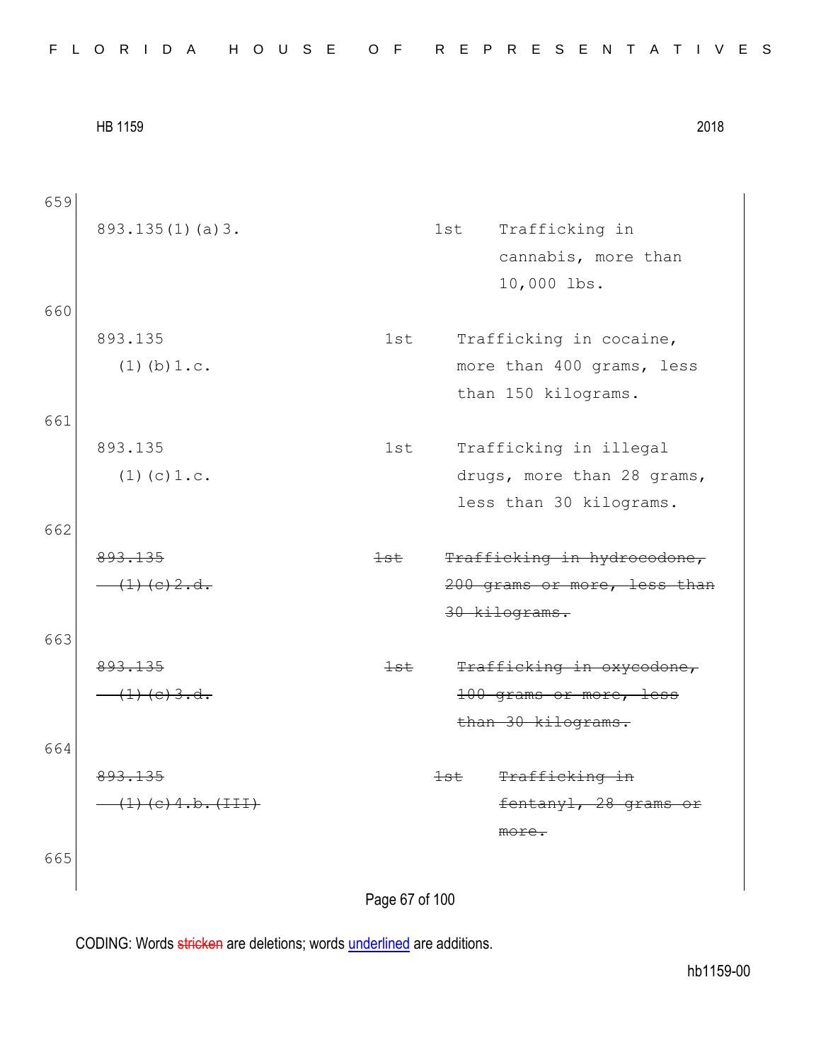659

| | | |
|---|---|---|
| 893.135(1)(a)3. | 1st | Trafficking in cannabis, more than 10,000 lbs. |

660

| | | |
|---|---|---|
| 893.135 (1)(b)1.c. | 1st | Trafficking in cocaine, more than 400 grams, less than 150 kilograms. |

661

| | | |
|---|---|---|
| 893.135 (1)(c)1.c. | 1st | Trafficking in illegal drugs, more than 28 grams, less than 30 kilograms. |

662

| | | |
|---|---|---|
| ~~893.135 (1)(c)2.d.~~ | ~~1st~~ | ~~Trafficking in hydrocodone, 200 grams or more, less than 30 kilograms.~~ |

663

| | | |
|---|---|---|
| ~~893.135 (1)(c)3.d.~~ | ~~1st~~ | ~~Trafficking in oxycodone, 100 grams or more, less than 30 kilograms.~~ |

664

| | | |
|---|---|---|
| ~~893.135 (1)(c)4.b.(III)~~ | ~~1st~~ | ~~Trafficking in fentanyl, 28 grams or more.~~ |

665

CODING: Words ~~stricken~~ are deletions; words <u>underlined</u> are additions.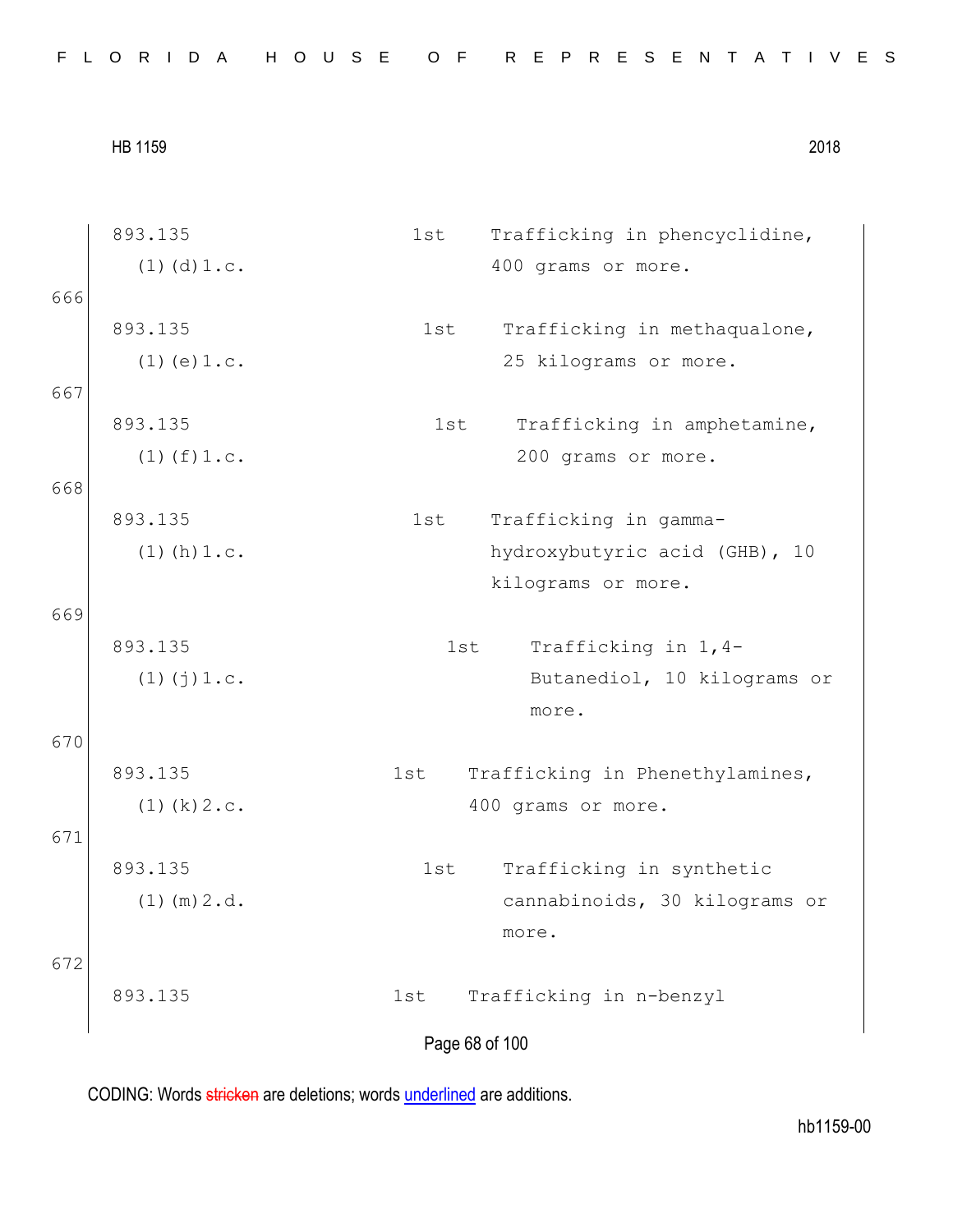| | | | |
|---|---|---|---|
| | 893.135 (1)(d)1.c. | 1st | Trafficking in phencyclidine, 400 grams or more. |
| 666 | | | |
| | 893.135 (1)(e)1.c. | 1st | Trafficking in methaqualone, 25 kilograms or more. |
| 667 | | | |
| | 893.135 (1)(f)1.c. | 1st | Trafficking in amphetamine, 200 grams or more. |
| 668 | | | |
| | 893.135 (1)(h)1.c. | 1st | Trafficking in gamma-hydroxybutyric acid (GHB), 10 kilograms or more. |
| 669 | | | |
| | 893.135 (1)(j)1.c. | 1st | Trafficking in 1,4-Butanediol, 10 kilograms or more. |
| 670 | | | |
| | 893.135 (1)(k)2.c. | 1st | Trafficking in Phenethylamines, 400 grams or more. |
| 671 | | | |
| | 893.135 (1)(m)2.d. | 1st | Trafficking in synthetic cannabinoids, 30 kilograms or more. |
| 672 | | | |
| | 893.135 | 1st | Trafficking in n-benzyl |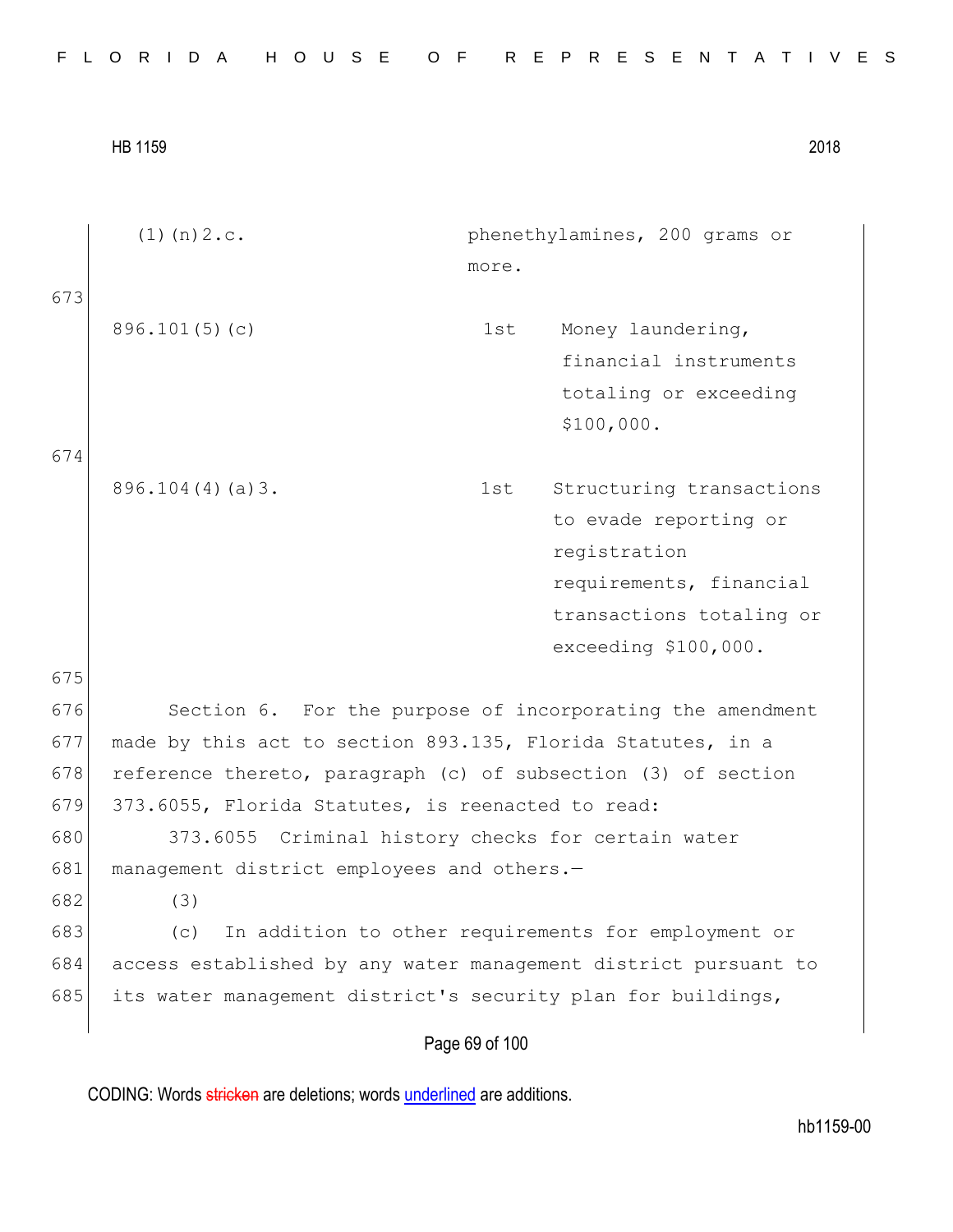| | | |
|---|---|---|
| (1)(n)2.c. | | phenethylamines, 200 grams or more. |
| 896.101(5)(c) | 1st | Money laundering, financial instruments totaling or exceeding $100,000. |
| 896.104(4)(a)3. | 1st | Structuring transactions to evade reporting or registration requirements, financial transactions totaling or exceeding $100,000. |

Section 6. For the purpose of incorporating the amendment made by this act to section 893.135, Florida Statutes, in a reference thereto, paragraph (c) of subsection (3) of section 373.6055, Florida Statutes, is reenacted to read:

373.6055 Criminal history checks for certain water management district employees and others.—

(3)

(c) In addition to other requirements for employment or access established by any water management district pursuant to its water management district's security plan for buildings,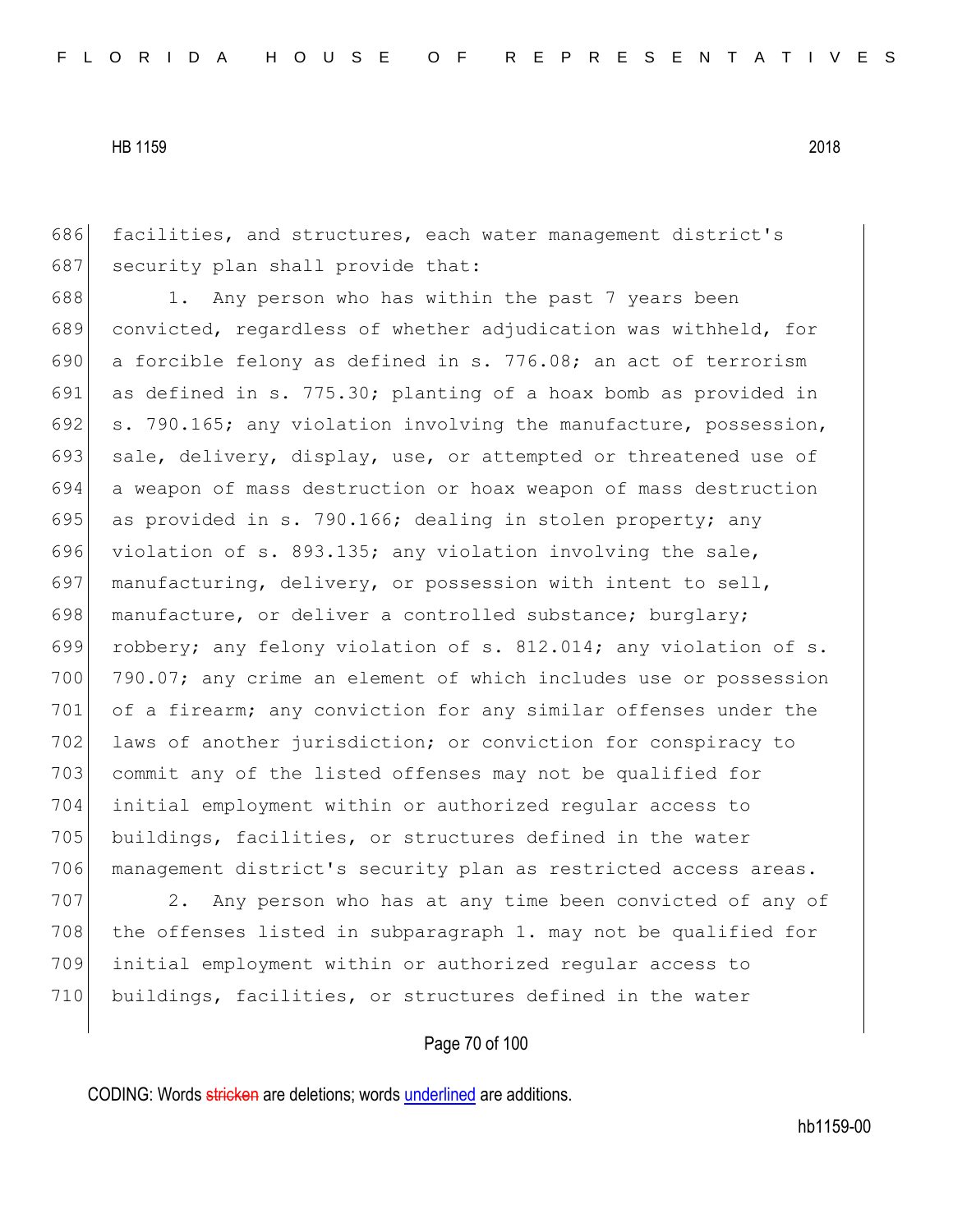facilities, and structures, each water management district's security plan shall provide that:

1. Any person who has within the past 7 years been convicted, regardless of whether adjudication was withheld, for a forcible felony as defined in s. 776.08; an act of terrorism as defined in s. 775.30; planting of a hoax bomb as provided in s. 790.165; any violation involving the manufacture, possession, sale, delivery, display, use, or attempted or threatened use of a weapon of mass destruction or hoax weapon of mass destruction as provided in s. 790.166; dealing in stolen property; any violation of s. 893.135; any violation involving the sale, manufacturing, delivery, or possession with intent to sell, manufacture, or deliver a controlled substance; burglary; robbery; any felony violation of s. 812.014; any violation of s. 790.07; any crime an element of which includes use or possession of a firearm; any conviction for any similar offenses under the laws of another jurisdiction; or conviction for conspiracy to commit any of the listed offenses may not be qualified for initial employment within or authorized regular access to buildings, facilities, or structures defined in the water management district's security plan as restricted access areas.

2. Any person who has at any time been convicted of any of the offenses listed in subparagraph 1. may not be qualified for initial employment within or authorized regular access to buildings, facilities, or structures defined in the water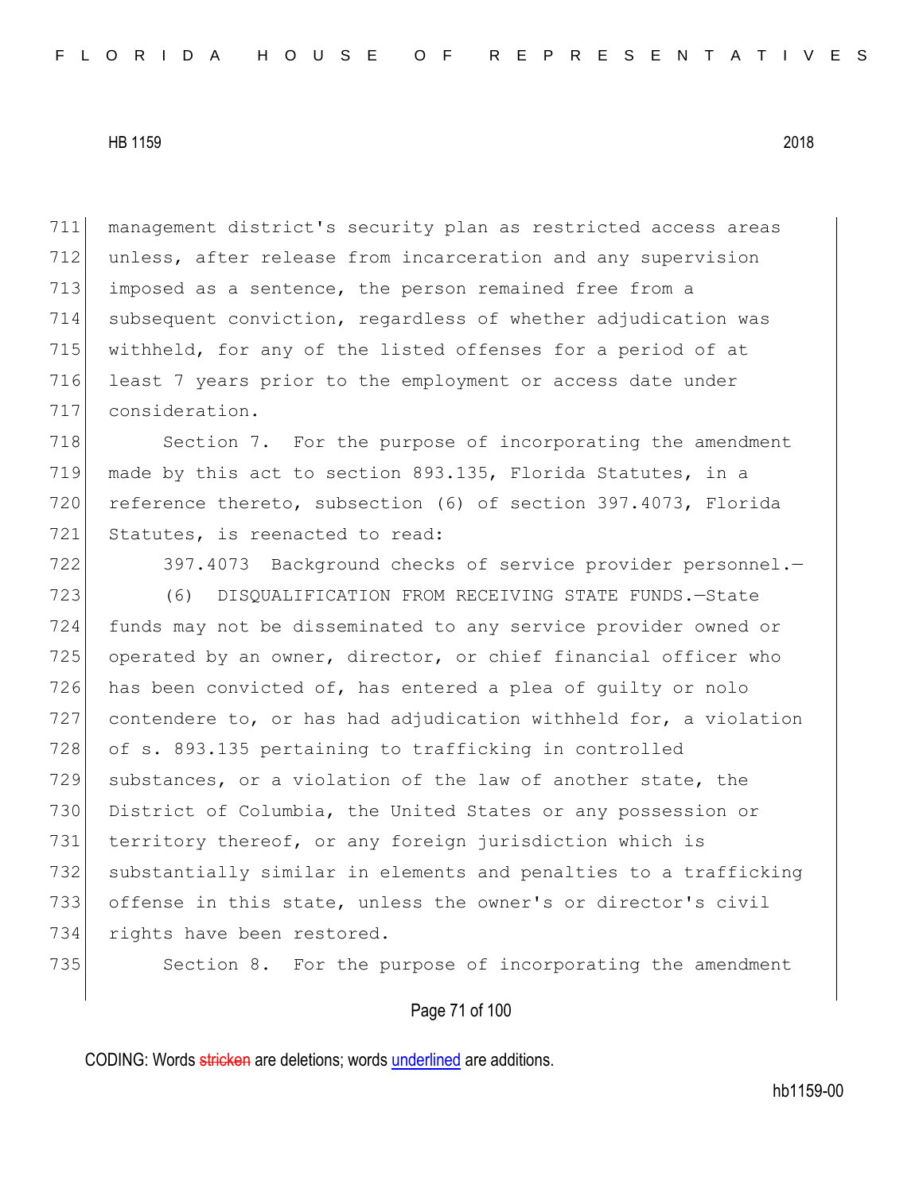management district's security plan as restricted access areas unless, after release from incarceration and any supervision imposed as a sentence, the person remained free from a subsequent conviction, regardless of whether adjudication was withheld, for any of the listed offenses for a period of at least 7 years prior to the employment or access date under consideration.

Section 7. For the purpose of incorporating the amendment made by this act to section 893.135, Florida Statutes, in a reference thereto, subsection (6) of section 397.4073, Florida Statutes, is reenacted to read:

397.4073 Background checks of service provider personnel.—

(6) DISQUALIFICATION FROM RECEIVING STATE FUNDS.—State funds may not be disseminated to any service provider owned or operated by an owner, director, or chief financial officer who has been convicted of, has entered a plea of guilty or nolo contendere to, or has had adjudication withheld for, a violation of s. 893.135 pertaining to trafficking in controlled substances, or a violation of the law of another state, the District of Columbia, the United States or any possession or territory thereof, or any foreign jurisdiction which is substantially similar in elements and penalties to a trafficking offense in this state, unless the owner's or director's civil rights have been restored.

Section 8. For the purpose of incorporating the amendment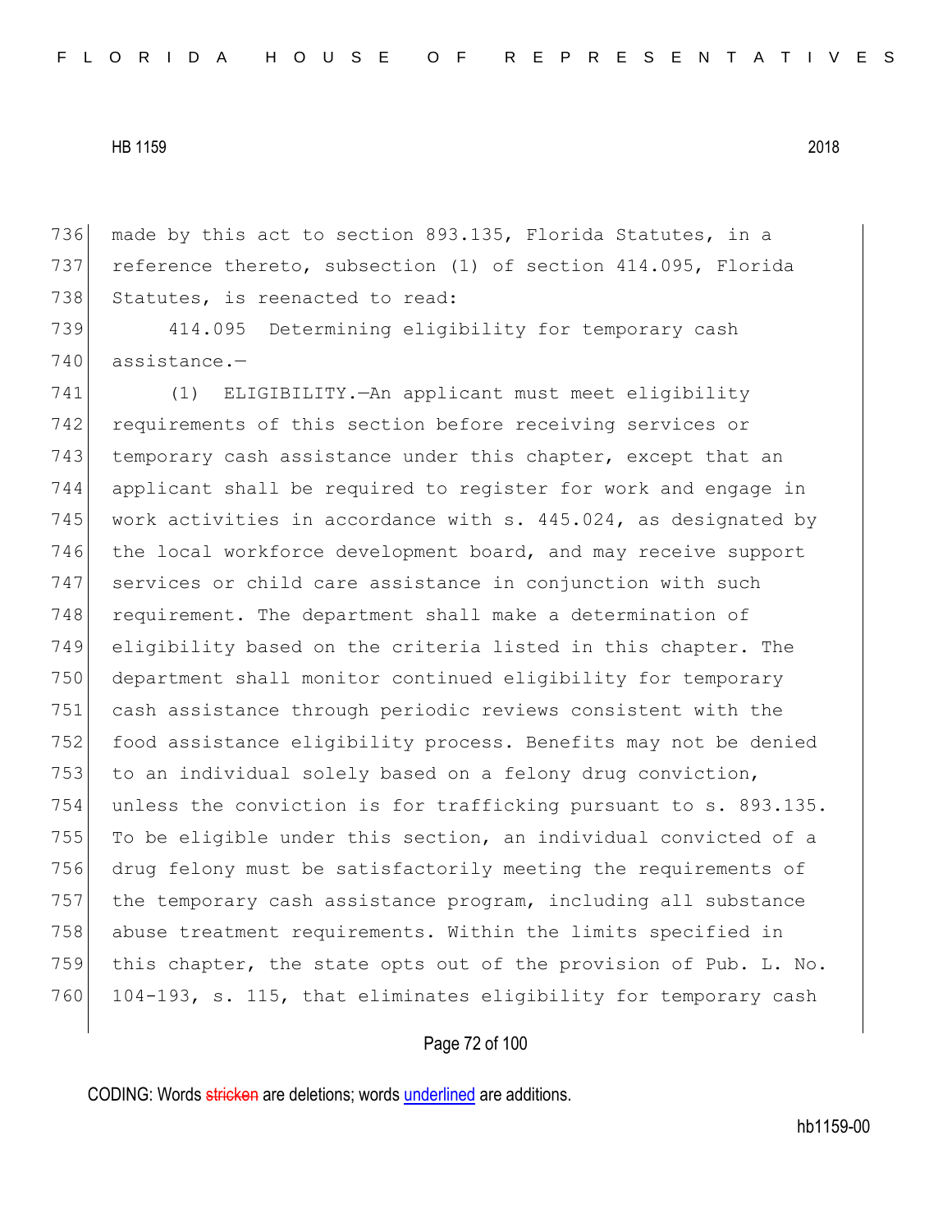made by this act to section 893.135, Florida Statutes, in a reference thereto, subsection (1) of section 414.095, Florida Statutes, is reenacted to read:

414.095 Determining eligibility for temporary cash assistance.—

(1) ELIGIBILITY.—An applicant must meet eligibility requirements of this section before receiving services or temporary cash assistance under this chapter, except that an applicant shall be required to register for work and engage in work activities in accordance with s. 445.024, as designated by the local workforce development board, and may receive support services or child care assistance in conjunction with such requirement. The department shall make a determination of eligibility based on the criteria listed in this chapter. The department shall monitor continued eligibility for temporary cash assistance through periodic reviews consistent with the food assistance eligibility process. Benefits may not be denied to an individual solely based on a felony drug conviction, unless the conviction is for trafficking pursuant to s. 893.135. To be eligible under this section, an individual convicted of a drug felony must be satisfactorily meeting the requirements of the temporary cash assistance program, including all substance abuse treatment requirements. Within the limits specified in this chapter, the state opts out of the provision of Pub. L. No. 104-193, s. 115, that eliminates eligibility for temporary cash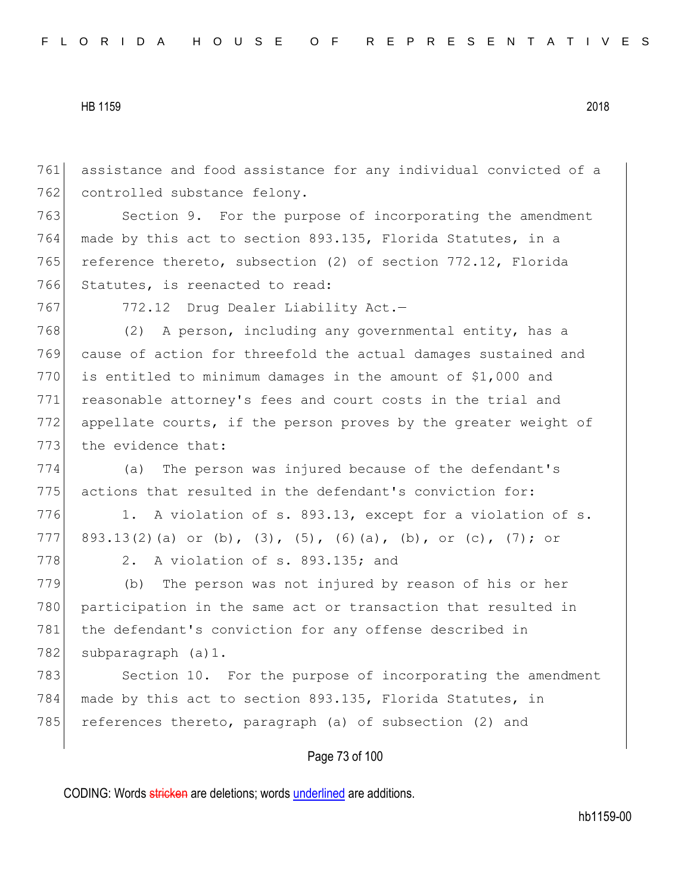assistance and food assistance for any individual convicted of a controlled substance felony.

Section 9. For the purpose of incorporating the amendment made by this act to section 893.135, Florida Statutes, in a reference thereto, subsection (2) of section 772.12, Florida Statutes, is reenacted to read:

772.12 Drug Dealer Liability Act.—

(2) A person, including any governmental entity, has a cause of action for threefold the actual damages sustained and is entitled to minimum damages in the amount of $1,000 and reasonable attorney's fees and court costs in the trial and appellate courts, if the person proves by the greater weight of the evidence that:

(a) The person was injured because of the defendant's actions that resulted in the defendant's conviction for:

1. A violation of s. 893.13, except for a violation of s. 893.13(2)(a) or (b), (3), (5), (6)(a), (b), or (c), (7); or

2. A violation of s. 893.135; and

(b) The person was not injured by reason of his or her participation in the same act or transaction that resulted in the defendant's conviction for any offense described in subparagraph (a)1.

Section 10. For the purpose of incorporating the amendment made by this act to section 893.135, Florida Statutes, in references thereto, paragraph (a) of subsection (2) and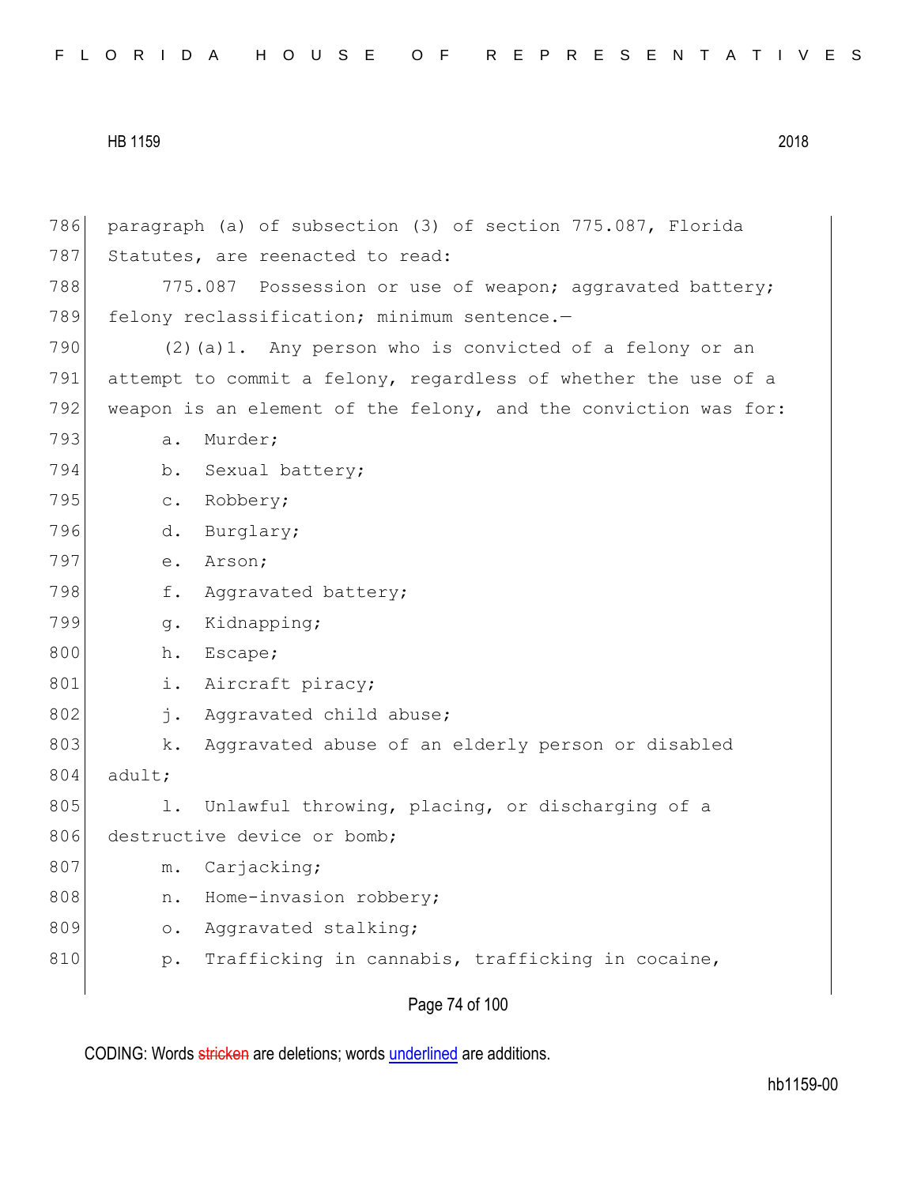paragraph (a) of subsection (3) of section 775.087, Florida Statutes, are reenacted to read:

775.087 Possession or use of weapon; aggravated battery; felony reclassification; minimum sentence.—

(2)(a)1. Any person who is convicted of a felony or an attempt to commit a felony, regardless of whether the use of a weapon is an element of the felony, and the conviction was for:

a. Murder;

b. Sexual battery;

c. Robbery;

d. Burglary;

e. Arson;

f. Aggravated battery;

g. Kidnapping;

h. Escape;

i. Aircraft piracy;

j. Aggravated child abuse;

k. Aggravated abuse of an elderly person or disabled adult;

l. Unlawful throwing, placing, or discharging of a destructive device or bomb;

m. Carjacking;

n. Home-invasion robbery;

o. Aggravated stalking;

p. Trafficking in cannabis, trafficking in cocaine,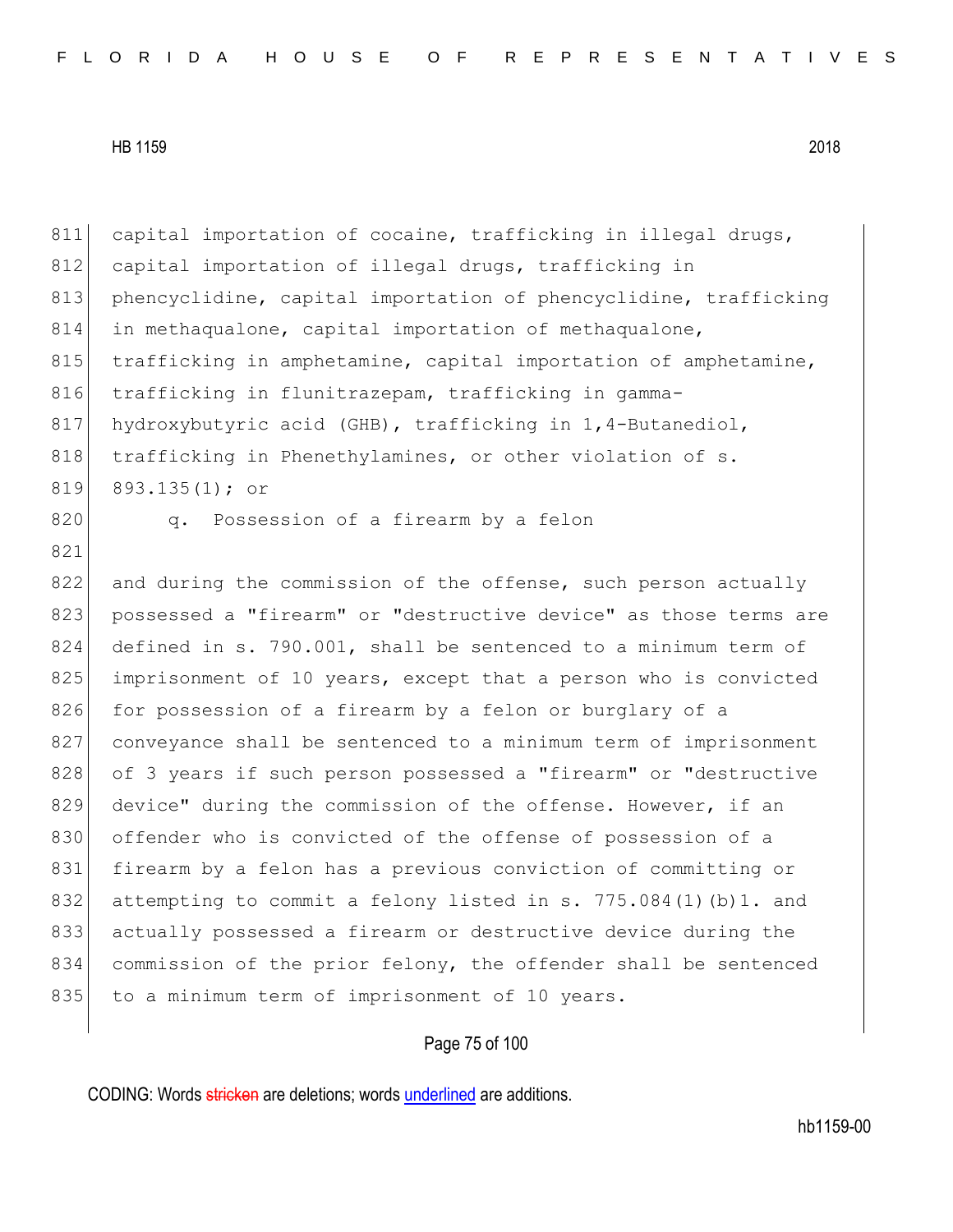capital importation of cocaine, trafficking in illegal drugs, capital importation of illegal drugs, trafficking in phencyclidine, capital importation of phencyclidine, trafficking in methaqualone, capital importation of methaqualone, trafficking in amphetamine, capital importation of amphetamine, trafficking in flunitrazepam, trafficking in gamma-hydroxybutyric acid (GHB), trafficking in 1,4-Butanediol, trafficking in Phenethylamines, or other violation of s. 893.135(1); or

q. Possession of a firearm by a felon

and during the commission of the offense, such person actually possessed a "firearm" or "destructive device" as those terms are defined in s. 790.001, shall be sentenced to a minimum term of imprisonment of 10 years, except that a person who is convicted for possession of a firearm by a felon or burglary of a conveyance shall be sentenced to a minimum term of imprisonment of 3 years if such person possessed a "firearm" or "destructive device" during the commission of the offense. However, if an offender who is convicted of the offense of possession of a firearm by a felon has a previous conviction of committing or attempting to commit a felony listed in s. 775.084(1)(b)1. and actually possessed a firearm or destructive device during the commission of the prior felony, the offender shall be sentenced to a minimum term of imprisonment of 10 years.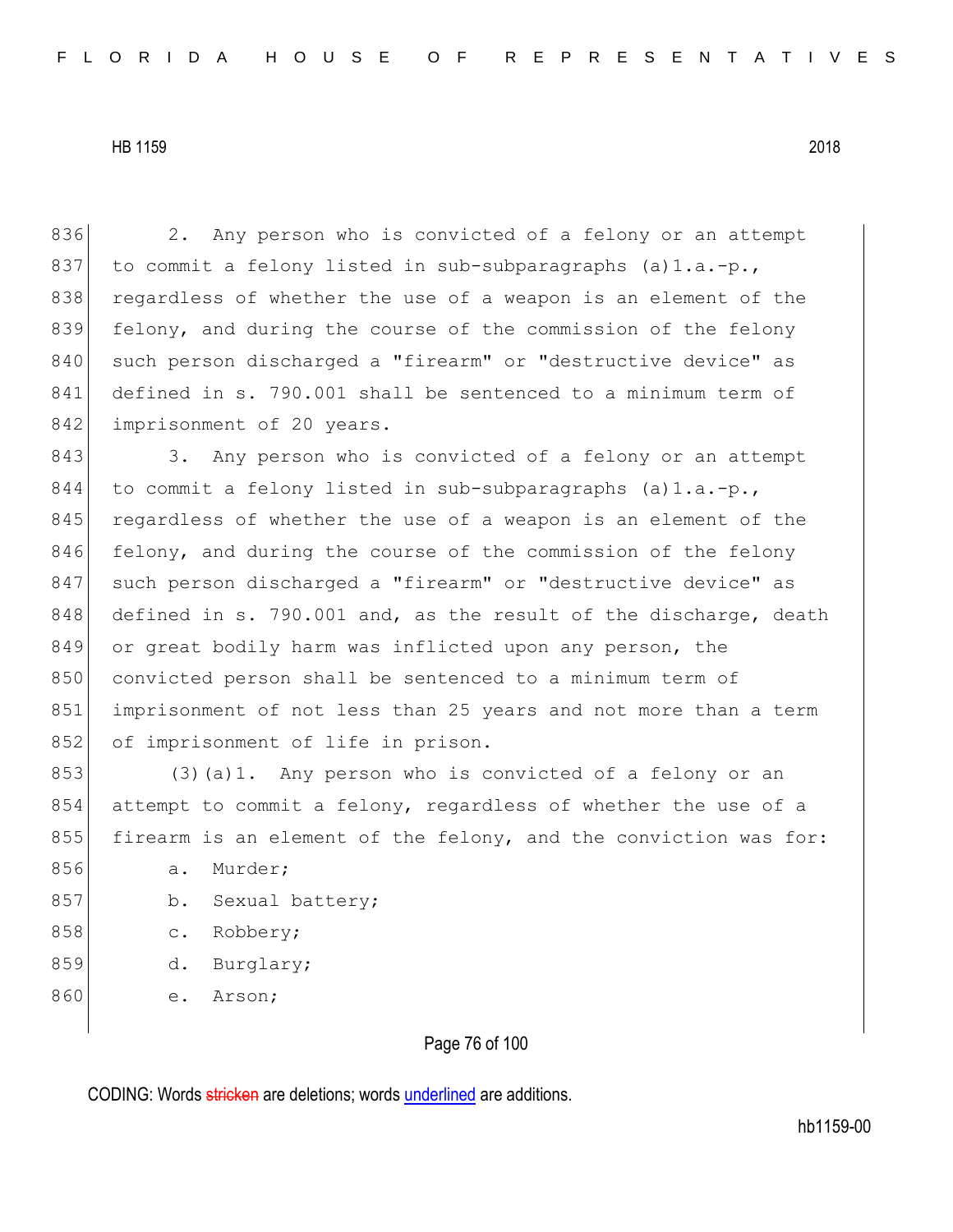2. Any person who is convicted of a felony or an attempt to commit a felony listed in sub-subparagraphs (a)1.a.-p., regardless of whether the use of a weapon is an element of the felony, and during the course of the commission of the felony such person discharged a "firearm" or "destructive device" as defined in s. 790.001 shall be sentenced to a minimum term of imprisonment of 20 years.

3. Any person who is convicted of a felony or an attempt to commit a felony listed in sub-subparagraphs (a)1.a.-p., regardless of whether the use of a weapon is an element of the felony, and during the course of the commission of the felony such person discharged a "firearm" or "destructive device" as defined in s. 790.001 and, as the result of the discharge, death or great bodily harm was inflicted upon any person, the convicted person shall be sentenced to a minimum term of imprisonment of not less than 25 years and not more than a term of imprisonment of life in prison.

(3)(a)1. Any person who is convicted of a felony or an attempt to commit a felony, regardless of whether the use of a firearm is an element of the felony, and the conviction was for:

a. Murder;

b. Sexual battery;

c. Robbery;

d. Burglary;

e. Arson;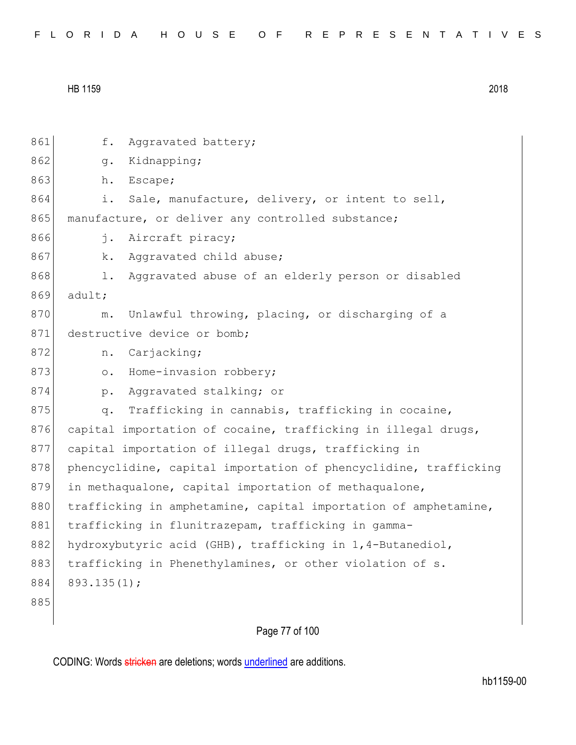f. Aggravated battery;

g. Kidnapping;

h. Escape;

i. Sale, manufacture, delivery, or intent to sell, manufacture, or deliver any controlled substance;

j. Aircraft piracy;

k. Aggravated child abuse;

l. Aggravated abuse of an elderly person or disabled adult;

m. Unlawful throwing, placing, or discharging of a destructive device or bomb;

n. Carjacking;

o. Home-invasion robbery;

p. Aggravated stalking; or

q. Trafficking in cannabis, trafficking in cocaine, capital importation of cocaine, trafficking in illegal drugs, capital importation of illegal drugs, trafficking in phencyclidine, capital importation of phencyclidine, trafficking in methaqualone, capital importation of methaqualone, trafficking in amphetamine, capital importation of amphetamine, trafficking in flunitrazepam, trafficking in gamma-hydroxybutyric acid (GHB), trafficking in 1,4-Butanediol, trafficking in Phenethylamines, or other violation of s. 893.135(1);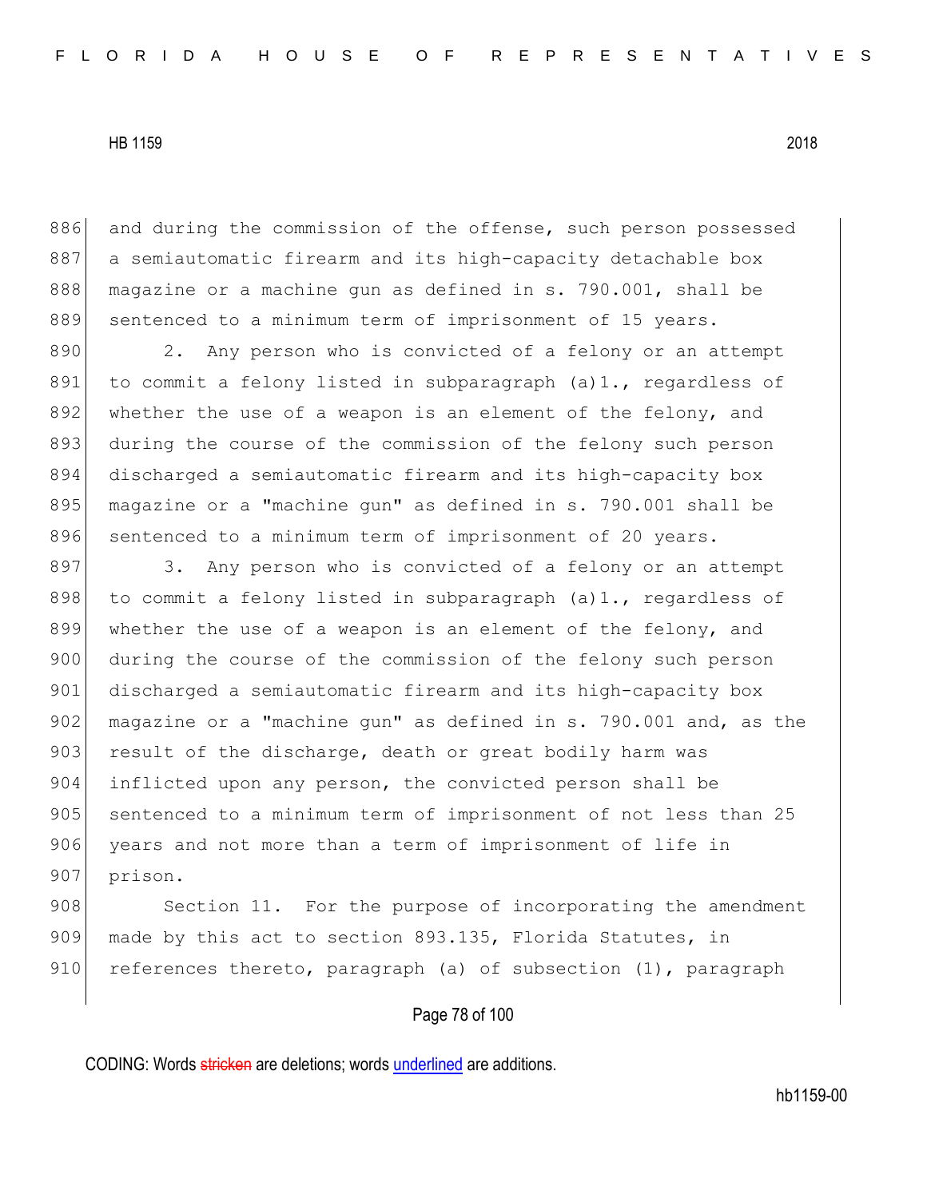and during the commission of the offense, such person possessed a semiautomatic firearm and its high-capacity detachable box magazine or a machine gun as defined in s. 790.001, shall be sentenced to a minimum term of imprisonment of 15 years.

2. Any person who is convicted of a felony or an attempt to commit a felony listed in subparagraph (a)1., regardless of whether the use of a weapon is an element of the felony, and during the course of the commission of the felony such person discharged a semiautomatic firearm and its high-capacity box magazine or a "machine gun" as defined in s. 790.001 shall be sentenced to a minimum term of imprisonment of 20 years.

3. Any person who is convicted of a felony or an attempt to commit a felony listed in subparagraph (a)1., regardless of whether the use of a weapon is an element of the felony, and during the course of the commission of the felony such person discharged a semiautomatic firearm and its high-capacity box magazine or a "machine gun" as defined in s. 790.001 and, as the result of the discharge, death or great bodily harm was inflicted upon any person, the convicted person shall be sentenced to a minimum term of imprisonment of not less than 25 years and not more than a term of imprisonment of life in prison.

Section 11. For the purpose of incorporating the amendment made by this act to section 893.135, Florida Statutes, in references thereto, paragraph (a) of subsection (1), paragraph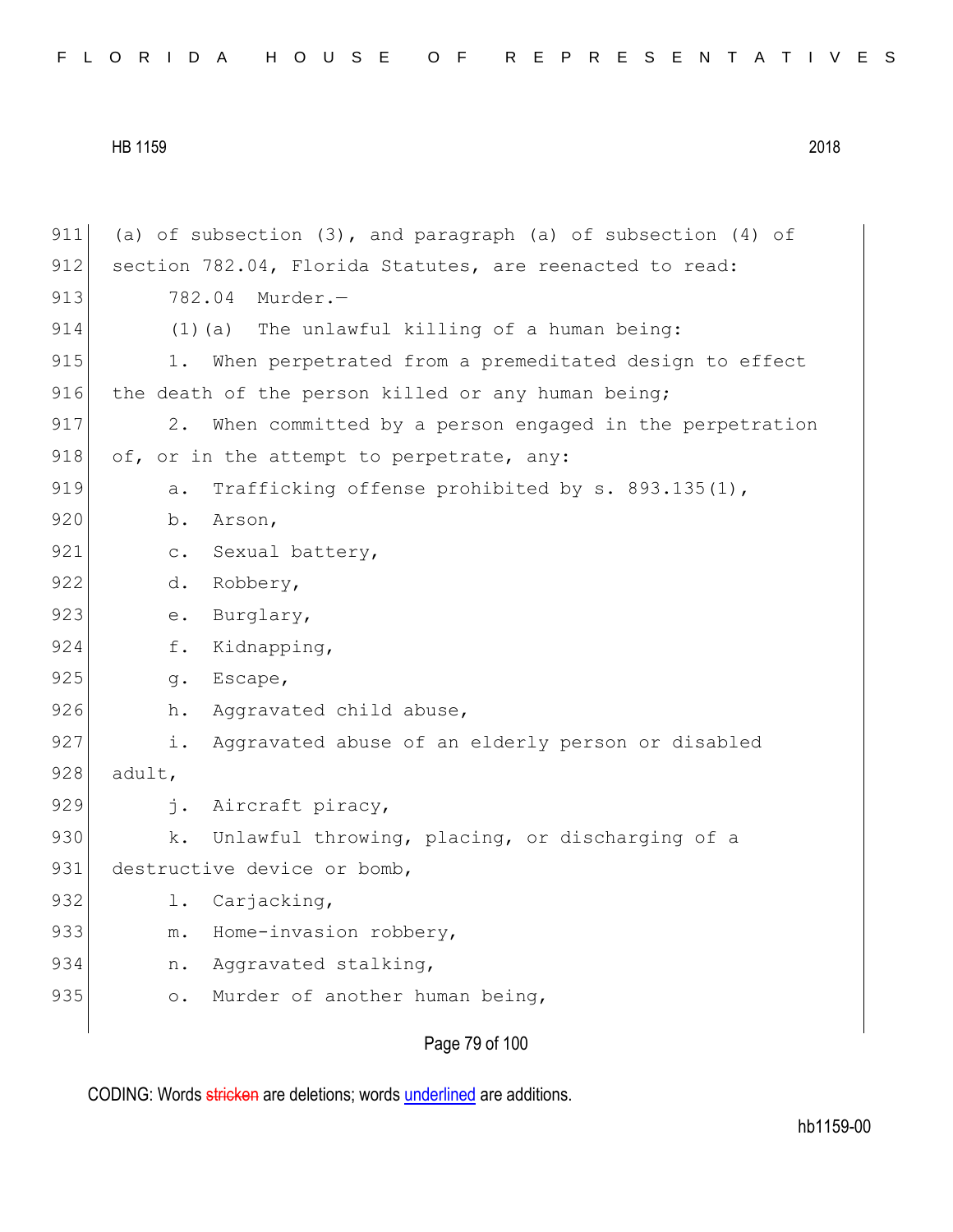(a) of subsection (3), and paragraph (a) of subsection (4) of section 782.04, Florida Statutes, are reenacted to read:

782.04 Murder.—

(1)(a) The unlawful killing of a human being:

1. When perpetrated from a premeditated design to effect the death of the person killed or any human being;

2. When committed by a person engaged in the perpetration of, or in the attempt to perpetrate, any:

a. Trafficking offense prohibited by s. 893.135(1),

b. Arson,

c. Sexual battery,

d. Robbery,

e. Burglary,

f. Kidnapping,

g. Escape,

h. Aggravated child abuse,

i. Aggravated abuse of an elderly person or disabled adult,

j. Aircraft piracy,

k. Unlawful throwing, placing, or discharging of a destructive device or bomb,

l. Carjacking,

m. Home-invasion robbery,

n. Aggravated stalking,

o. Murder of another human being,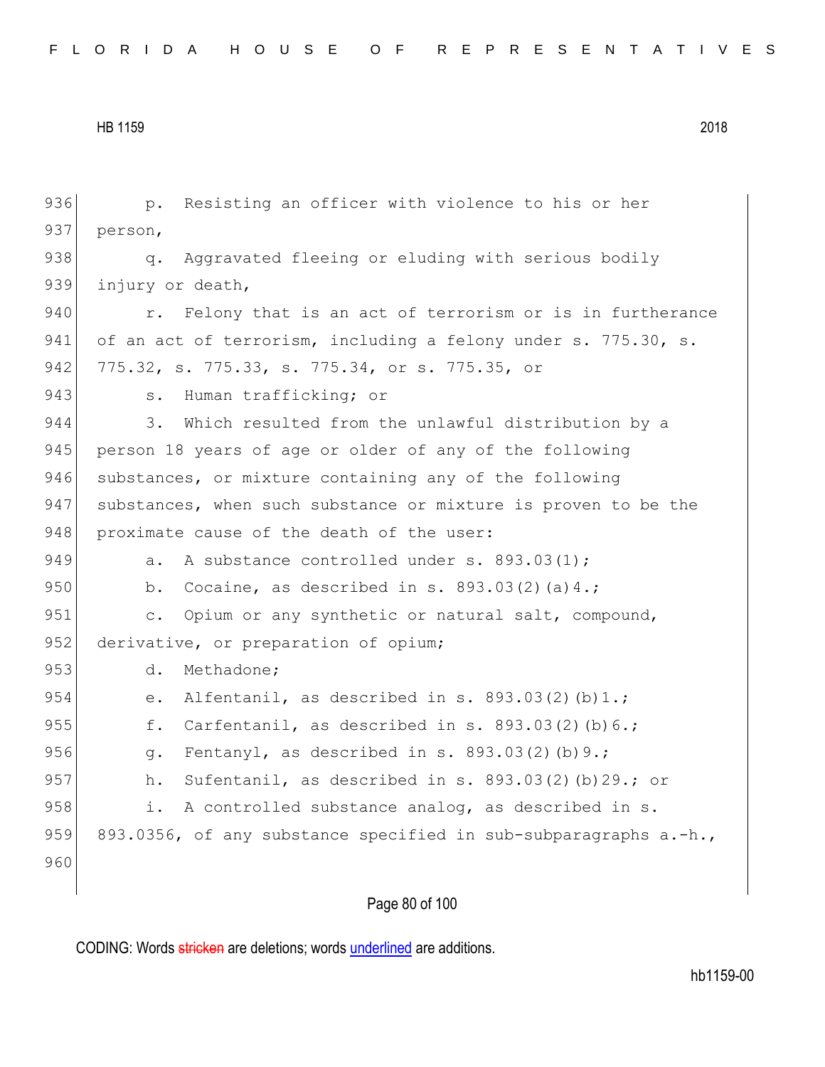p. Resisting an officer with violence to his or her person,

q. Aggravated fleeing or eluding with serious bodily injury or death,

r. Felony that is an act of terrorism or is in furtherance of an act of terrorism, including a felony under s. 775.30, s. 775.32, s. 775.33, s. 775.34, or s. 775.35, or

s. Human trafficking; or

3. Which resulted from the unlawful distribution by a person 18 years of age or older of any of the following substances, or mixture containing any of the following substances, when such substance or mixture is proven to be the proximate cause of the death of the user:

a. A substance controlled under s. 893.03(1);

b. Cocaine, as described in s. 893.03(2)(a)4.;

c. Opium or any synthetic or natural salt, compound, derivative, or preparation of opium;

d. Methadone;

e. Alfentanil, as described in s. 893.03(2)(b)1.;

f. Carfentanil, as described in s. 893.03(2)(b)6.;

g. Fentanyl, as described in s. 893.03(2)(b)9.;

h. Sufentanil, as described in s. 893.03(2)(b)29.; or

i. A controlled substance analog, as described in s. 893.0356, of any substance specified in sub-subparagraphs a.-h.,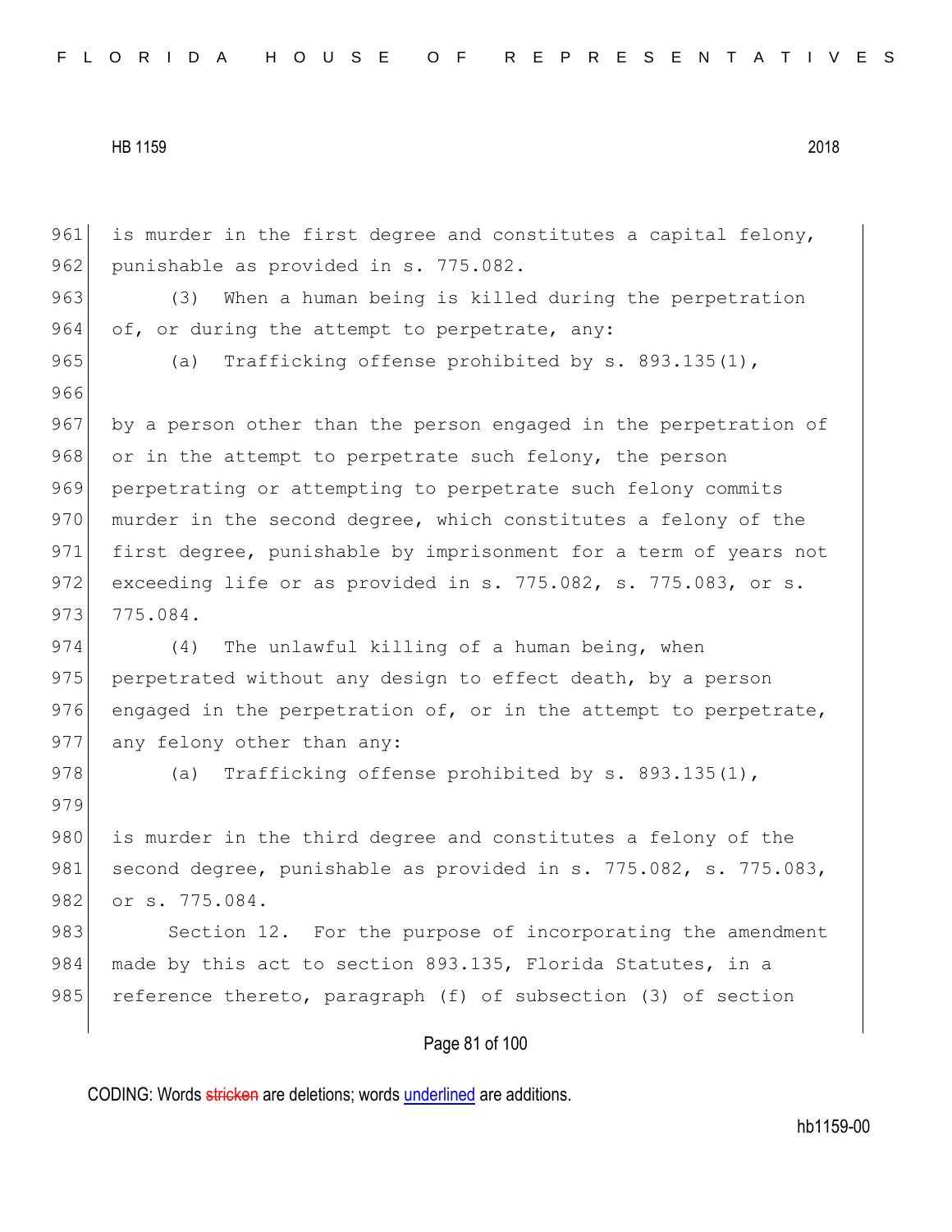is murder in the first degree and constitutes a capital felony, punishable as provided in s. 775.082.

(3) When a human being is killed during the perpetration of, or during the attempt to perpetrate, any:

(a) Trafficking offense prohibited by s. 893.135(1),

by a person other than the person engaged in the perpetration of or in the attempt to perpetrate such felony, the person perpetrating or attempting to perpetrate such felony commits murder in the second degree, which constitutes a felony of the first degree, punishable by imprisonment for a term of years not exceeding life or as provided in s. 775.082, s. 775.083, or s. 775.084.

(4) The unlawful killing of a human being, when perpetrated without any design to effect death, by a person engaged in the perpetration of, or in the attempt to perpetrate, any felony other than any:

(a) Trafficking offense prohibited by s. 893.135(1),

is murder in the third degree and constitutes a felony of the second degree, punishable as provided in s. 775.082, s. 775.083, or s. 775.084.

Section 12. For the purpose of incorporating the amendment made by this act to section 893.135, Florida Statutes, in a reference thereto, paragraph (f) of subsection (3) of section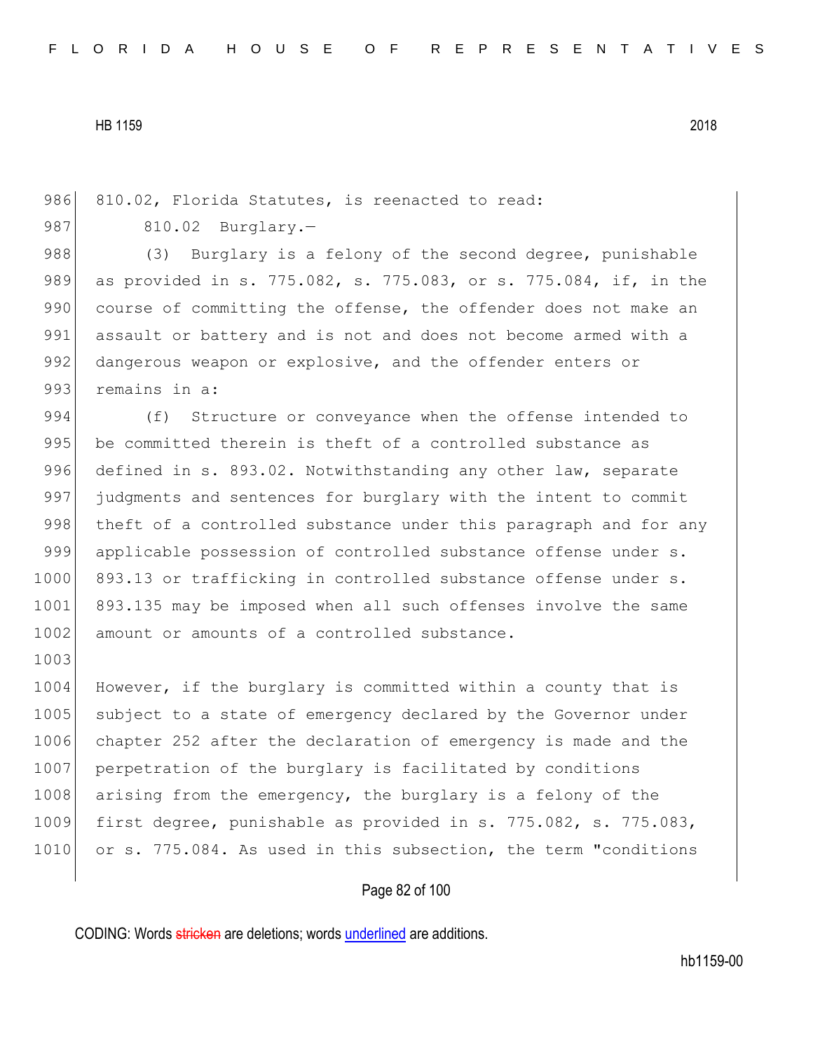810.02, Florida Statutes, is reenacted to read:

810.02 Burglary.—

(3) Burglary is a felony of the second degree, punishable as provided in s. 775.082, s. 775.083, or s. 775.084, if, in the course of committing the offense, the offender does not make an assault or battery and is not and does not become armed with a dangerous weapon or explosive, and the offender enters or remains in a:

(f) Structure or conveyance when the offense intended to be committed therein is theft of a controlled substance as defined in s. 893.02. Notwithstanding any other law, separate judgments and sentences for burglary with the intent to commit theft of a controlled substance under this paragraph and for any applicable possession of controlled substance offense under s. 893.13 or trafficking in controlled substance offense under s. 893.135 may be imposed when all such offenses involve the same amount or amounts of a controlled substance.

However, if the burglary is committed within a county that is subject to a state of emergency declared by the Governor under chapter 252 after the declaration of emergency is made and the perpetration of the burglary is facilitated by conditions arising from the emergency, the burglary is a felony of the first degree, punishable as provided in s. 775.082, s. 775.083, or s. 775.084. As used in this subsection, the term "conditions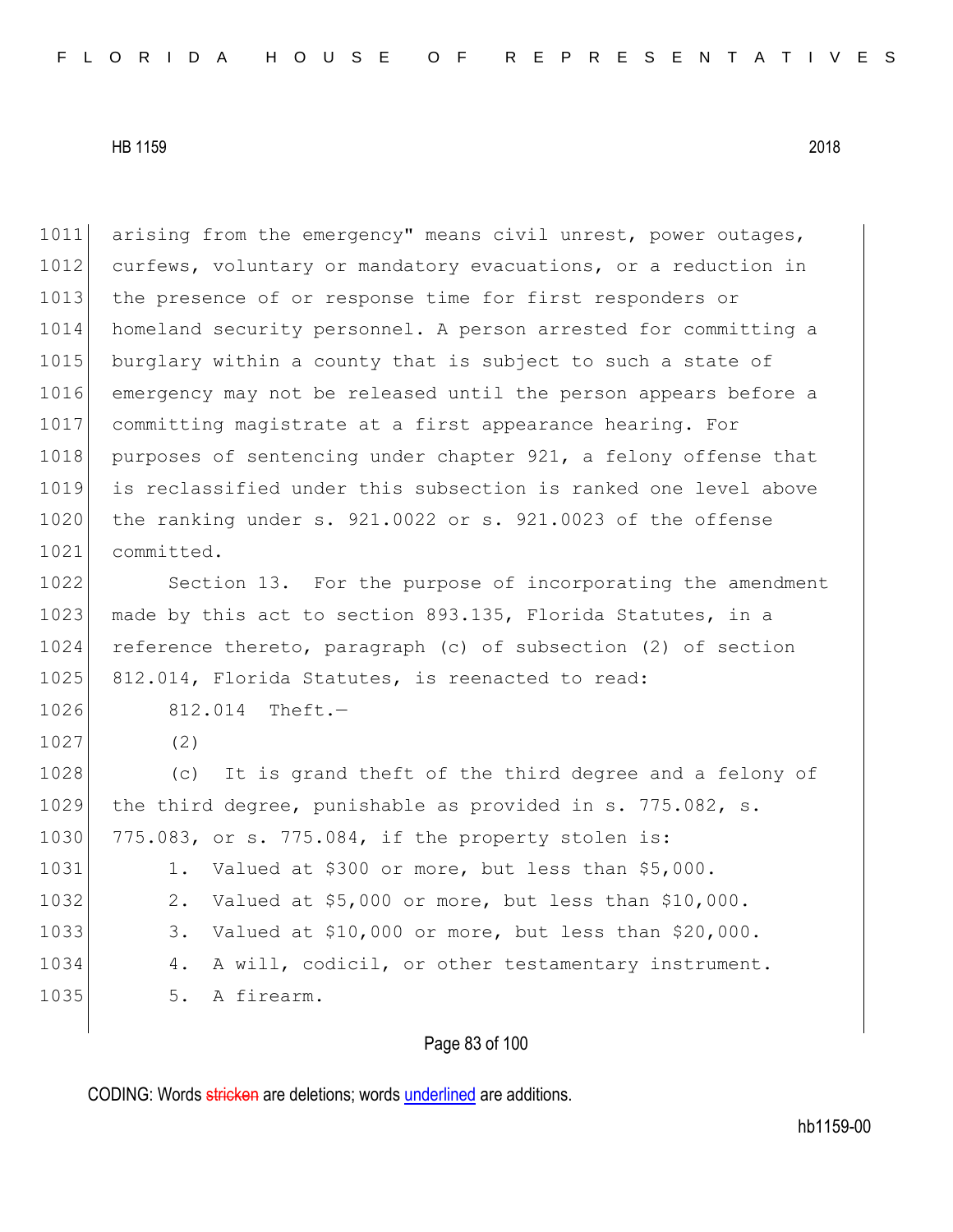arising from the emergency" means civil unrest, power outages, curfews, voluntary or mandatory evacuations, or a reduction in the presence of or response time for first responders or homeland security personnel. A person arrested for committing a burglary within a county that is subject to such a state of emergency may not be released until the person appears before a committing magistrate at a first appearance hearing. For purposes of sentencing under chapter 921, a felony offense that is reclassified under this subsection is ranked one level above the ranking under s. 921.0022 or s. 921.0023 of the offense committed.

Section 13. For the purpose of incorporating the amendment made by this act to section 893.135, Florida Statutes, in a reference thereto, paragraph (c) of subsection (2) of section 812.014, Florida Statutes, is reenacted to read:

812.014 Theft.—

(2)

(c) It is grand theft of the third degree and a felony of the third degree, punishable as provided in s. 775.082, s. 775.083, or s. 775.084, if the property stolen is:

1. Valued at $300 or more, but less than $5,000.

2. Valued at $5,000 or more, but less than $10,000.

3. Valued at $10,000 or more, but less than $20,000.

4. A will, codicil, or other testamentary instrument.

5. A firearm.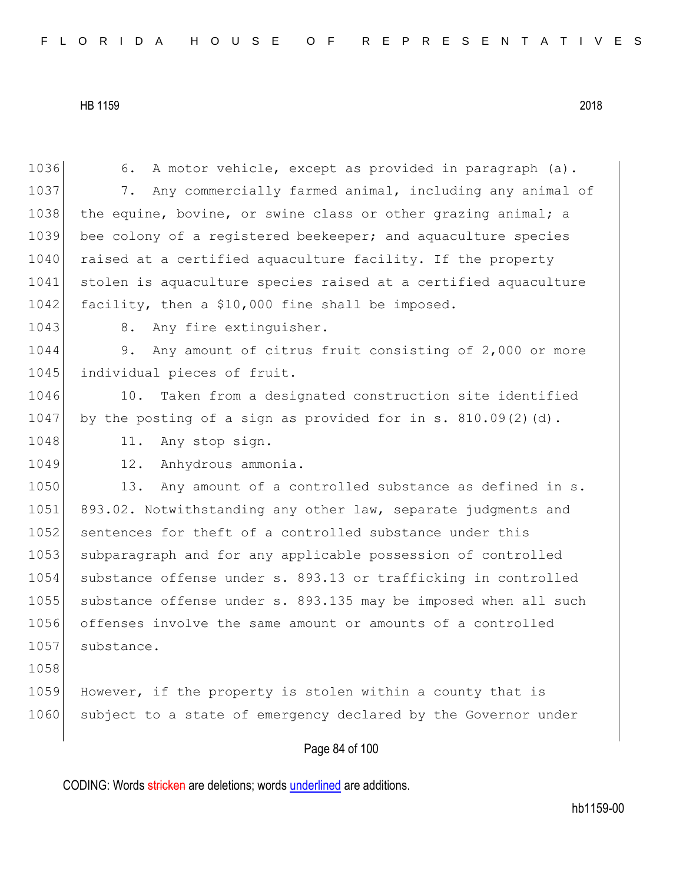6. A motor vehicle, except as provided in paragraph (a).

7. Any commercially farmed animal, including any animal of the equine, bovine, or swine class or other grazing animal; a bee colony of a registered beekeeper; and aquaculture species raised at a certified aquaculture facility. If the property stolen is aquaculture species raised at a certified aquaculture facility, then a $10,000 fine shall be imposed.

8. Any fire extinguisher.

9. Any amount of citrus fruit consisting of 2,000 or more individual pieces of fruit.

10. Taken from a designated construction site identified by the posting of a sign as provided for in s. 810.09(2)(d).

11. Any stop sign.

12. Anhydrous ammonia.

13. Any amount of a controlled substance as defined in s. 893.02. Notwithstanding any other law, separate judgments and sentences for theft of a controlled substance under this subparagraph and for any applicable possession of controlled substance offense under s. 893.13 or trafficking in controlled substance offense under s. 893.135 may be imposed when all such offenses involve the same amount or amounts of a controlled substance.

However, if the property is stolen within a county that is subject to a state of emergency declared by the Governor under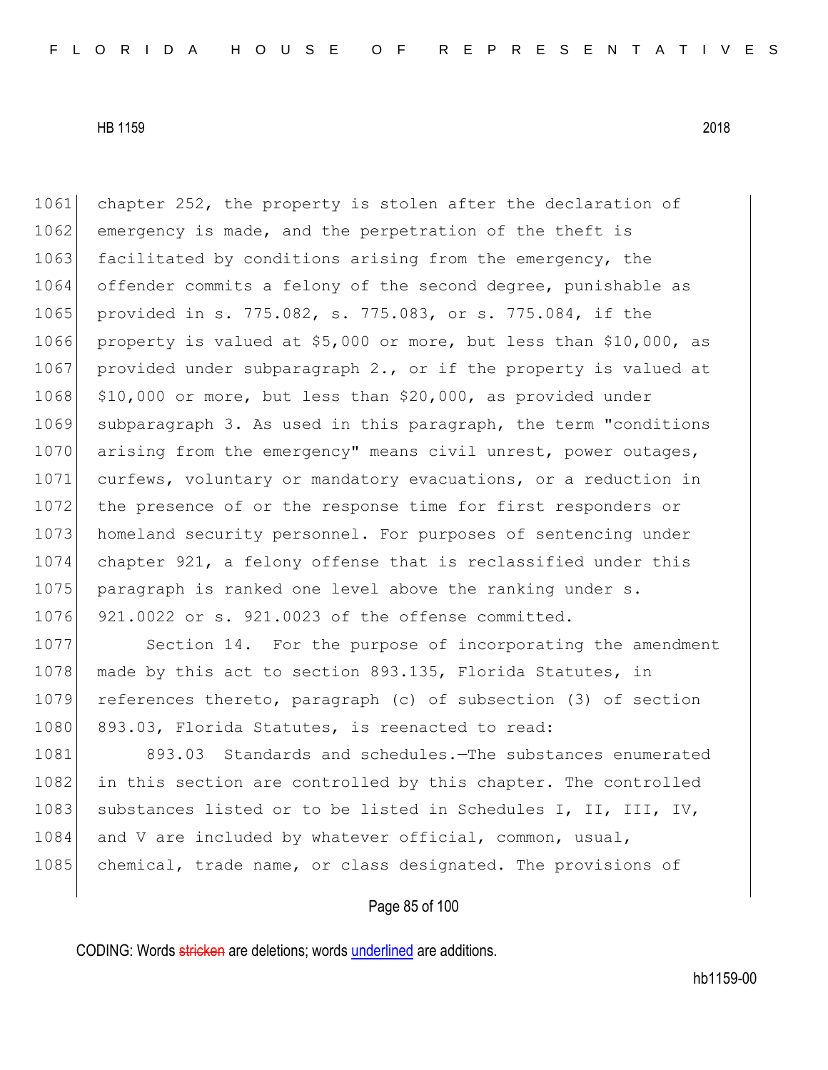chapter 252, the property is stolen after the declaration of emergency is made, and the perpetration of the theft is facilitated by conditions arising from the emergency, the offender commits a felony of the second degree, punishable as provided in s. 775.082, s. 775.083, or s. 775.084, if the property is valued at $5,000 or more, but less than $10,000, as provided under subparagraph 2., or if the property is valued at $10,000 or more, but less than $20,000, as provided under subparagraph 3. As used in this paragraph, the term "conditions arising from the emergency" means civil unrest, power outages, curfews, voluntary or mandatory evacuations, or a reduction in the presence of or the response time for first responders or homeland security personnel. For purposes of sentencing under chapter 921, a felony offense that is reclassified under this paragraph is ranked one level above the ranking under s. 921.0022 or s. 921.0023 of the offense committed.

Section 14. For the purpose of incorporating the amendment made by this act to section 893.135, Florida Statutes, in references thereto, paragraph (c) of subsection (3) of section 893.03, Florida Statutes, is reenacted to read:

893.03 Standards and schedules.—The substances enumerated in this section are controlled by this chapter. The controlled substances listed or to be listed in Schedules I, II, III, IV, and V are included by whatever official, common, usual, chemical, trade name, or class designated. The provisions of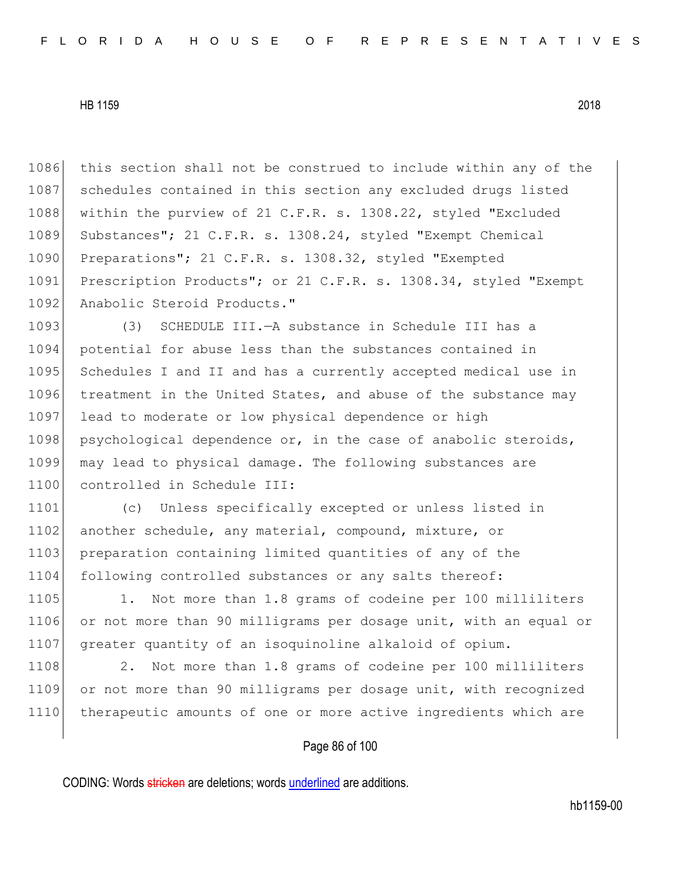this section shall not be construed to include within any of the schedules contained in this section any excluded drugs listed within the purview of 21 C.F.R. s. 1308.22, styled "Excluded Substances"; 21 C.F.R. s. 1308.24, styled "Exempt Chemical Preparations"; 21 C.F.R. s. 1308.32, styled "Exempted Prescription Products"; or 21 C.F.R. s. 1308.34, styled "Exempt Anabolic Steroid Products."

(3) SCHEDULE III.—A substance in Schedule III has a potential for abuse less than the substances contained in Schedules I and II and has a currently accepted medical use in treatment in the United States, and abuse of the substance may lead to moderate or low physical dependence or high psychological dependence or, in the case of anabolic steroids, may lead to physical damage. The following substances are controlled in Schedule III:

(c) Unless specifically excepted or unless listed in another schedule, any material, compound, mixture, or preparation containing limited quantities of any of the following controlled substances or any salts thereof:

1. Not more than 1.8 grams of codeine per 100 milliliters or not more than 90 milligrams per dosage unit, with an equal or greater quantity of an isoquinoline alkaloid of opium.

2. Not more than 1.8 grams of codeine per 100 milliliters or not more than 90 milligrams per dosage unit, with recognized therapeutic amounts of one or more active ingredients which are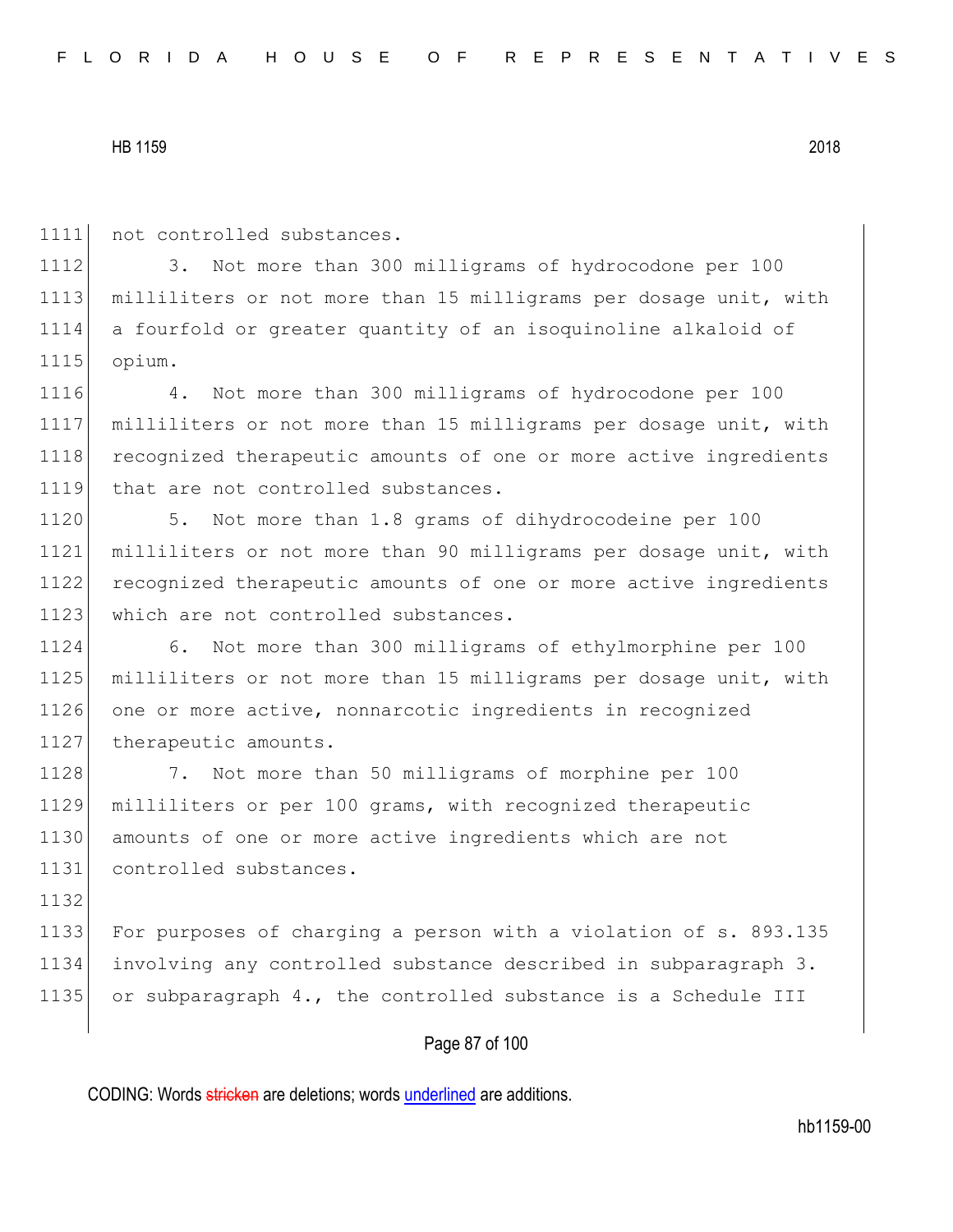not controlled substances.

3. Not more than 300 milligrams of hydrocodone per 100 milliliters or not more than 15 milligrams per dosage unit, with a fourfold or greater quantity of an isoquinoline alkaloid of opium.

4. Not more than 300 milligrams of hydrocodone per 100 milliliters or not more than 15 milligrams per dosage unit, with recognized therapeutic amounts of one or more active ingredients that are not controlled substances.

5. Not more than 1.8 grams of dihydrocodeine per 100 milliliters or not more than 90 milligrams per dosage unit, with recognized therapeutic amounts of one or more active ingredients which are not controlled substances.

6. Not more than 300 milligrams of ethylmorphine per 100 milliliters or not more than 15 milligrams per dosage unit, with one or more active, nonnarcotic ingredients in recognized therapeutic amounts.

7. Not more than 50 milligrams of morphine per 100 milliliters or per 100 grams, with recognized therapeutic amounts of one or more active ingredients which are not controlled substances.

For purposes of charging a person with a violation of s. 893.135 involving any controlled substance described in subparagraph 3. or subparagraph 4., the controlled substance is a Schedule III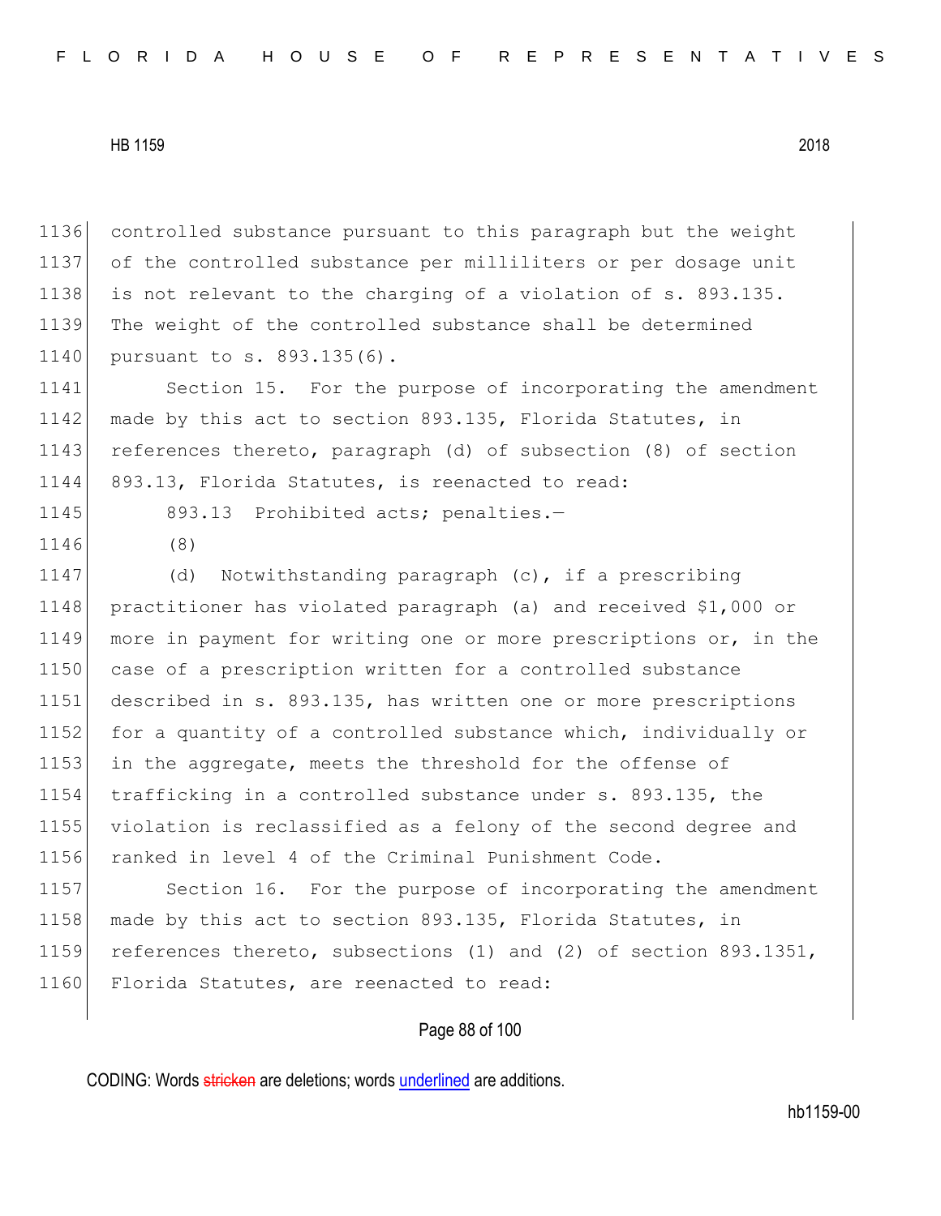controlled substance pursuant to this paragraph but the weight of the controlled substance per milliliters or per dosage unit is not relevant to the charging of a violation of s. 893.135. The weight of the controlled substance shall be determined pursuant to s. 893.135(6).

Section 15. For the purpose of incorporating the amendment made by this act to section 893.135, Florida Statutes, in references thereto, paragraph (d) of subsection (8) of section 893.13, Florida Statutes, is reenacted to read:

893.13 Prohibited acts; penalties.—

(8)

(d) Notwithstanding paragraph (c), if a prescribing practitioner has violated paragraph (a) and received $1,000 or more in payment for writing one or more prescriptions or, in the case of a prescription written for a controlled substance described in s. 893.135, has written one or more prescriptions for a quantity of a controlled substance which, individually or in the aggregate, meets the threshold for the offense of trafficking in a controlled substance under s. 893.135, the violation is reclassified as a felony of the second degree and ranked in level 4 of the Criminal Punishment Code.

Section 16. For the purpose of incorporating the amendment made by this act to section 893.135, Florida Statutes, in references thereto, subsections (1) and (2) of section 893.1351, Florida Statutes, are reenacted to read: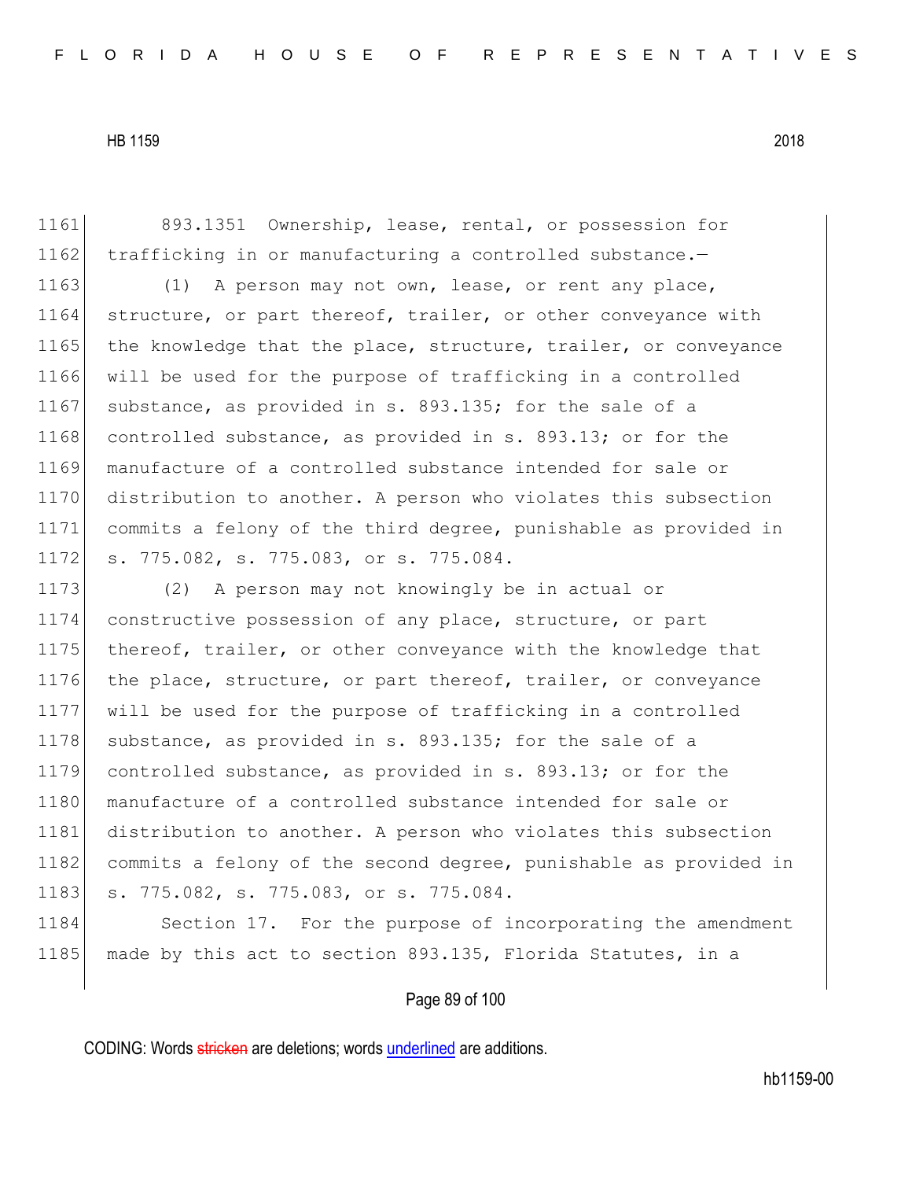893.1351 Ownership, lease, rental, or possession for trafficking in or manufacturing a controlled substance.—

(1) A person may not own, lease, or rent any place, structure, or part thereof, trailer, or other conveyance with the knowledge that the place, structure, trailer, or conveyance will be used for the purpose of trafficking in a controlled substance, as provided in s. 893.135; for the sale of a controlled substance, as provided in s. 893.13; or for the manufacture of a controlled substance intended for sale or distribution to another. A person who violates this subsection commits a felony of the third degree, punishable as provided in s. 775.082, s. 775.083, or s. 775.084.

(2) A person may not knowingly be in actual or constructive possession of any place, structure, or part thereof, trailer, or other conveyance with the knowledge that the place, structure, or part thereof, trailer, or conveyance will be used for the purpose of trafficking in a controlled substance, as provided in s. 893.135; for the sale of a controlled substance, as provided in s. 893.13; or for the manufacture of a controlled substance intended for sale or distribution to another. A person who violates this subsection commits a felony of the second degree, punishable as provided in s. 775.082, s. 775.083, or s. 775.084.

Section 17. For the purpose of incorporating the amendment made by this act to section 893.135, Florida Statutes, in a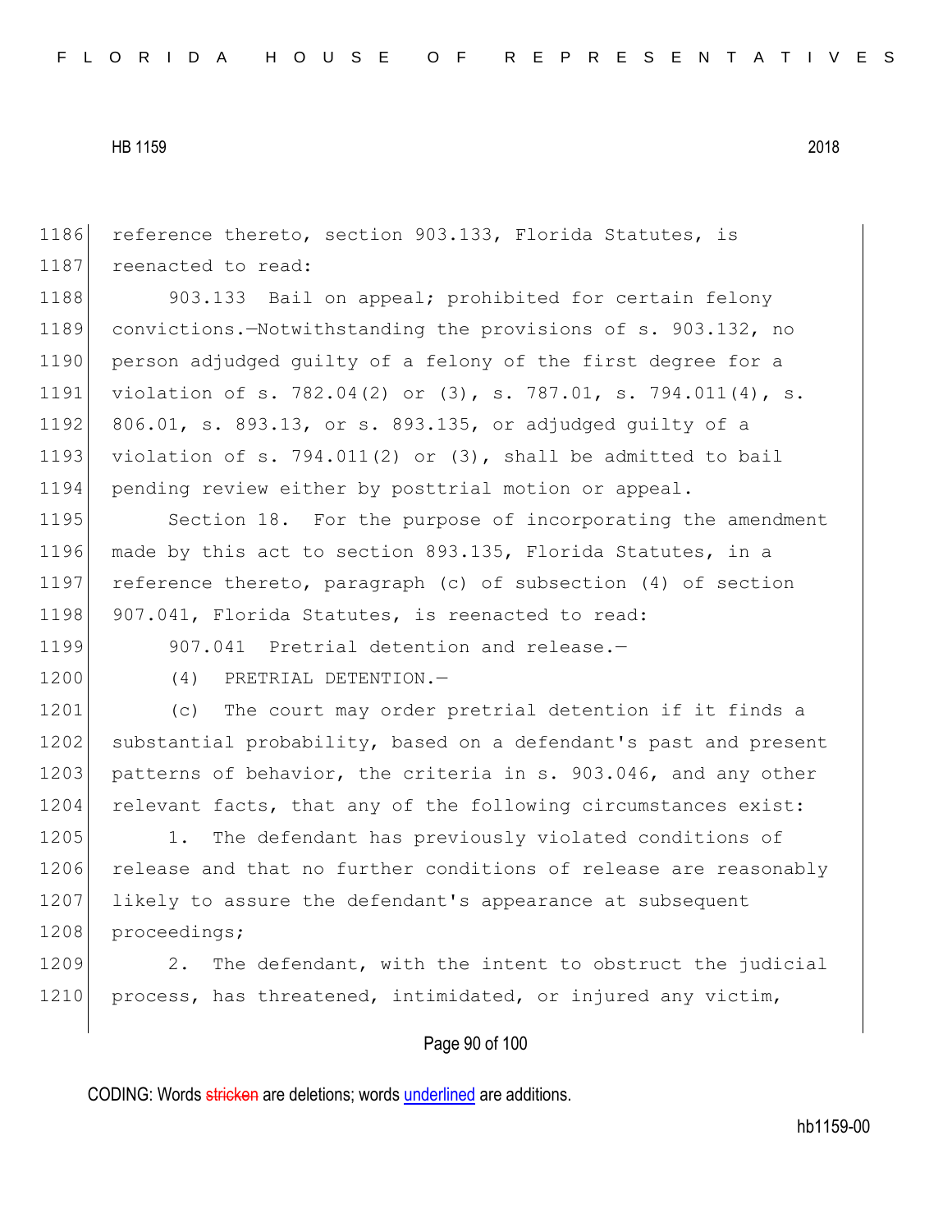reference thereto, section 903.133, Florida Statutes, is reenacted to read:

903.133 Bail on appeal; prohibited for certain felony convictions.—Notwithstanding the provisions of s. 903.132, no person adjudged guilty of a felony of the first degree for a violation of s. 782.04(2) or (3), s. 787.01, s. 794.011(4), s. 806.01, s. 893.13, or s. 893.135, or adjudged guilty of a violation of s. 794.011(2) or (3), shall be admitted to bail pending review either by posttrial motion or appeal.

Section 18. For the purpose of incorporating the amendment made by this act to section 893.135, Florida Statutes, in a reference thereto, paragraph (c) of subsection (4) of section 907.041, Florida Statutes, is reenacted to read:

907.041 Pretrial detention and release.—

(4) PRETRIAL DETENTION.—

(c) The court may order pretrial detention if it finds a substantial probability, based on a defendant's past and present patterns of behavior, the criteria in s. 903.046, and any other relevant facts, that any of the following circumstances exist:

1. The defendant has previously violated conditions of release and that no further conditions of release are reasonably likely to assure the defendant's appearance at subsequent proceedings;

2. The defendant, with the intent to obstruct the judicial process, has threatened, intimidated, or injured any victim,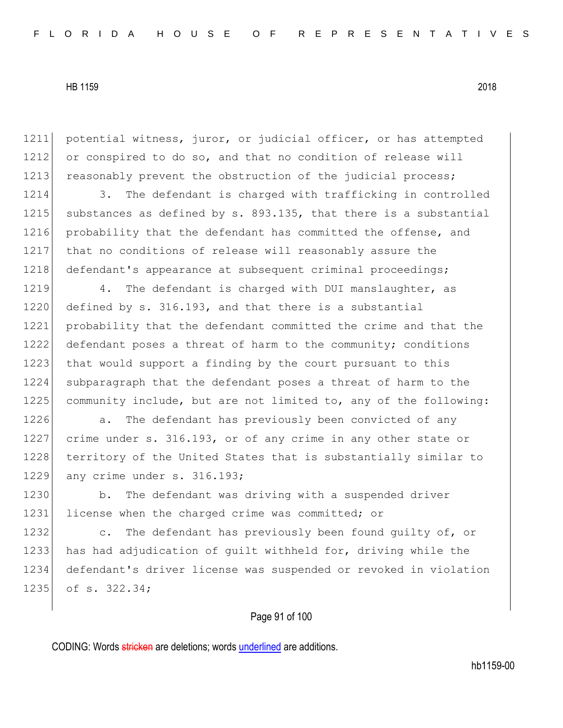potential witness, juror, or judicial officer, or has attempted or conspired to do so, and that no condition of release will reasonably prevent the obstruction of the judicial process;

3. The defendant is charged with trafficking in controlled substances as defined by s. 893.135, that there is a substantial probability that the defendant has committed the offense, and that no conditions of release will reasonably assure the defendant's appearance at subsequent criminal proceedings;

4. The defendant is charged with DUI manslaughter, as defined by s. 316.193, and that there is a substantial probability that the defendant committed the crime and that the defendant poses a threat of harm to the community; conditions that would support a finding by the court pursuant to this subparagraph that the defendant poses a threat of harm to the community include, but are not limited to, any of the following:

a. The defendant has previously been convicted of any crime under s. 316.193, or of any crime in any other state or territory of the United States that is substantially similar to any crime under s. 316.193;

b. The defendant was driving with a suspended driver license when the charged crime was committed; or

c. The defendant has previously been found guilty of, or has had adjudication of guilt withheld for, driving while the defendant's driver license was suspended or revoked in violation of s. 322.34;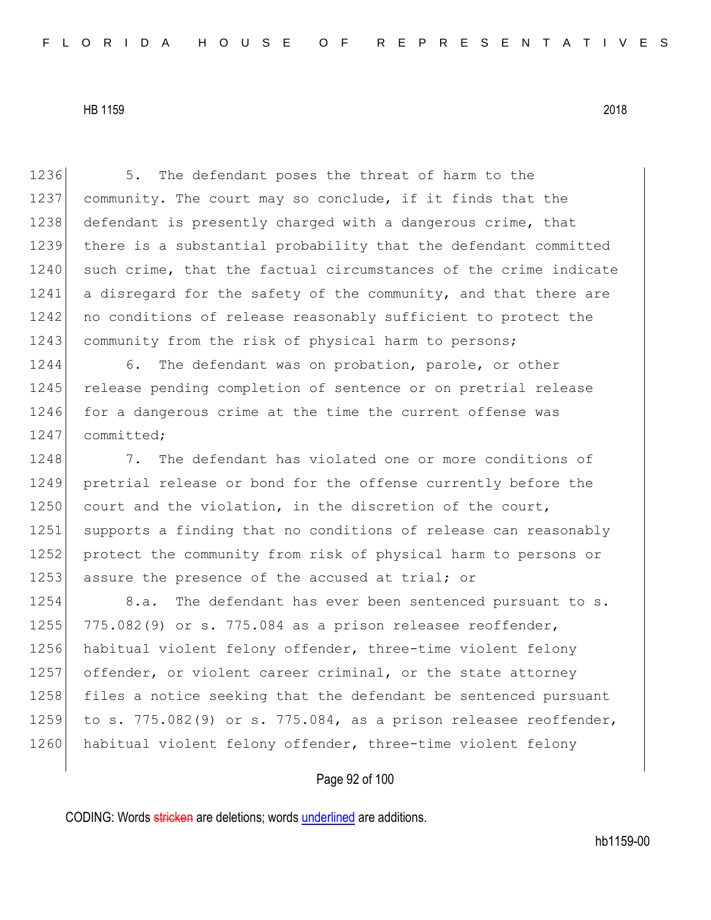5. The defendant poses the threat of harm to the community. The court may so conclude, if it finds that the defendant is presently charged with a dangerous crime, that there is a substantial probability that the defendant committed such crime, that the factual circumstances of the crime indicate a disregard for the safety of the community, and that there are no conditions of release reasonably sufficient to protect the community from the risk of physical harm to persons;

6. The defendant was on probation, parole, or other release pending completion of sentence or on pretrial release for a dangerous crime at the time the current offense was committed;

7. The defendant has violated one or more conditions of pretrial release or bond for the offense currently before the court and the violation, in the discretion of the court, supports a finding that no conditions of release can reasonably protect the community from risk of physical harm to persons or assure the presence of the accused at trial; or

8.a. The defendant has ever been sentenced pursuant to s. 775.082(9) or s. 775.084 as a prison releasee reoffender, habitual violent felony offender, three-time violent felony offender, or violent career criminal, or the state attorney files a notice seeking that the defendant be sentenced pursuant to s. 775.082(9) or s. 775.084, as a prison releasee reoffender, habitual violent felony offender, three-time violent felony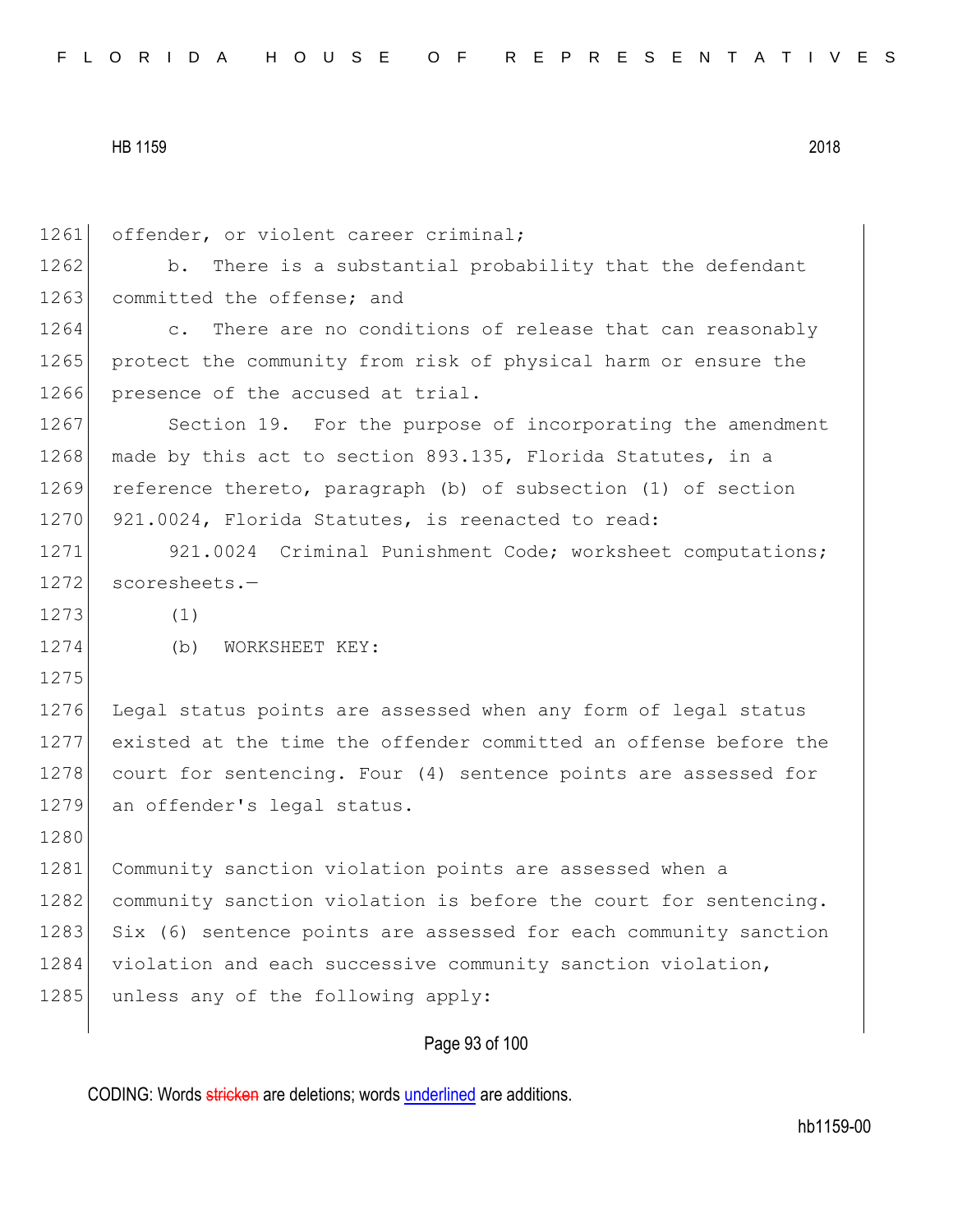offender, or violent career criminal;

b. There is a substantial probability that the defendant committed the offense; and

c. There are no conditions of release that can reasonably protect the community from risk of physical harm or ensure the presence of the accused at trial.

Section 19. For the purpose of incorporating the amendment made by this act to section 893.135, Florida Statutes, in a reference thereto, paragraph (b) of subsection (1) of section 921.0024, Florida Statutes, is reenacted to read:

921.0024 Criminal Punishment Code; worksheet computations; scoresheets.—

(1)

(b) WORKSHEET KEY:

Legal status points are assessed when any form of legal status existed at the time the offender committed an offense before the court for sentencing. Four (4) sentence points are assessed for an offender's legal status.

Community sanction violation points are assessed when a community sanction violation is before the court for sentencing. Six (6) sentence points are assessed for each community sanction violation and each successive community sanction violation, unless any of the following apply: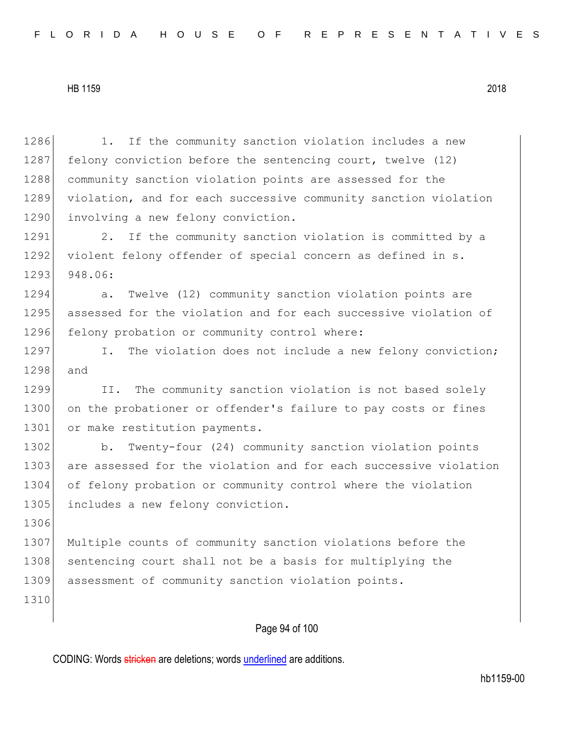1. If the community sanction violation includes a new felony conviction before the sentencing court, twelve (12) community sanction violation points are assessed for the violation, and for each successive community sanction violation involving a new felony conviction.

2. If the community sanction violation is committed by a violent felony offender of special concern as defined in s. 948.06:

a. Twelve (12) community sanction violation points are assessed for the violation and for each successive violation of felony probation or community control where:

I. The violation does not include a new felony conviction; and

II. The community sanction violation is not based solely on the probationer or offender's failure to pay costs or fines or make restitution payments.

b. Twenty-four (24) community sanction violation points are assessed for the violation and for each successive violation of felony probation or community control where the violation includes a new felony conviction.

Multiple counts of community sanction violations before the sentencing court shall not be a basis for multiplying the assessment of community sanction violation points.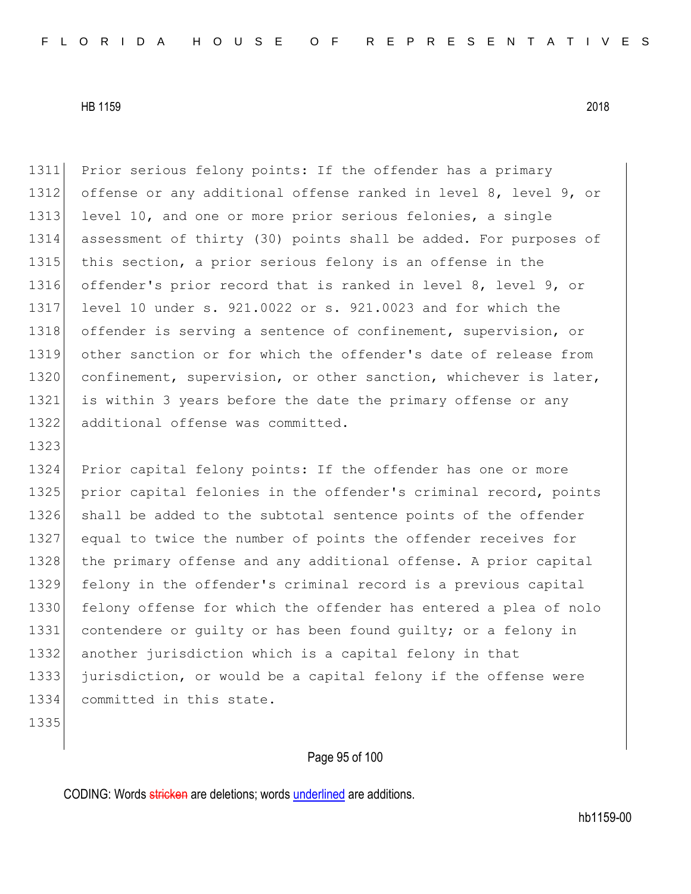Prior serious felony points: If the offender has a primary offense or any additional offense ranked in level 8, level 9, or level 10, and one or more prior serious felonies, a single assessment of thirty (30) points shall be added. For purposes of this section, a prior serious felony is an offense in the offender's prior record that is ranked in level 8, level 9, or level 10 under s. 921.0022 or s. 921.0023 and for which the offender is serving a sentence of confinement, supervision, or other sanction or for which the offender's date of release from confinement, supervision, or other sanction, whichever is later, is within 3 years before the date the primary offense or any additional offense was committed.

Prior capital felony points: If the offender has one or more prior capital felonies in the offender's criminal record, points shall be added to the subtotal sentence points of the offender equal to twice the number of points the offender receives for the primary offense and any additional offense. A prior capital felony in the offender's criminal record is a previous capital felony offense for which the offender has entered a plea of nolo contendere or guilty or has been found guilty; or a felony in another jurisdiction which is a capital felony in that jurisdiction, or would be a capital felony if the offense were committed in this state.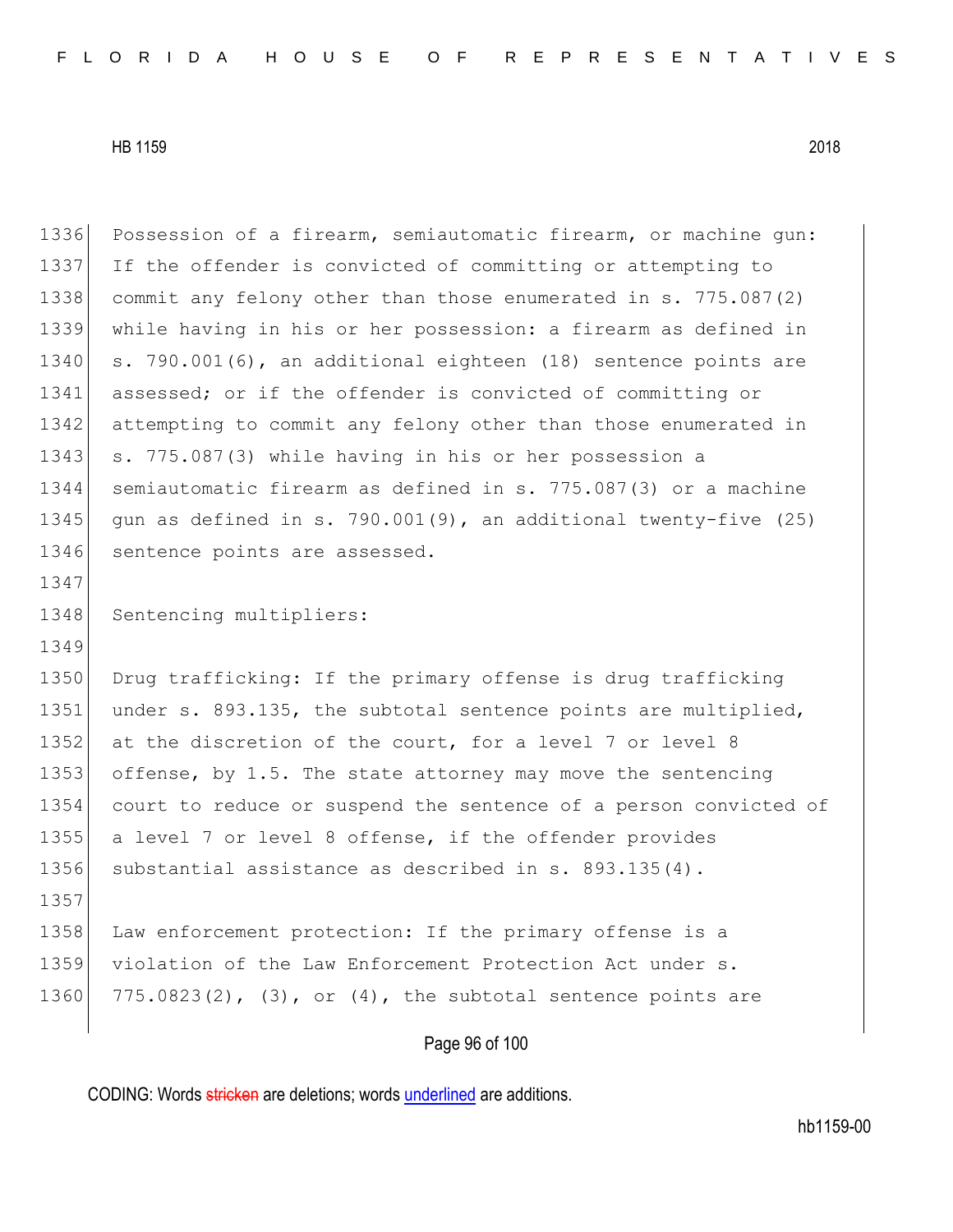Possession of a firearm, semiautomatic firearm, or machine gun: If the offender is convicted of committing or attempting to commit any felony other than those enumerated in s. 775.087(2) while having in his or her possession: a firearm as defined in s. 790.001(6), an additional eighteen (18) sentence points are assessed; or if the offender is convicted of committing or attempting to commit any felony other than those enumerated in s. 775.087(3) while having in his or her possession a semiautomatic firearm as defined in s. 775.087(3) or a machine gun as defined in s. 790.001(9), an additional twenty-five (25) sentence points are assessed.

Sentencing multipliers:

Drug trafficking: If the primary offense is drug trafficking under s. 893.135, the subtotal sentence points are multiplied, at the discretion of the court, for a level 7 or level 8 offense, by 1.5. The state attorney may move the sentencing court to reduce or suspend the sentence of a person convicted of a level 7 or level 8 offense, if the offender provides substantial assistance as described in s. 893.135(4).

Law enforcement protection: If the primary offense is a violation of the Law Enforcement Protection Act under s. 775.0823(2), (3), or (4), the subtotal sentence points are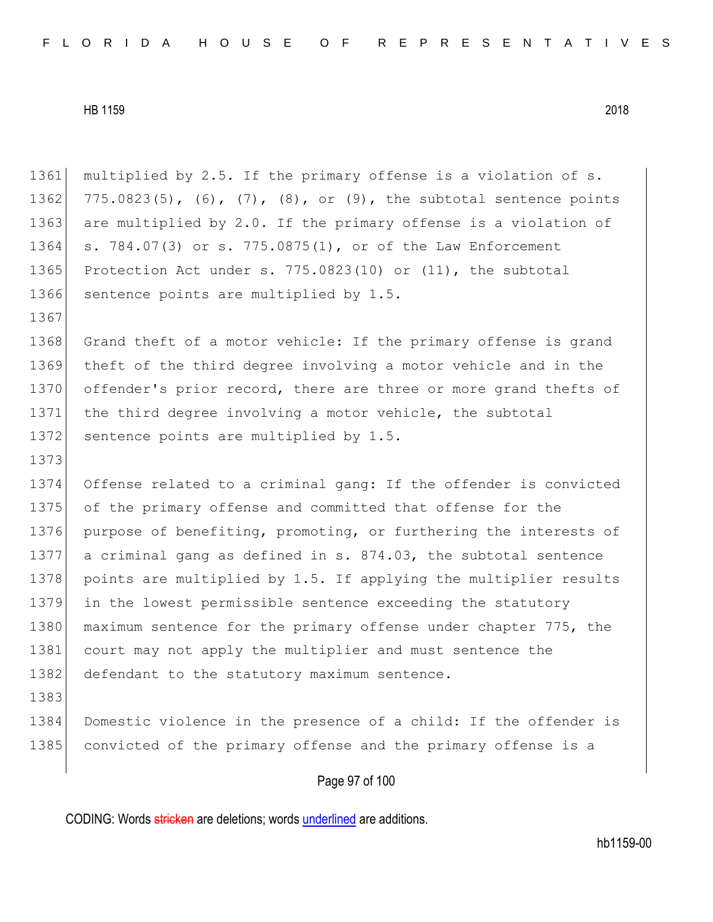multiplied by 2.5. If the primary offense is a violation of s. 775.0823(5), (6), (7), (8), or (9), the subtotal sentence points are multiplied by 2.0. If the primary offense is a violation of s. 784.07(3) or s. 775.0875(1), or of the Law Enforcement Protection Act under s. 775.0823(10) or (11), the subtotal sentence points are multiplied by 1.5.

Grand theft of a motor vehicle: If the primary offense is grand theft of the third degree involving a motor vehicle and in the offender's prior record, there are three or more grand thefts of the third degree involving a motor vehicle, the subtotal sentence points are multiplied by 1.5.

Offense related to a criminal gang: If the offender is convicted of the primary offense and committed that offense for the purpose of benefiting, promoting, or furthering the interests of a criminal gang as defined in s. 874.03, the subtotal sentence points are multiplied by 1.5. If applying the multiplier results in the lowest permissible sentence exceeding the statutory maximum sentence for the primary offense under chapter 775, the court may not apply the multiplier and must sentence the defendant to the statutory maximum sentence.

Domestic violence in the presence of a child: If the offender is convicted of the primary offense and the primary offense is a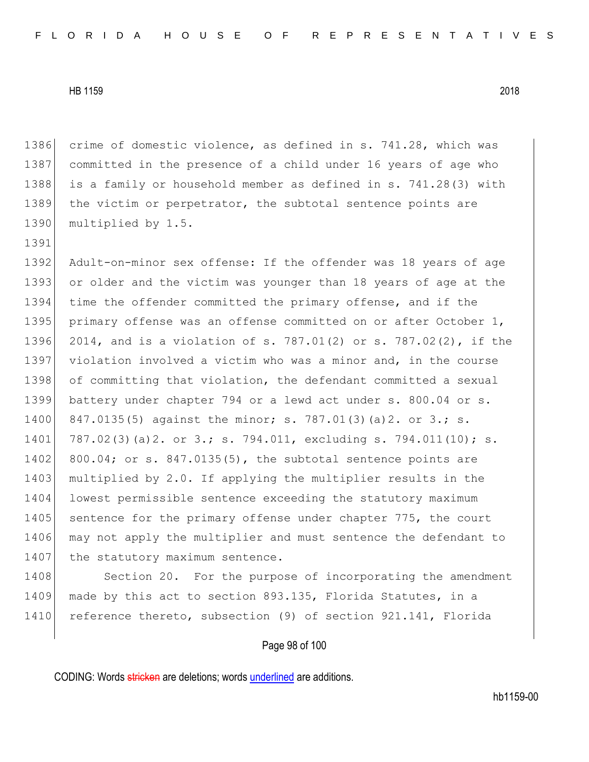crime of domestic violence, as defined in s. 741.28, which was committed in the presence of a child under 16 years of age who is a family or household member as defined in s. 741.28(3) with the victim or perpetrator, the subtotal sentence points are multiplied by 1.5.

Adult-on-minor sex offense: If the offender was 18 years of age or older and the victim was younger than 18 years of age at the time the offender committed the primary offense, and if the primary offense was an offense committed on or after October 1, 2014, and is a violation of s. 787.01(2) or s. 787.02(2), if the violation involved a victim who was a minor and, in the course of committing that violation, the defendant committed a sexual battery under chapter 794 or a lewd act under s. 800.04 or s. 847.0135(5) against the minor; s. 787.01(3)(a)2. or 3.; s. 787.02(3)(a)2. or 3.; s. 794.011, excluding s. 794.011(10); s. 800.04; or s. 847.0135(5), the subtotal sentence points are multiplied by 2.0. If applying the multiplier results in the lowest permissible sentence exceeding the statutory maximum sentence for the primary offense under chapter 775, the court may not apply the multiplier and must sentence the defendant to the statutory maximum sentence.

Section 20. For the purpose of incorporating the amendment made by this act to section 893.135, Florida Statutes, in a reference thereto, subsection (9) of section 921.141, Florida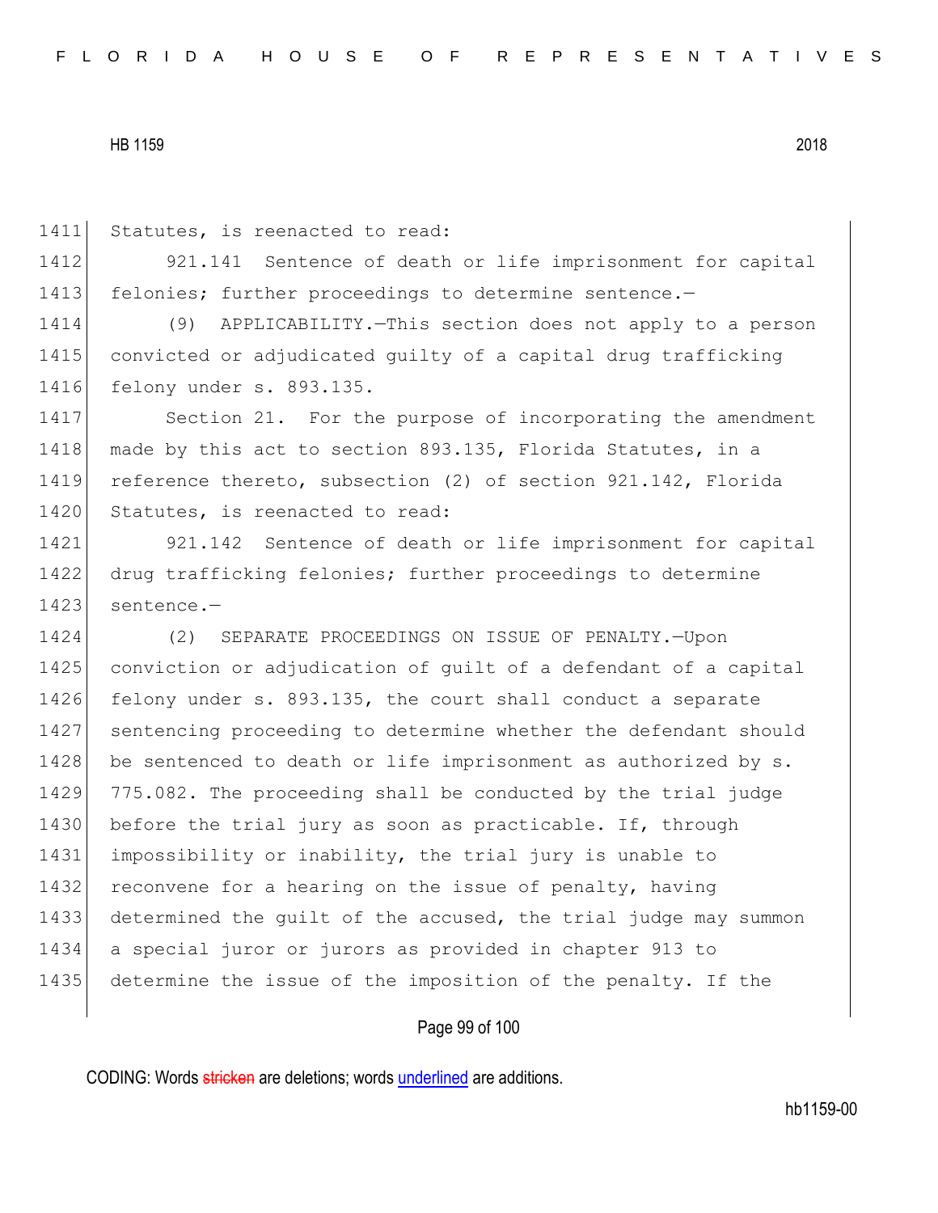Statutes, is reenacted to read:

921.141 Sentence of death or life imprisonment for capital felonies; further proceedings to determine sentence.—

(9) APPLICABILITY.—This section does not apply to a person convicted or adjudicated guilty of a capital drug trafficking felony under s. 893.135.

Section 21. For the purpose of incorporating the amendment made by this act to section 893.135, Florida Statutes, in a reference thereto, subsection (2) of section 921.142, Florida Statutes, is reenacted to read:

921.142 Sentence of death or life imprisonment for capital drug trafficking felonies; further proceedings to determine sentence.—

(2) SEPARATE PROCEEDINGS ON ISSUE OF PENALTY.—Upon conviction or adjudication of guilt of a defendant of a capital felony under s. 893.135, the court shall conduct a separate sentencing proceeding to determine whether the defendant should be sentenced to death or life imprisonment as authorized by s. 775.082. The proceeding shall be conducted by the trial judge before the trial jury as soon as practicable. If, through impossibility or inability, the trial jury is unable to reconvene for a hearing on the issue of penalty, having determined the guilt of the accused, the trial judge may summon a special juror or jurors as provided in chapter 913 to determine the issue of the imposition of the penalty. If the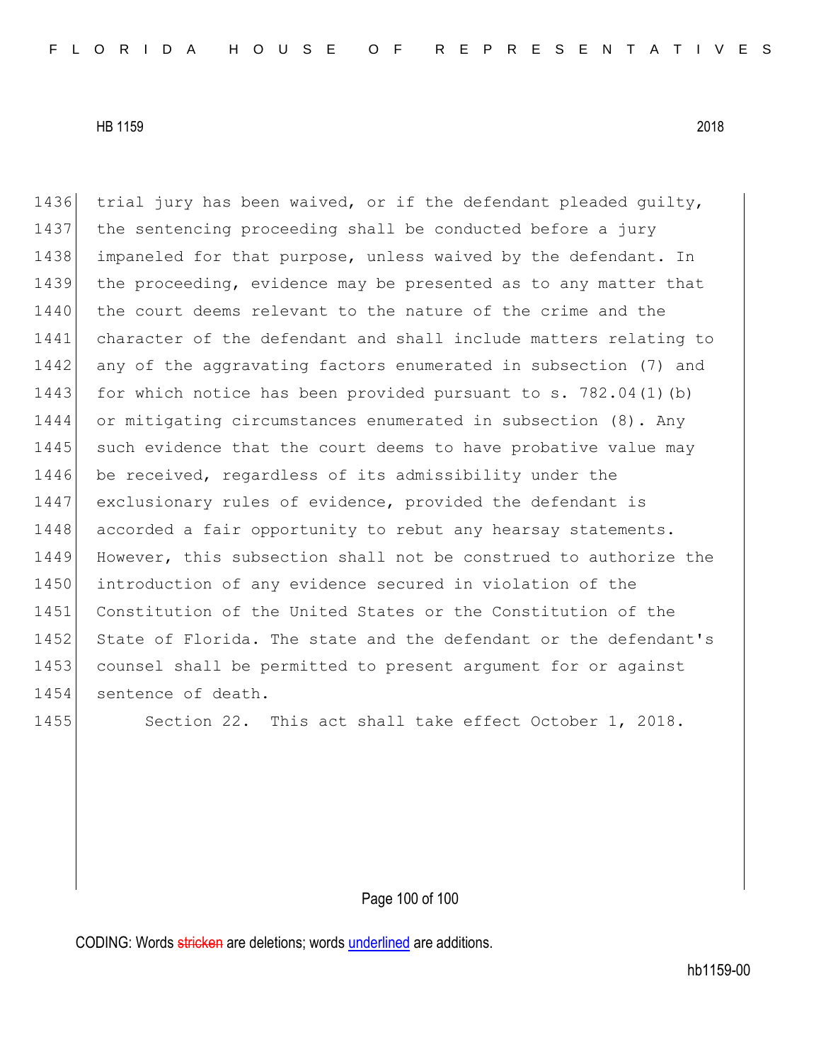1436 trial jury has been waived, or if the defendant pleaded guilty,
1437 the sentencing proceeding shall be conducted before a jury
1438 impaneled for that purpose, unless waived by the defendant. In
1439 the proceeding, evidence may be presented as to any matter that
1440 the court deems relevant to the nature of the crime and the
1441 character of the defendant and shall include matters relating to
1442 any of the aggravating factors enumerated in subsection (7) and
1443 for which notice has been provided pursuant to s. 782.04(1)(b)
1444 or mitigating circumstances enumerated in subsection (8). Any
1445 such evidence that the court deems to have probative value may
1446 be received, regardless of its admissibility under the
1447 exclusionary rules of evidence, provided the defendant is
1448 accorded a fair opportunity to rebut any hearsay statements.
1449 However, this subsection shall not be construed to authorize the
1450 introduction of any evidence secured in violation of the
1451 Constitution of the United States or the Constitution of the
1452 State of Florida. The state and the defendant or the defendant's
1453 counsel shall be permitted to present argument for or against
1454 sentence of death.

1455 Section 22. This act shall take effect October 1, 2018.

CODING: Words ~~stricken~~ are deletions; words <u>underlined</u> are additions.